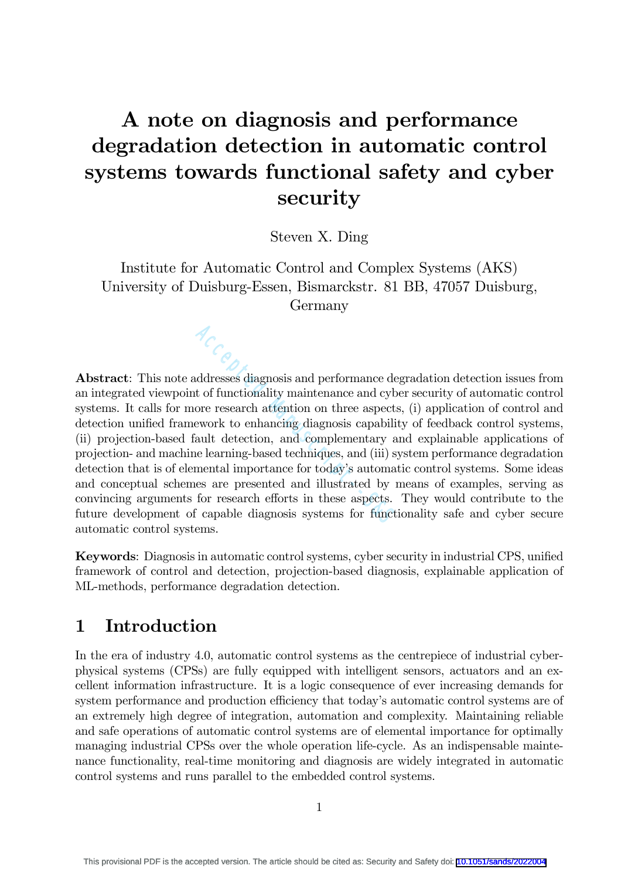# A note on diagnosis and performance degradation detection in automatic control systems towards functional safety and cyber security

Steven X. Ding

Institute for Automatic Control and Complex Systems (AKS)
University of Duisburg-Essen, Bismarckstr. 81 BB, 47057 Duisburg, Germany

**Abstract**: This note addresses diagnosis and performance degradation detection issues from an integrated viewpoint of functionality maintenance and cyber security of automatic control systems. It calls for more research attention on three aspects, (i) application of control and detection unified framework to enhancing diagnosis capability of feedback control systems, (ii) projection-based fault detection, and complementary and explainable applications of projection- and machine learning-based techniques, and (iii) system performance degradation detection that is of elemental importance for today's automatic control systems. Some ideas and conceptual schemes are presented and illustrated by means of examples, serving as convincing arguments for research efforts in these aspects. They would contribute to the future development of capable diagnosis systems for functionality safe and cyber secure automatic control systems.

**Keywords**: Diagnosis in automatic control systems, cyber security in industrial CPS, unified framework of control and detection, projection-based diagnosis, explainable application of ML-methods, performance degradation detection.

## 1 Introduction

In the era of industry 4.0, automatic control systems as the centrepiece of industrial cyber-physical systems (CPSs) are fully equipped with intelligent sensors, actuators and an excellent information infrastructure. It is a logic consequence of ever increasing demands for system performance and production efficiency that today's automatic control systems are of an extremely high degree of integration, automation and complexity. Maintaining reliable and safe operations of automatic control systems are of elemental importance for optimally managing industrial CPSs over the whole operation life-cycle. As an indispensable maintenance functionality, real-time monitoring and diagnosis are widely integrated in automatic control systems and runs parallel to the embedded control systems.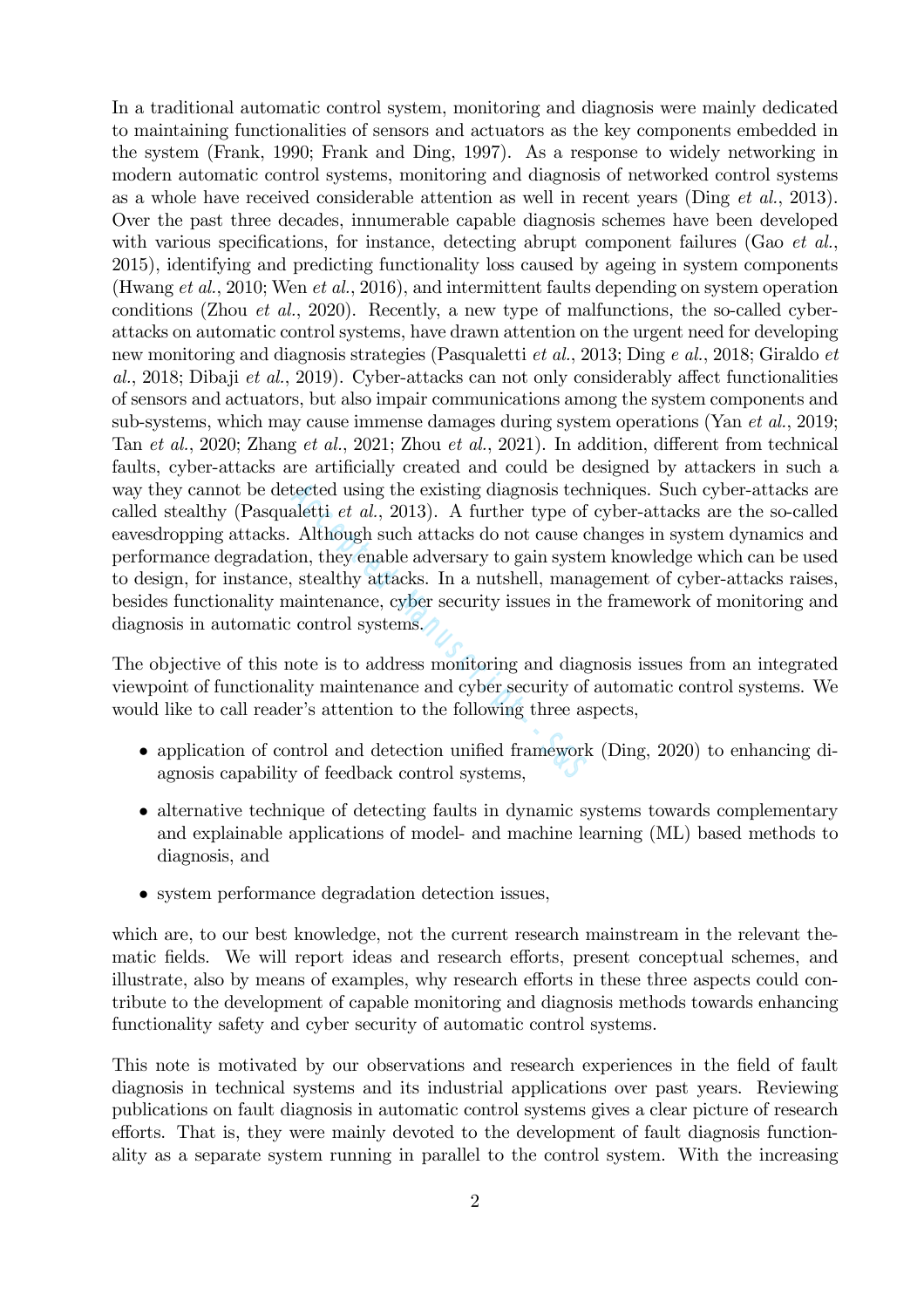In a traditional automatic control system, monitoring and diagnosis were mainly dedicated to maintaining functionalities of sensors and actuators as the key components embedded in the system (Frank, 1990; Frank and Ding, 1997). As a response to widely networking in modern automatic control systems, monitoring and diagnosis of networked control systems as a whole have received considerable attention as well in recent years (Ding *et al.*, 2013). Over the past three decades, innumerable capable diagnosis schemes have been developed with various specifications, for instance, detecting abrupt component failures (Gao *et al.*, 2015), identifying and predicting functionality loss caused by ageing in system components (Hwang *et al.*, 2010; Wen *et al.*, 2016), and intermittent faults depending on system operation conditions (Zhou *et al.*, 2020). Recently, a new type of malfunctions, the so-called cyber-attacks on automatic control systems, have drawn attention on the urgent need for developing new monitoring and diagnosis strategies (Pasqualetti *et al.*, 2013; Ding *e al.*, 2018; Giraldo *et al.*, 2018; Dibaji *et al.*, 2019). Cyber-attacks can not only considerably affect functionalities of sensors and actuators, but also impair communications among the system components and sub-systems, which may cause immense damages during system operations (Yan *et al.*, 2019; Tan *et al.*, 2020; Zhang *et al.*, 2021; Zhou *et al.*, 2021). In addition, different from technical faults, cyber-attacks are artificially created and could be designed by attackers in such a way they cannot be detected using the existing diagnosis techniques. Such cyber-attacks are called stealthy (Pasqualetti *et al.*, 2013). A further type of cyber-attacks are the so-called eavesdropping attacks. Although such attacks do not cause changes in system dynamics and performance degradation, they enable adversary to gain system knowledge which can be used to design, for instance, stealthy attacks. In a nutshell, management of cyber-attacks raises, besides functionality maintenance, cyber security issues in the framework of monitoring and diagnosis in automatic control systems.

The objective of this note is to address monitoring and diagnosis issues from an integrated viewpoint of functionality maintenance and cyber security of automatic control systems. We would like to call reader's attention to the following three aspects,

- application of control and detection unified framework (Ding, 2020) to enhancing diagnosis capability of feedback control systems,
- alternative technique of detecting faults in dynamic systems towards complementary and explainable applications of model- and machine learning (ML) based methods to diagnosis, and
- system performance degradation detection issues,

which are, to our best knowledge, not the current research mainstream in the relevant thematic fields. We will report ideas and research efforts, present conceptual schemes, and illustrate, also by means of examples, why research efforts in these three aspects could contribute to the development of capable monitoring and diagnosis methods towards enhancing functionality safety and cyber security of automatic control systems.

This note is motivated by our observations and research experiences in the field of fault diagnosis in technical systems and its industrial applications over past years. Reviewing publications on fault diagnosis in automatic control systems gives a clear picture of research efforts. That is, they were mainly devoted to the development of fault diagnosis functionality as a separate system running in parallel to the control system. With the increasing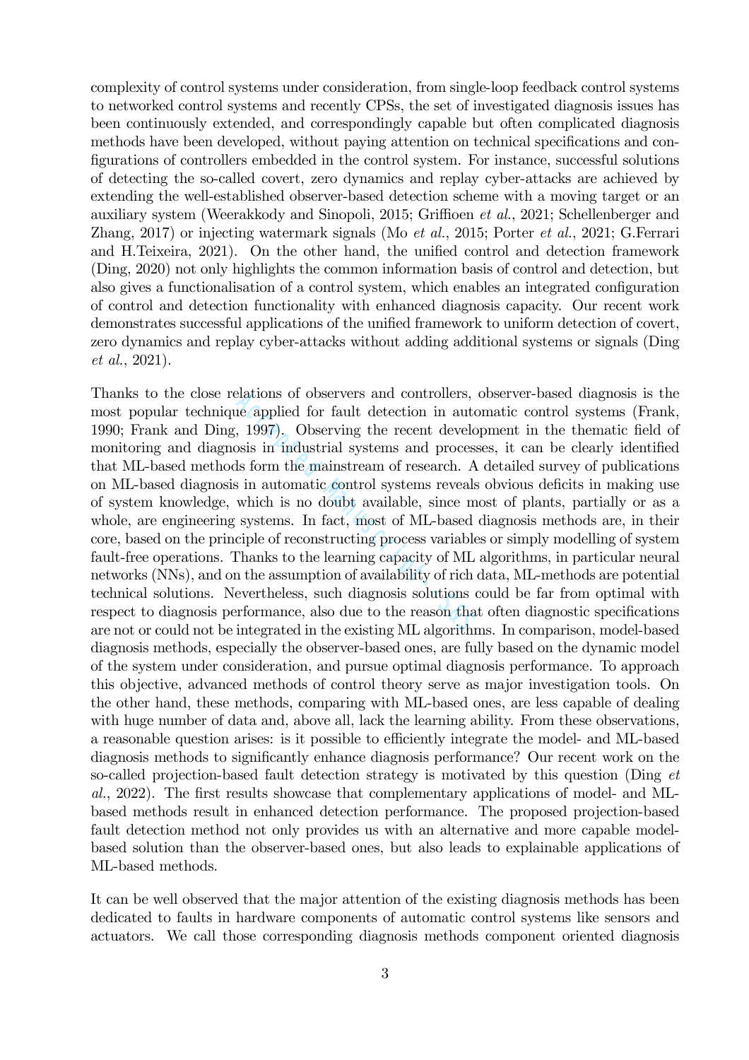complexity of control systems under consideration, from single-loop feedback control systems to networked control systems and recently CPSs, the set of investigated diagnosis issues has been continuously extended, and correspondingly capable but often complicated diagnosis methods have been developed, without paying attention on technical specifications and configurations of controllers embedded in the control system. For instance, successful solutions of detecting the so-called covert, zero dynamics and replay cyber-attacks are achieved by extending the well-established observer-based detection scheme with a moving target or an auxiliary system (Weerakkody and Sinopoli, 2015; Griffioen *et al.*, 2021; Schellenberger and Zhang, 2017) or injecting watermark signals (Mo *et al.*, 2015; Porter *et al.*, 2021; G.Ferrari and H.Teixeira, 2021). On the other hand, the unified control and detection framework (Ding, 2020) not only highlights the common information basis of control and detection, but also gives a functionalisation of a control system, which enables an integrated configuration of control and detection functionality with enhanced diagnosis capacity. Our recent work demonstrates successful applications of the unified framework to uniform detection of covert, zero dynamics and replay cyber-attacks without adding additional systems or signals (Ding *et al.*, 2021).

Thanks to the close relations of observers and controllers, observer-based diagnosis is the most popular technique applied for fault detection in automatic control systems (Frank, 1990; Frank and Ding, 1997). Observing the recent development in the thematic field of monitoring and diagnosis in industrial systems and processes, it can be clearly identified that ML-based methods form the mainstream of research. A detailed survey of publications on ML-based diagnosis in automatic control systems reveals obvious deficits in making use of system knowledge, which is no doubt available, since most of plants, partially or as a whole, are engineering systems. In fact, most of ML-based diagnosis methods are, in their core, based on the principle of reconstructing process variables or simply modelling of system fault-free operations. Thanks to the learning capacity of ML algorithms, in particular neural networks (NNs), and on the assumption of availability of rich data, ML-methods are potential technical solutions. Nevertheless, such diagnosis solutions could be far from optimal with respect to diagnosis performance, also due to the reason that often diagnostic specifications are not or could not be integrated in the existing ML algorithms. In comparison, model-based diagnosis methods, especially the observer-based ones, are fully based on the dynamic model of the system under consideration, and pursue optimal diagnosis performance. To approach this objective, advanced methods of control theory serve as major investigation tools. On the other hand, these methods, comparing with ML-based ones, are less capable of dealing with huge number of data and, above all, lack the learning ability. From these observations, a reasonable question arises: is it possible to efficiently integrate the model- and ML-based diagnosis methods to significantly enhance diagnosis performance? Our recent work on the so-called projection-based fault detection strategy is motivated by this question (Ding *et al.*, 2022). The first results showcase that complementary applications of model- and ML-based methods result in enhanced detection performance. The proposed projection-based fault detection method not only provides us with an alternative and more capable model-based solution than the observer-based ones, but also leads to explainable applications of ML-based methods.

It can be well observed that the major attention of the existing diagnosis methods has been dedicated to faults in hardware components of automatic control systems like sensors and actuators. We call those corresponding diagnosis methods component oriented diagnosis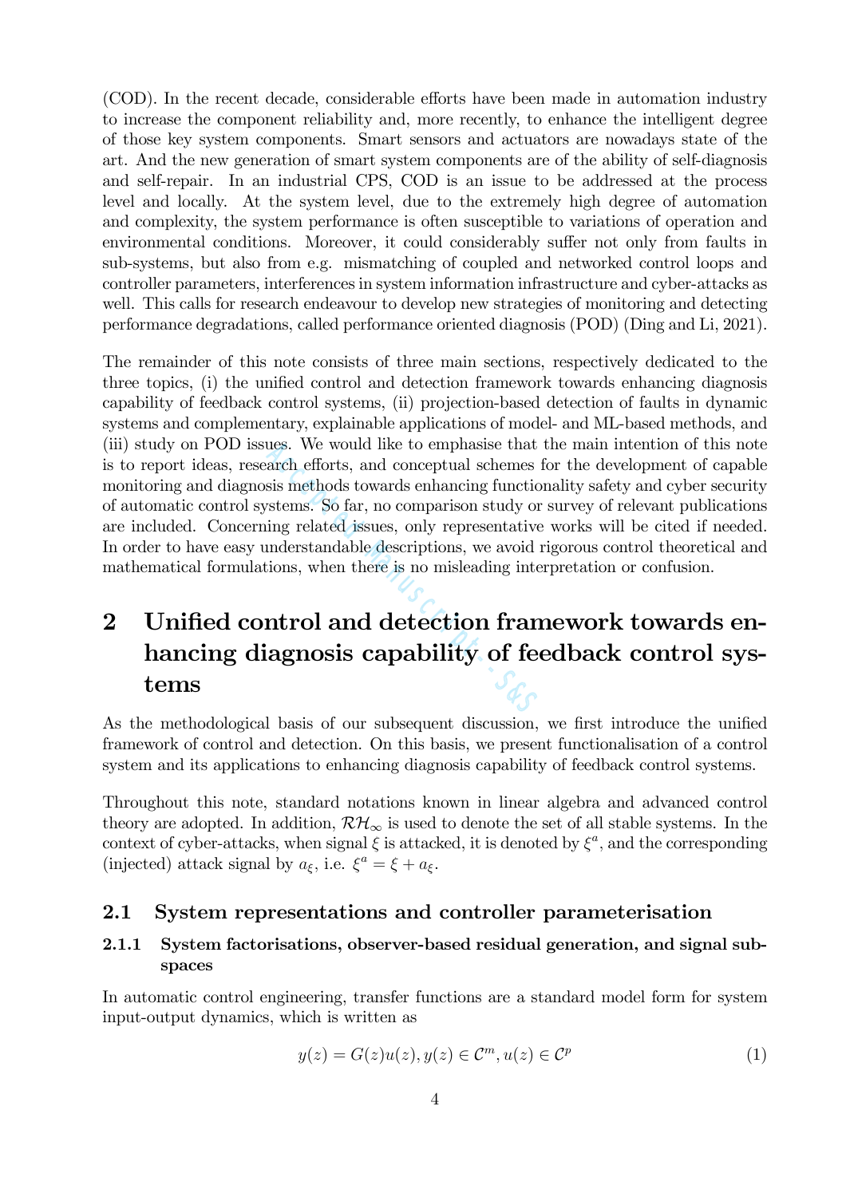(COD). In the recent decade, considerable efforts have been made in automation industry to increase the component reliability and, more recently, to enhance the intelligent degree of those key system components. Smart sensors and actuators are nowadays state of the art. And the new generation of smart system components are of the ability of self-diagnosis and self-repair. In an industrial CPS, COD is an issue to be addressed at the process level and locally. At the system level, due to the extremely high degree of automation and complexity, the system performance is often susceptible to variations of operation and environmental conditions. Moreover, it could considerably suffer not only from faults in sub-systems, but also from e.g. mismatching of coupled and networked control loops and controller parameters, interferences in system information infrastructure and cyber-attacks as well. This calls for research endeavour to develop new strategies of monitoring and detecting performance degradations, called performance oriented diagnosis (POD) (Ding and Li, 2021).

The remainder of this note consists of three main sections, respectively dedicated to the three topics, (i) the unified control and detection framework towards enhancing diagnosis capability of feedback control systems, (ii) projection-based detection of faults in dynamic systems and complementary, explainable applications of model- and ML-based methods, and (iii) study on POD issues. We would like to emphasise that the main intention of this note is to report ideas, research efforts, and conceptual schemes for the development of capable monitoring and diagnosis methods towards enhancing functionality safety and cyber security of automatic control systems. So far, no comparison study or survey of relevant publications are included. Concerning related issues, only representative works will be cited if needed. In order to have easy understandable descriptions, we avoid rigorous control theoretical and mathematical formulations, when there is no misleading interpretation or confusion.

# 2 Unified control and detection framework towards enhancing diagnosis capability of feedback control systems

As the methodological basis of our subsequent discussion, we first introduce the unified framework of control and detection. On this basis, we present functionalisation of a control system and its applications to enhancing diagnosis capability of feedback control systems.

Throughout this note, standard notations known in linear algebra and advanced control theory are adopted. In addition, $\mathcal{RH}_\infty$ is used to denote the set of all stable systems. In the context of cyber-attacks, when signal $\xi$ is attacked, it is denoted by $\xi^a$, and the corresponding (injected) attack signal by $a_\xi$, i.e. $\xi^a = \xi + a_\xi$.

## 2.1 System representations and controller parameterisation

### 2.1.1 System factorisations, observer-based residual generation, and signal subspaces

In automatic control engineering, transfer functions are a standard model form for system input-output dynamics, which is written as

$$y(z) = G(z)u(z), y(z) \in \mathcal{C}^m, u(z) \in \mathcal{C}^p \tag{1}$$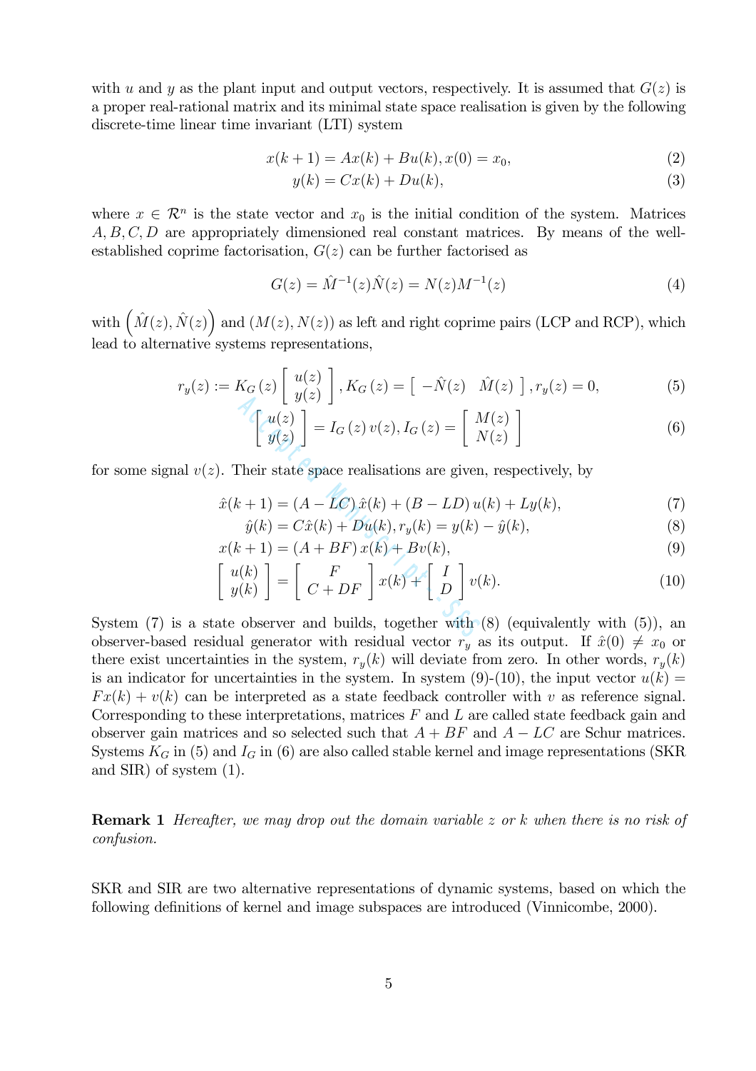with $u$ and $y$ as the plant input and output vectors, respectively. It is assumed that $G(z)$ is a proper real-rational matrix and its minimal state space realisation is given by the following discrete-time linear time invariant (LTI) system

$$x(k+1) = Ax(k) + Bu(k), x(0) = x_0, \tag{2}$$

$$y(k) = Cx(k) + Du(k), \tag{3}$$

where $x \in \mathcal{R}^n$ is the state vector and $x_0$ is the initial condition of the system. Matrices $A, B, C, D$ are appropriately dimensioned real constant matrices. By means of the well-established coprime factorisation, $G(z)$ can be further factorised as

$$G(z) = \hat{M}^{-1}(z)\hat{N}(z) = N(z)M^{-1}(z) \tag{4}$$

with $\left(\hat{M}(z), \hat{N}(z)\right)$ and $(M(z), N(z))$ as left and right coprime pairs (LCP and RCP), which lead to alternative systems representations,

$$r_y(z) := K_G(z) \begin{bmatrix} u(z) \\ y(z) \end{bmatrix}, K_G(z) = \begin{bmatrix} -\hat{N}(z) & \hat{M}(z) \end{bmatrix}, r_y(z) = 0, \tag{5}$$

$$\begin{bmatrix} u(z) \\ y(z) \end{bmatrix} = I_G(z)\, v(z), I_G(z) = \begin{bmatrix} M(z) \\ N(z) \end{bmatrix} \tag{6}$$

for some signal $v(z)$. Their state space realisations are given, respectively, by

$$\hat{x}(k+1) = (A - LC)\,\hat{x}(k) + (B - LD)\,u(k) + Ly(k), \tag{7}$$

$$\hat{y}(k) = C\hat{x}(k) + Du(k), r_y(k) = y(k) - \hat{y}(k), \tag{8}$$

$$x(k+1) = (A + BF)\,x(k) + Bv(k), \tag{9}$$

$$\begin{bmatrix} u(k) \\ y(k) \end{bmatrix} = \begin{bmatrix} F \\ C + DF \end{bmatrix} x(k) + \begin{bmatrix} I \\ D \end{bmatrix} v(k). \tag{10}$$

System (7) is a state observer and builds, together with (8) (equivalently with (5)), an observer-based residual generator with residual vector $r_y$ as its output. If $\hat{x}(0) \neq x_0$ or there exist uncertainties in the system, $r_y(k)$ will deviate from zero. In other words, $r_y(k)$ is an indicator for uncertainties in the system. In system (9)-(10), the input vector $u(k) = Fx(k) + v(k)$ can be interpreted as a state feedback controller with $v$ as reference signal. Corresponding to these interpretations, matrices $F$ and $L$ are called state feedback gain and observer gain matrices and so selected such that $A + BF$ and $A - LC$ are Schur matrices. Systems $K_G$ in (5) and $I_G$ in (6) are also called stable kernel and image representations (SKR and SIR) of system (1).

**Remark 1** *Hereafter, we may drop out the domain variable $z$ or $k$ when there is no risk of confusion.*

SKR and SIR are two alternative representations of dynamic systems, based on which the following definitions of kernel and image subspaces are introduced (Vinnicombe, 2000).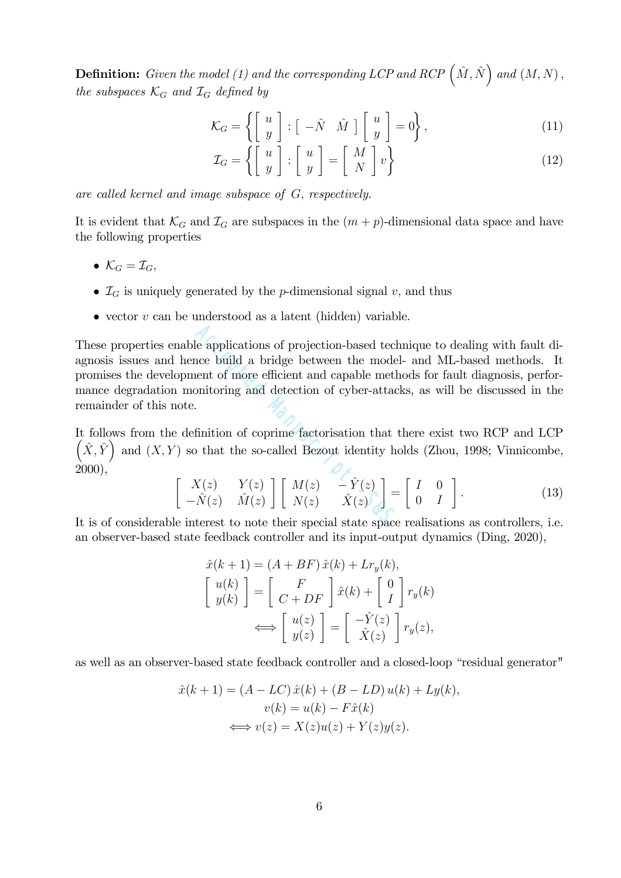**Definition:** *Given the model (1) and the corresponding LCP and RCP* $\left(\hat{M}, \hat{N}\right)$ *and* $(M, N)$, *the subspaces* $\mathcal{K}_G$ *and* $\mathcal{I}_G$ *defined by*

$$\mathcal{K}_G = \left\{ \begin{bmatrix} u \\ y \end{bmatrix} : \begin{bmatrix} -\hat{N} & \hat{M} \end{bmatrix} \begin{bmatrix} u \\ y \end{bmatrix} = 0 \right\}, \tag{11}$$

$$\mathcal{I}_G = \left\{ \begin{bmatrix} u \\ y \end{bmatrix} : \begin{bmatrix} u \\ y \end{bmatrix} = \begin{bmatrix} M \\ N \end{bmatrix} v \right\} \tag{12}$$

*are called kernel and image subspace of* $G$, *respectively.*

It is evident that $\mathcal{K}_G$ and $\mathcal{I}_G$ are subspaces in the $(m+p)$-dimensional data space and have the following properties

- $\mathcal{K}_G = \mathcal{I}_G$,
- $\mathcal{I}_G$ is uniquely generated by the $p$-dimensional signal $v$, and thus
- vector $v$ can be understood as a latent (hidden) variable.

These properties enable applications of projection-based technique to dealing with fault diagnosis issues and hence build a bridge between the model- and ML-based methods. It promises the development of more efficient and capable methods for fault diagnosis, performance degradation monitoring and detection of cyber-attacks, as will be discussed in the remainder of this note.

It follows from the definition of coprime factorisation that there exist two RCP and LCP $\left(\hat{X}, \hat{Y}\right)$ and $(X, Y)$ so that the so-called Bezout identity holds (Zhou, 1998; Vinnicombe, 2000),

$$\begin{bmatrix} X(z) & Y(z) \\ -\hat{N}(z) & \hat{M}(z) \end{bmatrix} \begin{bmatrix} M(z) & -\hat{Y}(z) \\ N(z) & \hat{X}(z) \end{bmatrix} = \begin{bmatrix} I & 0 \\ 0 & I \end{bmatrix}. \tag{13}$$

It is of considerable interest to note their special state space realisations as controllers, i.e. an observer-based state feedback controller and its input-output dynamics (Ding, 2020),

$$\hat{x}(k+1) = (A + BF)\,\hat{x}(k) + L r_y(k),$$
$$\begin{bmatrix} u(k) \\ y(k) \end{bmatrix} = \begin{bmatrix} F \\ C + DF \end{bmatrix} \hat{x}(k) + \begin{bmatrix} 0 \\ I \end{bmatrix} r_y(k)$$
$$\Longleftrightarrow \begin{bmatrix} u(z) \\ y(z) \end{bmatrix} = \begin{bmatrix} -\hat{Y}(z) \\ \hat{X}(z) \end{bmatrix} r_y(z),$$

as well as an observer-based state feedback controller and a closed-loop "residual generator"

$$\hat{x}(k+1) = (A - LC)\,\hat{x}(k) + (B - LD)\,u(k) + Ly(k),$$
$$v(k) = u(k) - F\hat{x}(k)$$
$$\Longleftrightarrow v(z) = X(z)u(z) + Y(z)y(z).$$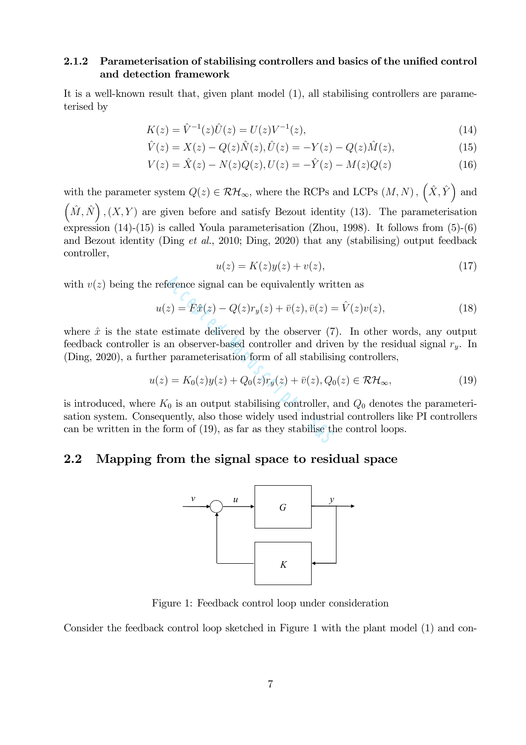### 2.1.2 Parameterisation of stabilising controllers and basics of the unified control and detection framework

It is a well-known result that, given plant model (1), all stabilising controllers are parameterised by

$$K(z) = \hat{V}^{-1}(z)\hat{U}(z) = U(z)V^{-1}(z), \tag{14}$$

$$\hat{V}(z) = X(z) - Q(z)\hat{N}(z), \hat{U}(z) = -Y(z) - Q(z)\hat{M}(z), \tag{15}$$

$$V(z) = \hat{X}(z) - N(z)Q(z), U(z) = -\hat{Y}(z) - M(z)Q(z) \tag{16}$$

with the parameter system $Q(z) \in \mathcal{RH}_\infty$, where the RCPs and LCPs $(M, N)$, $\left(\hat{X}, \hat{Y}\right)$ and $\left(\hat{M}, \hat{N}\right)$, $(X, Y)$ are given before and satisfy Bezout identity (13). The parameterisation expression (14)-(15) is called Youla parameterisation (Zhou, 1998). It follows from (5)-(6) and Bezout identity (Ding *et al.*, 2010; Ding, 2020) that any (stabilising) output feedback controller,

$$u(z) = K(z)y(z) + v(z), \tag{17}$$

with $v(z)$ being the reference signal can be equivalently written as

$$u(z) = F\hat{x}(z) - Q(z)r_y(z) + \bar{v}(z), \bar{v}(z) = \hat{V}(z)v(z), \tag{18}$$

where $\hat{x}$ is the state estimate delivered by the observer (7). In other words, any output feedback controller is an observer-based controller and driven by the residual signal $r_y$. In (Ding, 2020), a further parameterisation form of all stabilising controllers,

$$u(z) = K_0(z)y(z) + Q_0(z)r_y(z) + \bar{v}(z), Q_0(z) \in \mathcal{RH}_\infty, \tag{19}$$

is introduced, where $K_0$ is an output stabilising controller, and $Q_0$ denotes the parameterisation system. Consequently, also those widely used industrial controllers like PI controllers can be written in the form of (19), as far as they stabilise the control loops.

## 2.2 Mapping from the signal space to residual space

Figure 1: Feedback control loop under consideration

Consider the feedback control loop sketched in Figure 1 with the plant model (1) and con-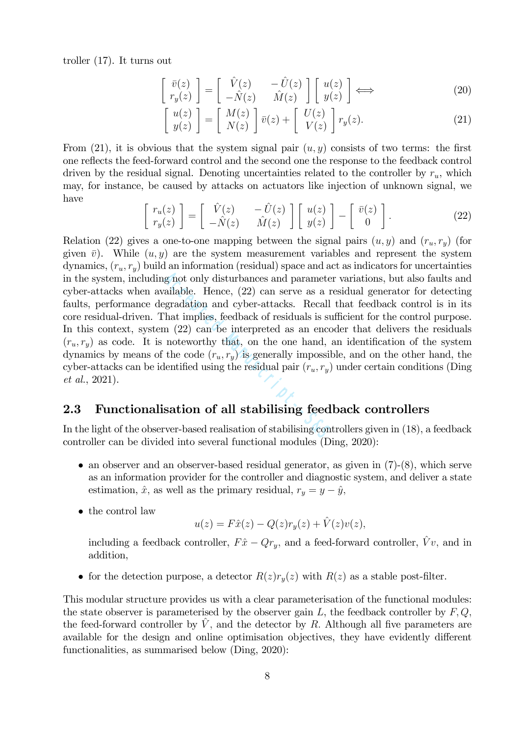troller (17). It turns out

$$
\begin{bmatrix} \bar{v}(z) \\ r_y(z) \end{bmatrix} = \begin{bmatrix} \hat{V}(z) & -\hat{U}(z) \\ -\hat{N}(z) & \hat{M}(z) \end{bmatrix} \begin{bmatrix} u(z) \\ y(z) \end{bmatrix} \Longleftrightarrow \tag{20}
$$

$$
\begin{bmatrix} u(z) \\ y(z) \end{bmatrix} = \begin{bmatrix} M(z) \\ N(z) \end{bmatrix} \bar{v}(z) + \begin{bmatrix} U(z) \\ V(z) \end{bmatrix} r_y(z). \tag{21}
$$

From (21), it is obvious that the system signal pair $(u, y)$ consists of two terms: the first one reflects the feed-forward control and the second one the response to the feedback control driven by the residual signal. Denoting uncertainties related to the controller by $r_u$, which may, for instance, be caused by attacks on actuators like injection of unknown signal, we have

$$
\begin{bmatrix} r_u(z) \\ r_y(z) \end{bmatrix} = \begin{bmatrix} \hat{V}(z) & -\hat{U}(z) \\ -\hat{N}(z) & \hat{M}(z) \end{bmatrix} \begin{bmatrix} u(z) \\ y(z) \end{bmatrix} - \begin{bmatrix} \bar{v}(z) \\ 0 \end{bmatrix}. \tag{22}
$$

Relation (22) gives a one-to-one mapping between the signal pairs $(u, y)$ and $(r_u, r_y)$ (for given $\bar{v}$). While $(u, y)$ are the system measurement variables and represent the system dynamics, $(r_u, r_y)$ build an information (residual) space and act as indicators for uncertainties in the system, including not only disturbances and parameter variations, but also faults and cyber-attacks when available. Hence, (22) can serve as a residual generator for detecting faults, performance degradation and cyber-attacks. Recall that feedback control is in its core residual-driven. That implies, feedback of residuals is sufficient for the control purpose. In this context, system (22) can be interpreted as an encoder that delivers the residuals $(r_u, r_y)$ as code. It is noteworthy that, on the one hand, an identification of the system dynamics by means of the code $(r_u, r_y)$ is generally impossible, and on the other hand, the cyber-attacks can be identified using the residual pair $(r_u, r_y)$ under certain conditions (Ding *et al.*, 2021).

## 2.3 Functionalisation of all stabilising feedback controllers

In the light of the observer-based realisation of stabilising controllers given in (18), a feedback controller can be divided into several functional modules (Ding, 2020):

- an observer and an observer-based residual generator, as given in (7)-(8), which serve as an information provider for the controller and diagnostic system, and deliver a state estimation, $\hat{x}$, as well as the primary residual, $r_y = y - \hat{y}$,
- the control law
$$
u(z) = F\hat{x}(z) - Q(z)r_y(z) + \hat{V}(z)v(z),
$$
including a feedback controller, $F\hat{x} - Qr_y$, and a feed-forward controller, $\hat{V}v$, and in addition,
- for the detection purpose, a detector $R(z)r_y(z)$ with $R(z)$ as a stable post-filter.

This modular structure provides us with a clear parameterisation of the functional modules: the state observer is parameterised by the observer gain $L$, the feedback controller by $F, Q$, the feed-forward controller by $\hat{V}$, and the detector by $R$. Although all five parameters are available for the design and online optimisation objectives, they have evidently different functionalities, as summarised below (Ding, 2020):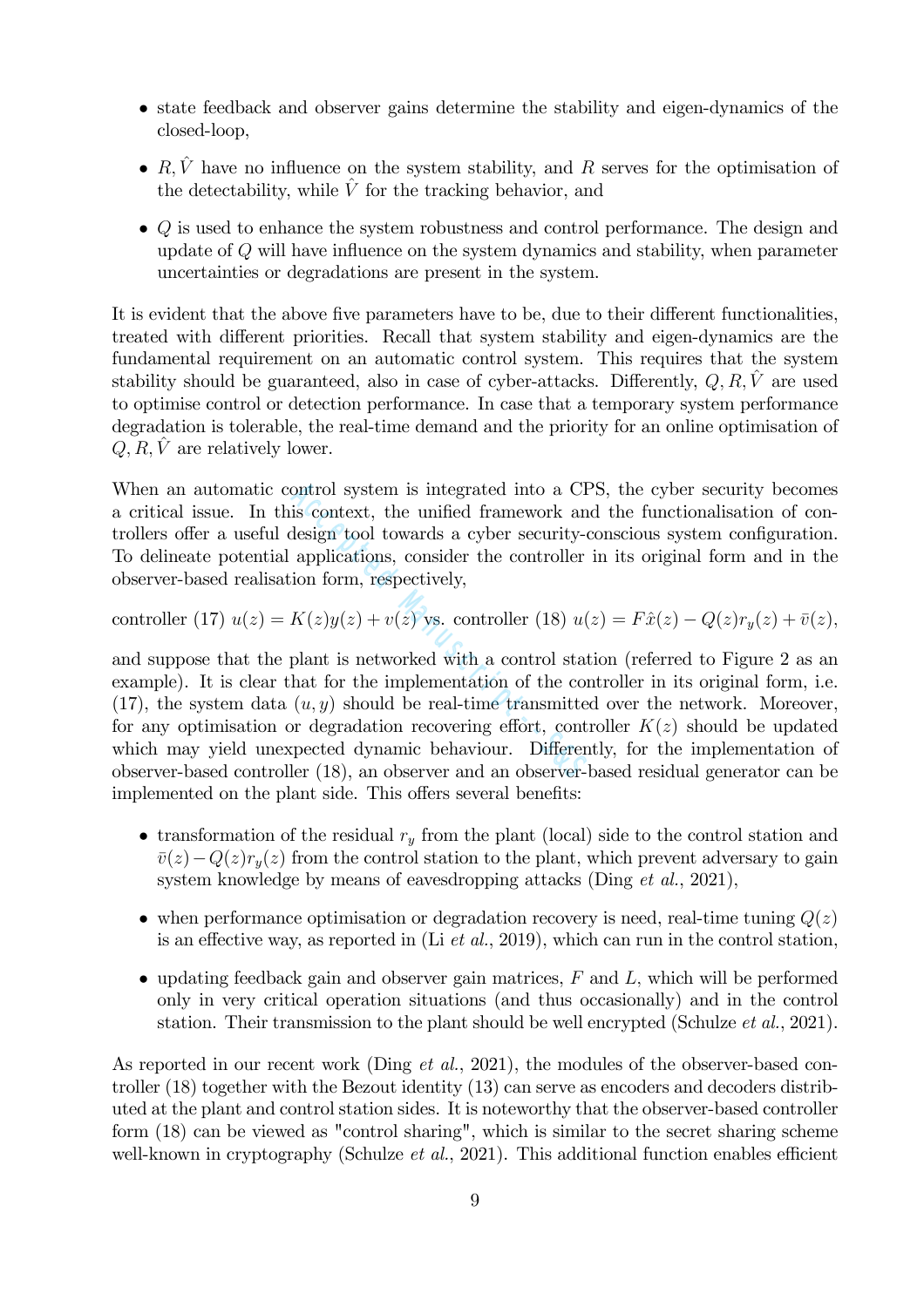- state feedback and observer gains determine the stability and eigen-dynamics of the closed-loop,
- $R, \hat{V}$ have no influence on the system stability, and $R$ serves for the optimisation of the detectability, while $\hat{V}$ for the tracking behavior, and
- $Q$ is used to enhance the system robustness and control performance. The design and update of $Q$ will have influence on the system dynamics and stability, when parameter uncertainties or degradations are present in the system.

It is evident that the above five parameters have to be, due to their different functionalities, treated with different priorities. Recall that system stability and eigen-dynamics are the fundamental requirement on an automatic control system. This requires that the system stability should be guaranteed, also in case of cyber-attacks. Differently, $Q, R, \hat{V}$ are used to optimise control or detection performance. In case that a temporary system performance degradation is tolerable, the real-time demand and the priority for an online optimisation of $Q, R, \hat{V}$ are relatively lower.

When an automatic control system is integrated into a CPS, the cyber security becomes a critical issue. In this context, the unified framework and the functionalisation of controllers offer a useful design tool towards a cyber security-conscious system configuration. To delineate potential applications, consider the controller in its original form and in the observer-based realisation form, respectively,

controller (17) $u(z) = K(z)y(z) + v(z)$ vs. controller (18) $u(z) = F\hat{x}(z) - Q(z)r_y(z) + \bar{v}(z)$,

and suppose that the plant is networked with a control station (referred to Figure 2 as an example). It is clear that for the implementation of the controller in its original form, i.e. (17), the system data $(u, y)$ should be real-time transmitted over the network. Moreover, for any optimisation or degradation recovering effort, controller $K(z)$ should be updated which may yield unexpected dynamic behaviour. Differently, for the implementation of observer-based controller (18), an observer and an observer-based residual generator can be implemented on the plant side. This offers several benefits:

- transformation of the residual $r_y$ from the plant (local) side to the control station and $\bar{v}(z) - Q(z)r_y(z)$ from the control station to the plant, which prevent adversary to gain system knowledge by means of eavesdropping attacks (Ding *et al.*, 2021),
- when performance optimisation or degradation recovery is need, real-time tuning $Q(z)$ is an effective way, as reported in (Li *et al.*, 2019), which can run in the control station,
- updating feedback gain and observer gain matrices, $F$ and $L$, which will be performed only in very critical operation situations (and thus occasionally) and in the control station. Their transmission to the plant should be well encrypted (Schulze *et al.*, 2021).

As reported in our recent work (Ding *et al.*, 2021), the modules of the observer-based controller (18) together with the Bezout identity (13) can serve as encoders and decoders distributed at the plant and control station sides. It is noteworthy that the observer-based controller form (18) can be viewed as "control sharing", which is similar to the secret sharing scheme well-known in cryptography (Schulze *et al.*, 2021). This additional function enables efficient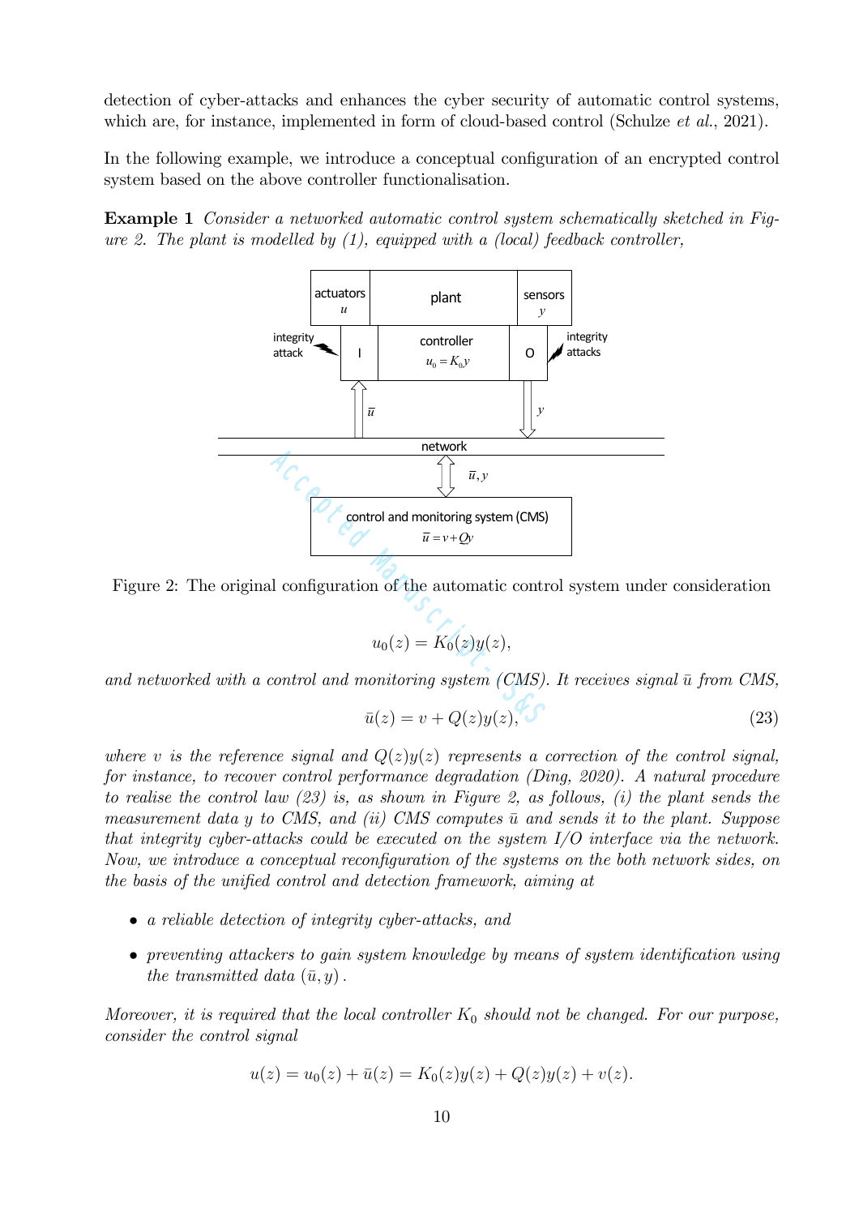detection of cyber-attacks and enhances the cyber security of automatic control systems, which are, for instance, implemented in form of cloud-based control (Schulze *et al.*, 2021).

In the following example, we introduce a conceptual configuration of an encrypted control system based on the above controller functionalisation.

**Example 1** *Consider a networked automatic control system schematically sketched in Figure 2. The plant is modelled by (1), equipped with a (local) feedback controller,*

Figure 2: The original configuration of the automatic control system under consideration

$$u_0(z) = K_0(z)y(z),$$

*and networked with a control and monitoring system (CMS). It receives signal $\bar{u}$ from CMS,*

$$\bar{u}(z) = v + Q(z)y(z), \tag{23}$$

*where $v$ is the reference signal and $Q(z)y(z)$ represents a correction of the control signal, for instance, to recover control performance degradation (Ding, 2020). A natural procedure to realise the control law (23) is, as shown in Figure 2, as follows, (i) the plant sends the measurement data $y$ to CMS, and (ii) CMS computes $\bar{u}$ and sends it to the plant. Suppose that integrity cyber-attacks could be executed on the system I/O interface via the network. Now, we introduce a conceptual reconfiguration of the systems on the both network sides, on the basis of the unified control and detection framework, aiming at*

- *a reliable detection of integrity cyber-attacks, and*
- *preventing attackers to gain system knowledge by means of system identification using the transmitted data $(\bar{u}, y)$.*

*Moreover, it is required that the local controller $K_0$ should not be changed. For our purpose, consider the control signal*

$$u(z) = u_0(z) + \bar{u}(z) = K_0(z)y(z) + Q(z)y(z) + v(z).$$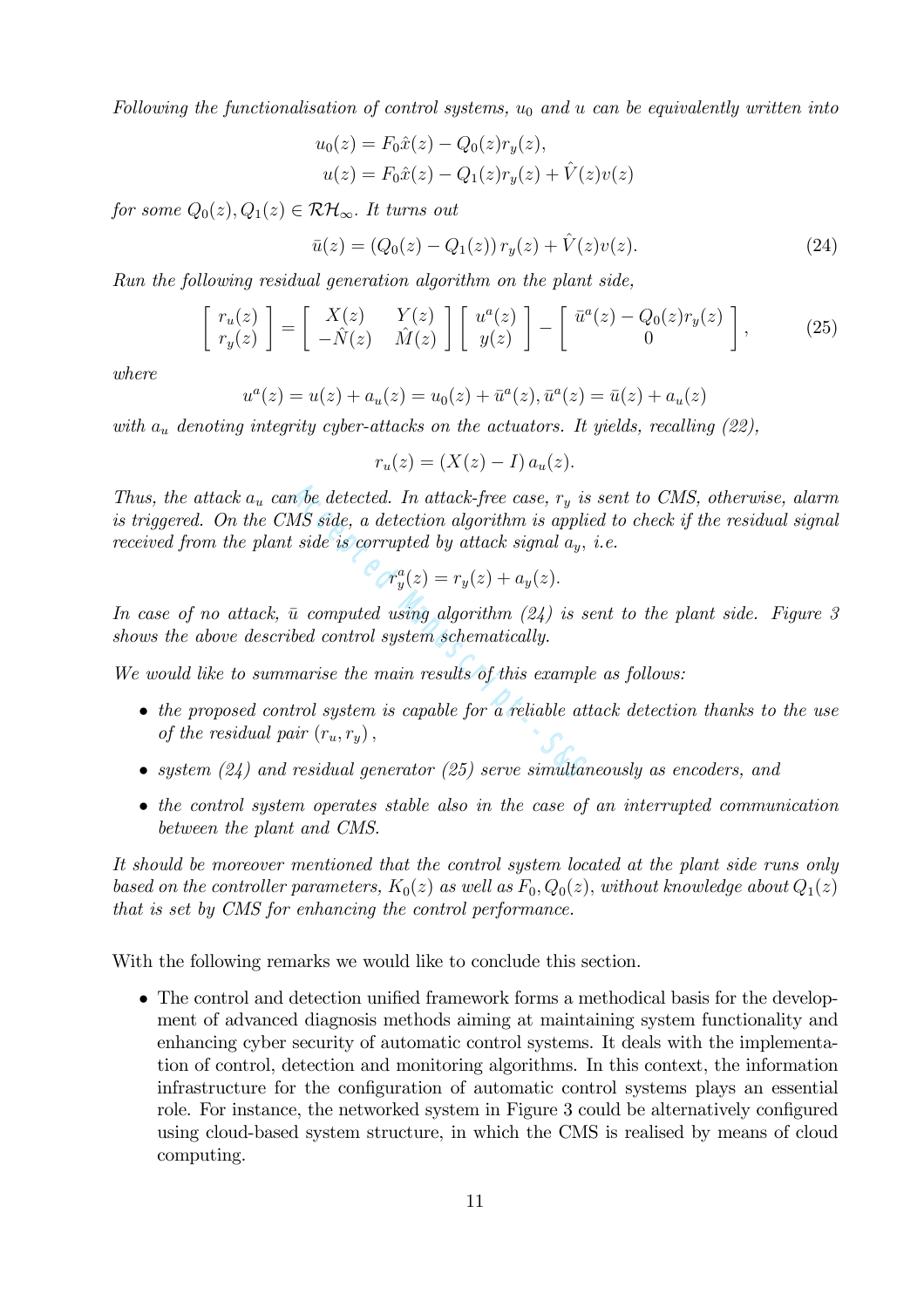*Following the functionalisation of control systems, $u_0$ and $u$ can be equivalently written into*

$$
\begin{aligned}
u_0(z) &= F_0\hat{x}(z) - Q_0(z)r_y(z), \\
u(z) &= F_0\hat{x}(z) - Q_1(z)r_y(z) + \hat{V}(z)v(z)
\end{aligned}
$$

*for some $Q_0(z), Q_1(z) \in \mathcal{RH}_\infty$. It turns out*

$$
\bar{u}(z) = \left(Q_0(z) - Q_1(z)\right) r_y(z) + \hat{V}(z)v(z). \tag{24}
$$

*Run the following residual generation algorithm on the plant side,*

$$
\begin{bmatrix} r_u(z) \\ r_y(z) \end{bmatrix} = \begin{bmatrix} X(z) & Y(z) \\ -\hat{N}(z) & \hat{M}(z) \end{bmatrix} \begin{bmatrix} u^a(z) \\ y(z) \end{bmatrix} - \begin{bmatrix} \bar{u}^a(z) - Q_0(z)r_y(z) \\ 0 \end{bmatrix}, \tag{25}
$$

*where*

$$
u^a(z) = u(z) + a_u(z) = u_0(z) + \bar{u}^a(z), \bar{u}^a(z) = \bar{u}(z) + a_u(z)
$$

*with $a_u$ denoting integrity cyber-attacks on the actuators. It yields, recalling (22),*

$$
r_u(z) = \left(X(z) - I\right) a_u(z).
$$

*Thus, the attack $a_u$ can be detected. In attack-free case, $r_y$ is sent to CMS, otherwise, alarm is triggered. On the CMS side, a detection algorithm is applied to check if the residual signal received from the plant side is corrupted by attack signal $a_y$, i.e.*

$$
r_y^a(z) = r_y(z) + a_y(z).
$$

*In case of no attack, $\bar{u}$ computed using algorithm (24) is sent to the plant side. Figure 3 shows the above described control system schematically.*

*We would like to summarise the main results of this example as follows:*

- *the proposed control system is capable for a reliable attack detection thanks to the use of the residual pair $(r_u, r_y)$,*
- *system (24) and residual generator (25) serve simultaneously as encoders, and*
- *the control system operates stable also in the case of an interrupted communication between the plant and CMS.*

*It should be moreover mentioned that the control system located at the plant side runs only based on the controller parameters, $K_0(z)$ as well as $F_0, Q_0(z)$, without knowledge about $Q_1(z)$ that is set by CMS for enhancing the control performance.*

With the following remarks we would like to conclude this section.

- The control and detection unified framework forms a methodical basis for the development of advanced diagnosis methods aiming at maintaining system functionality and enhancing cyber security of automatic control systems. It deals with the implementation of control, detection and monitoring algorithms. In this context, the information infrastructure for the configuration of automatic control systems plays an essential role. For instance, the networked system in Figure 3 could be alternatively configured using cloud-based system structure, in which the CMS is realised by means of cloud computing.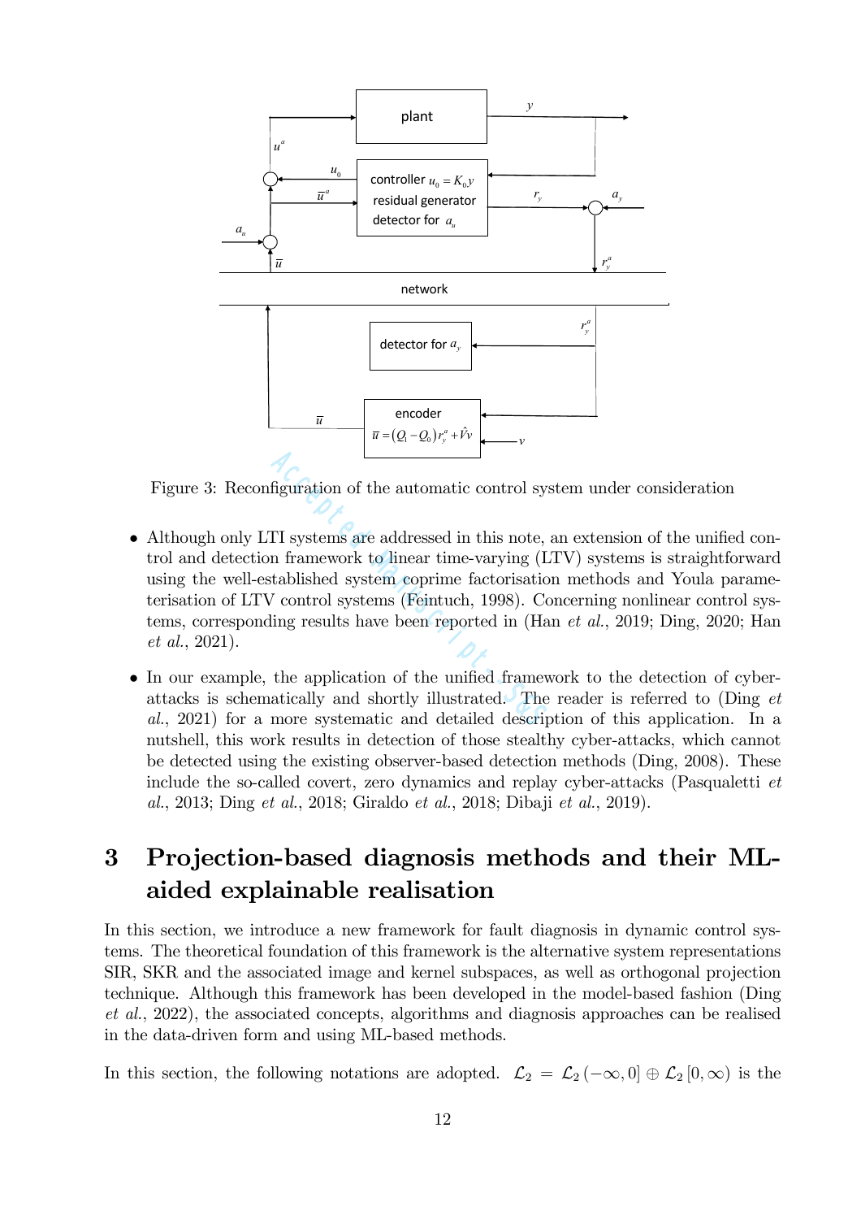Figure 3: Reconfiguration of the automatic control system under consideration

- Although only LTI systems are addressed in this note, an extension of the unified control and detection framework to linear time-varying (LTV) systems is straightforward using the well-established system coprime factorisation methods and Youla parameterisation of LTV control systems (Feintuch, 1998). Concerning nonlinear control systems, corresponding results have been reported in (Han *et al.*, 2019; Ding, 2020; Han *et al.*, 2021).

- In our example, the application of the unified framework to the detection of cyber-attacks is schematically and shortly illustrated. The reader is referred to (Ding *et al.*, 2021) for a more systematic and detailed description of this application. In a nutshell, this work results in detection of those stealthy cyber-attacks, which cannot be detected using the existing observer-based detection methods (Ding, 2008). These include the so-called covert, zero dynamics and replay cyber-attacks (Pasqualetti *et al.*, 2013; Ding *et al.*, 2018; Giraldo *et al.*, 2018; Dibaji *et al.*, 2019).

# 3 Projection-based diagnosis methods and their ML-aided explainable realisation

In this section, we introduce a new framework for fault diagnosis in dynamic control systems. The theoretical foundation of this framework is the alternative system representations SIR, SKR and the associated image and kernel subspaces, as well as orthogonal projection technique. Although this framework has been developed in the model-based fashion (Ding *et al.*, 2022), the associated concepts, algorithms and diagnosis approaches can be realised in the data-driven form and using ML-based methods.

In this section, the following notations are adopted. $\mathcal{L}_2 = \mathcal{L}_2(-\infty, 0] \oplus \mathcal{L}_2[0, \infty)$ is the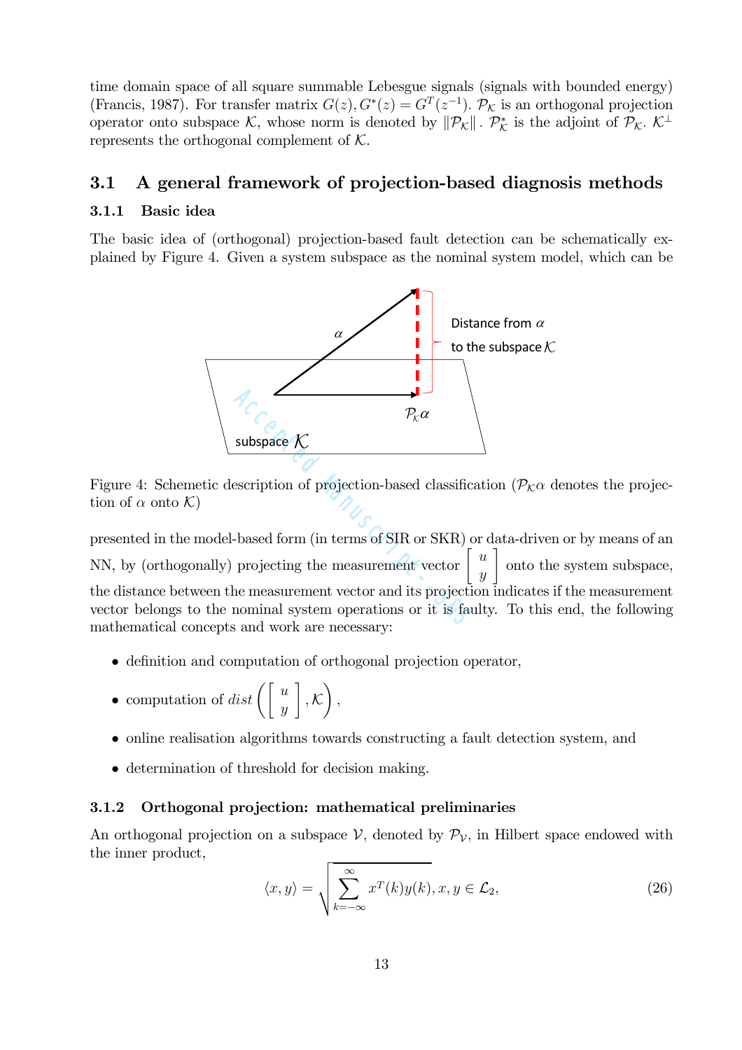time domain space of all square summable Lebesgue signals (signals with bounded energy) (Francis, 1987). For transfer matrix $G(z), G^*(z) = G^T(z^{-1})$. $\mathcal{P}_{\mathcal{K}}$ is an orthogonal projection operator onto subspace $\mathcal{K}$, whose norm is denoted by $\|\mathcal{P}_{\mathcal{K}}\|$ . $\mathcal{P}_{\mathcal{K}}^*$ is the adjoint of $\mathcal{P}_{\mathcal{K}}$. $\mathcal{K}^{\perp}$ represents the orthogonal complement of $\mathcal{K}$.

## 3.1 A general framework of projection-based diagnosis methods

### 3.1.1 Basic idea

The basic idea of (orthogonal) projection-based fault detection can be schematically explained by Figure 4. Given a system subspace as the nominal system model, which can be

Figure 4: Schemetic description of projection-based classification ($\mathcal{P}_{\mathcal{K}}\alpha$ denotes the projection of $\alpha$ onto $\mathcal{K}$)

presented in the model-based form (in terms of SIR or SKR) or data-driven or by means of an NN, by (orthogonally) projecting the measurement vector $\begin{bmatrix} u \\ y \end{bmatrix}$ onto the system subspace, the distance between the measurement vector and its projection indicates if the measurement vector belongs to the nominal system operations or it is faulty. To this end, the following mathematical concepts and work are necessary:

- definition and computation of orthogonal projection operator,
- computation of $dist\left(\begin{bmatrix} u \\ y \end{bmatrix}, \mathcal{K}\right)$,
- online realisation algorithms towards constructing a fault detection system, and
- determination of threshold for decision making.

### 3.1.2 Orthogonal projection: mathematical preliminaries

An orthogonal projection on a subspace $\mathcal{V}$, denoted by $\mathcal{P}_{\mathcal{V}}$, in Hilbert space endowed with the inner product,

$$
\langle x, y \rangle = \sqrt{\sum_{k=-\infty}^{\infty} x^T(k)y(k)}, x, y \in \mathcal{L}_2, \tag{26}
$$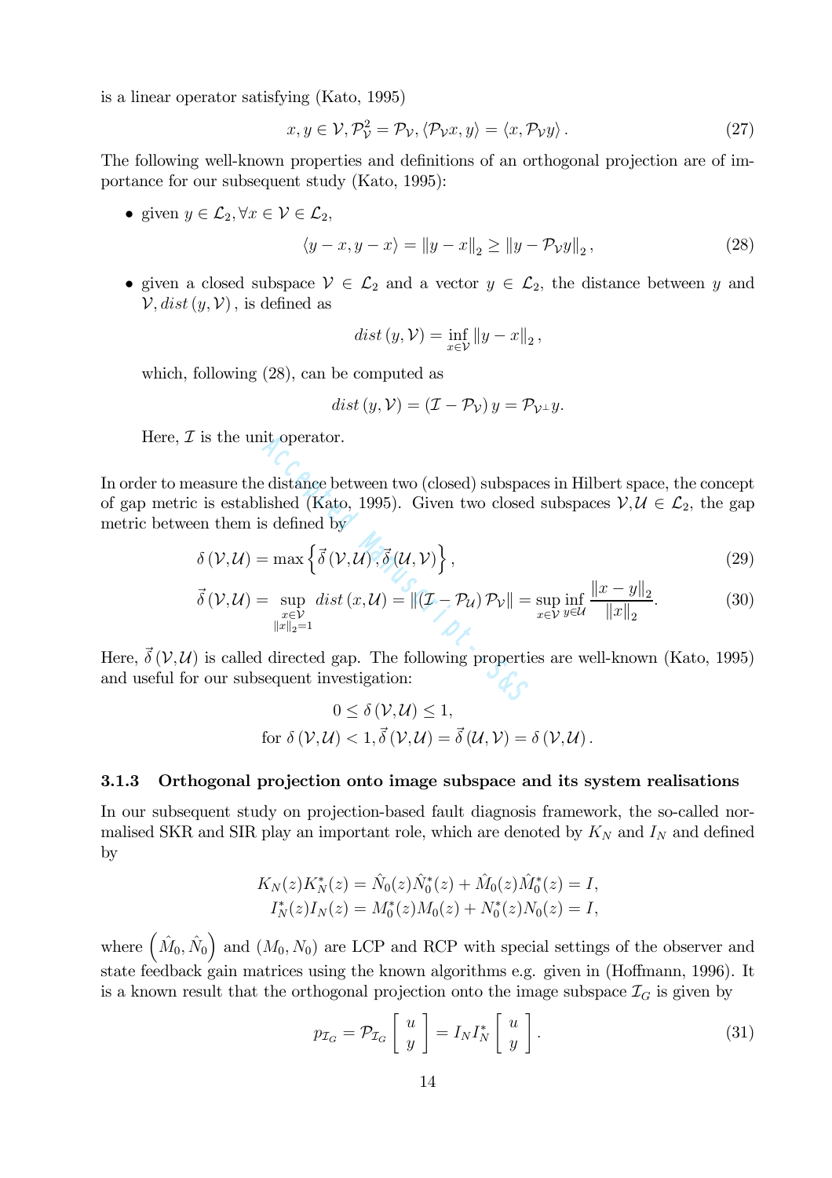is a linear operator satisfying (Kato, 1995)

$$x, y \in \mathcal{V}, \mathcal{P}_{\mathcal{V}}^2 = \mathcal{P}_{\mathcal{V}}, \langle \mathcal{P}_{\mathcal{V}} x, y \rangle = \langle x, \mathcal{P}_{\mathcal{V}} y \rangle . \tag{27}$$

The following well-known properties and definitions of an orthogonal projection are of importance for our subsequent study (Kato, 1995):

- given $y \in \mathcal{L}_2, \forall x \in \mathcal{V} \in \mathcal{L}_2,$

$$\langle y - x, y - x \rangle = \|y - x\|_2 \geq \|y - \mathcal{P}_{\mathcal{V}} y\|_2 , \tag{28}$$

- given a closed subspace $\mathcal{V} \in \mathcal{L}_2$ and a vector $y \in \mathcal{L}_2$, the distance between $y$ and $\mathcal{V}, dist\left(y, \mathcal{V}\right),$ is defined as

$$dist\left(y, \mathcal{V}\right) = \inf_{x \in \mathcal{V}} \|y - x\|_2 ,$$

  which, following (28), can be computed as

$$dist\left(y, \mathcal{V}\right) = \left(\mathcal{I} - \mathcal{P}_{\mathcal{V}}\right) y = \mathcal{P}_{\mathcal{V}^{\perp}} y.$$

  Here, $\mathcal{I}$ is the unit operator.

In order to measure the distance between two (closed) subspaces in Hilbert space, the concept of gap metric is established (Kato, 1995). Given two closed subspaces $\mathcal{V}, \mathcal{U} \in \mathcal{L}_2$, the gap metric between them is defined by

$$\delta\left(\mathcal{V}, \mathcal{U}\right) = \max\left\{\vec{\delta}\left(\mathcal{V}, \mathcal{U}\right), \vec{\delta}\left(\mathcal{U}, \mathcal{V}\right)\right\}, \tag{29}$$

$$\vec{\delta}\left(\mathcal{V}, \mathcal{U}\right) = \sup_{\substack{x \in \mathcal{V} \\ \|x\|_2 = 1}} dist\left(x, \mathcal{U}\right) = \left\|\left(\mathcal{I} - \mathcal{P}_{\mathcal{U}}\right) \mathcal{P}_{\mathcal{V}}\right\| = \sup_{x \in \mathcal{V}} \inf_{y \in \mathcal{U}} \frac{\|x - y\|_2}{\|x\|_2}. \tag{30}$$

Here, $\vec{\delta}\left(\mathcal{V}, \mathcal{U}\right)$ is called directed gap. The following properties are well-known (Kato, 1995) and useful for our subsequent investigation:

$$0 \leq \delta\left(\mathcal{V}, \mathcal{U}\right) \leq 1,$$
$$\text{for } \delta\left(\mathcal{V}, \mathcal{U}\right) < 1, \vec{\delta}\left(\mathcal{V}, \mathcal{U}\right) = \vec{\delta}\left(\mathcal{U}, \mathcal{V}\right) = \delta\left(\mathcal{V}, \mathcal{U}\right).$$

### 3.1.3 Orthogonal projection onto image subspace and its system realisations

In our subsequent study on projection-based fault diagnosis framework, the so-called normalised SKR and SIR play an important role, which are denoted by $K_N$ and $I_N$ and defined by

$$K_N(z) K_N^*(z) = \hat{N}_0(z) \hat{N}_0^*(z) + \hat{M}_0(z) \hat{M}_0^*(z) = I,$$
$$I_N^*(z) I_N(z) = M_0^*(z) M_0(z) + N_0^*(z) N_0(z) = I,$$

where $\left(\hat{M}_0, \hat{N}_0\right)$ and $\left(M_0, N_0\right)$ are LCP and RCP with special settings of the observer and state feedback gain matrices using the known algorithms e.g. given in (Hoffmann, 1996). It is a known result that the orthogonal projection onto the image subspace $\mathcal{I}_G$ is given by

$$p_{\mathcal{I}_G} = \mathcal{P}_{\mathcal{I}_G} \begin{bmatrix} u \\ y \end{bmatrix} = I_N I_N^* \begin{bmatrix} u \\ y \end{bmatrix}. \tag{31}$$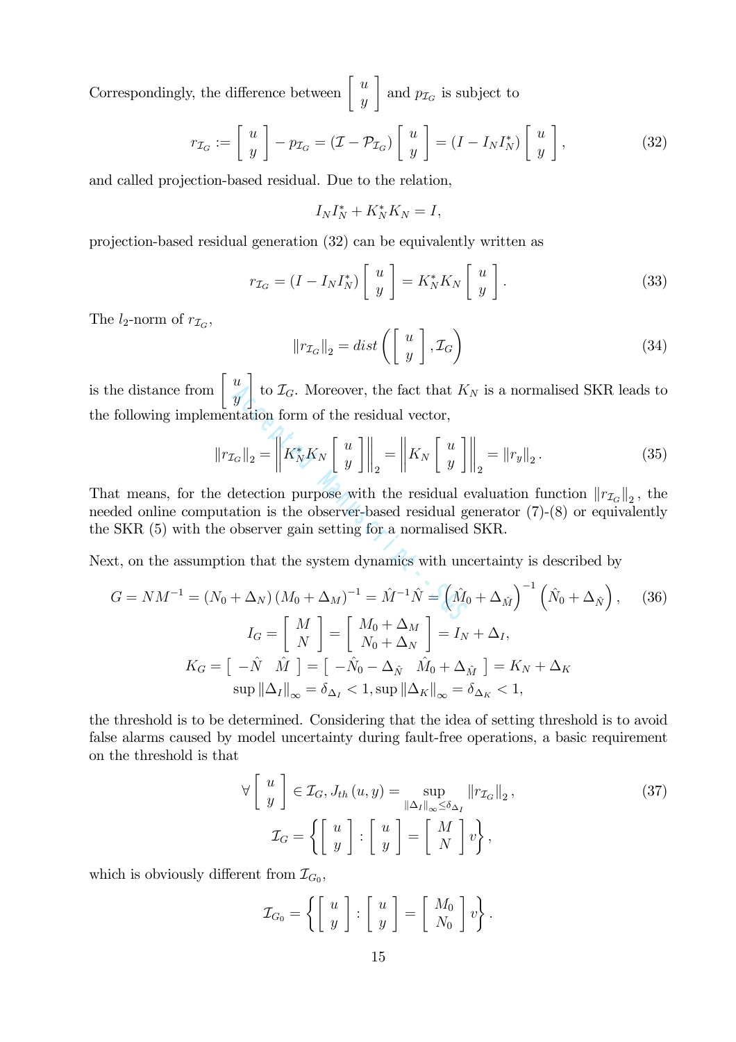Correspondingly, the difference between $\begin{bmatrix} u \\ y \end{bmatrix}$ and $p_{\mathcal{I}_G}$ is subject to

$$r_{\mathcal{I}_G} := \begin{bmatrix} u \\ y \end{bmatrix} - p_{\mathcal{I}_G} = \left(\mathcal{I} - \mathcal{P}_{\mathcal{I}_G}\right) \begin{bmatrix} u \\ y \end{bmatrix} = \left(I - I_N I_N^*\right) \begin{bmatrix} u \\ y \end{bmatrix}, \tag{32}$$

and called projection-based residual. Due to the relation,

$$I_N I_N^* + K_N^* K_N = I,$$

projection-based residual generation (32) can be equivalently written as

$$r_{\mathcal{I}_G} = \left(I - I_N I_N^*\right) \begin{bmatrix} u \\ y \end{bmatrix} = K_N^* K_N \begin{bmatrix} u \\ y \end{bmatrix}. \tag{33}$$

The $l_2$-norm of $r_{\mathcal{I}_G}$,

$$\left\| r_{\mathcal{I}_G} \right\|_2 = dist\left( \begin{bmatrix} u \\ y \end{bmatrix}, \mathcal{I}_G \right) \tag{34}$$

is the distance from $\begin{bmatrix} u \\ y \end{bmatrix}$ to $\mathcal{I}_G$. Moreover, the fact that $K_N$ is a normalised SKR leads to the following implementation form of the residual vector,

$$\left\| r_{\mathcal{I}_G} \right\|_2 = \left\| K_N^* K_N \begin{bmatrix} u \\ y \end{bmatrix} \right\|_2 = \left\| K_N \begin{bmatrix} u \\ y \end{bmatrix} \right\|_2 = \left\| r_y \right\|_2. \tag{35}$$

That means, for the detection purpose with the residual evaluation function $\left\| r_{\mathcal{I}_G} \right\|_2$, the needed online computation is the observer-based residual generator (7)-(8) or equivalently the SKR (5) with the observer gain setting for a normalised SKR.

Next, on the assumption that the system dynamics with uncertainty is described by

$$G = NM^{-1} = \left(N_0 + \Delta_N\right)\left(M_0 + \Delta_M\right)^{-1} = \hat{M}^{-1}\hat{N} = \left(\hat{M}_0 + \Delta_{\hat{M}}\right)^{-1}\left(\hat{N}_0 + \Delta_{\hat{N}}\right), \tag{36}$$

$$I_G = \begin{bmatrix} M \\ N \end{bmatrix} = \begin{bmatrix} M_0 + \Delta_M \\ N_0 + \Delta_N \end{bmatrix} = I_N + \Delta_I,$$

$$K_G = \begin{bmatrix} -\hat{N} & \hat{M} \end{bmatrix} = \begin{bmatrix} -\hat{N}_0 - \Delta_{\hat{N}} & \hat{M}_0 + \Delta_{\hat{M}} \end{bmatrix} = K_N + \Delta_K$$

$$\sup \left\| \Delta_I \right\|_\infty = \delta_{\Delta_I} < 1, \sup \left\| \Delta_K \right\|_\infty = \delta_{\Delta_K} < 1,$$

the threshold is to be determined. Considering that the idea of setting threshold is to avoid false alarms caused by model uncertainty during fault-free operations, a basic requirement on the threshold is that

$$\forall \begin{bmatrix} u \\ y \end{bmatrix} \in \mathcal{I}_G, J_{th}(u, y) = \sup_{\left\| \Delta_I \right\|_\infty \le \delta_{\Delta_I}} \left\| r_{\mathcal{I}_G} \right\|_2, \tag{37}$$

$$\mathcal{I}_G = \left\{ \begin{bmatrix} u \\ y \end{bmatrix} : \begin{bmatrix} u \\ y \end{bmatrix} = \begin{bmatrix} M \\ N \end{bmatrix} v \right\},$$

which is obviously different from $\mathcal{I}_{G_0}$,

$$\mathcal{I}_{G_0} = \left\{ \begin{bmatrix} u \\ y \end{bmatrix} : \begin{bmatrix} u \\ y \end{bmatrix} = \begin{bmatrix} M_0 \\ N_0 \end{bmatrix} v \right\}.$$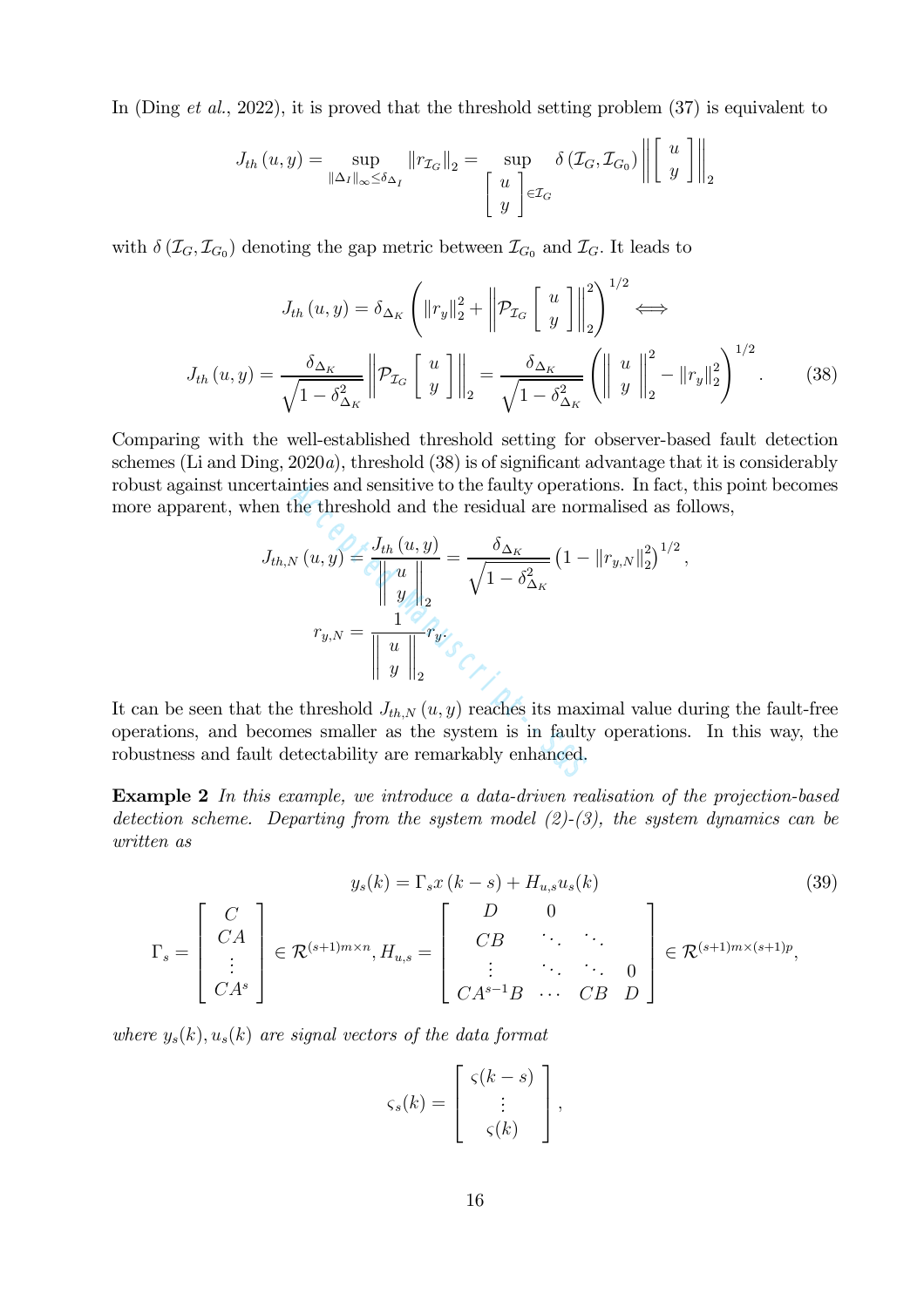In (Ding *et al.*, 2022), it is proved that the threshold setting problem (37) is equivalent to

$$
J_{th}(u,y) = \sup_{\|\Delta_I\|_\infty \leq \delta_{\Delta_I}} \|r_{\mathcal{I}_G}\|_2 = \sup_{\left[\begin{array}{c} u \\ y \end{array}\right] \in \mathcal{I}_G} \delta\left(\mathcal{I}_G, \mathcal{I}_{G_0}\right) \left\| \left[\begin{array}{c} u \\ y \end{array}\right] \right\|_2
$$

with $\delta\left(\mathcal{I}_G, \mathcal{I}_{G_0}\right)$ denoting the gap metric between $\mathcal{I}_{G_0}$ and $\mathcal{I}_G$. It leads to

$$
J_{th}(u,y) = \delta_{\Delta_K} \left( \|r_y\|_2^2 + \left\| \mathcal{P}_{\mathcal{I}_G} \left[\begin{array}{c} u \\ y \end{array}\right] \right\|_2^2 \right)^{1/2} \Longleftrightarrow
$$

$$
J_{th}(u,y) = \frac{\delta_{\Delta_K}}{\sqrt{1-\delta_{\Delta_K}^2}} \left\| \mathcal{P}_{\mathcal{I}_G} \left[\begin{array}{c} u \\ y \end{array}\right] \right\|_2 = \frac{\delta_{\Delta_K}}{\sqrt{1-\delta_{\Delta_K}^2}} \left( \left\| \begin{array}{c} u \\ y \end{array} \right\|_2^2 - \|r_y\|_2^2 \right)^{1/2}. \tag{38}
$$

Comparing with the well-established threshold setting for observer-based fault detection schemes (Li and Ding, 2020*a*), threshold (38) is of significant advantage that it is considerably robust against uncertainties and sensitive to the faulty operations. In fact, this point becomes more apparent, when the threshold and the residual are normalised as follows,

$$
J_{th,N}(u,y) = \frac{J_{th}(u,y)}{\left\| \begin{array}{c} u \\ y \end{array} \right\|_2} = \frac{\delta_{\Delta_K}}{\sqrt{1-\delta_{\Delta_K}^2}} \left(1 - \|r_{y,N}\|_2^2\right)^{1/2},
$$

$$
r_{y,N} = \frac{1}{\left\| \begin{array}{c} u \\ y \end{array} \right\|_2} r_y.
$$

It can be seen that the threshold $J_{th,N}(u,y)$ reaches its maximal value during the fault-free operations, and becomes smaller as the system is in faulty operations. In this way, the robustness and fault detectability are remarkably enhanced.

**Example 2** *In this example, we introduce a data-driven realisation of the projection-based detection scheme. Departing from the system model (2)-(3), the system dynamics can be written as*

$$
y_s(k) = \Gamma_s x(k-s) + H_{u,s} u_s(k) \tag{39}
$$

$$
\Gamma_s = \begin{bmatrix} C \\ CA \\ \vdots \\ CA^s \end{bmatrix} \in \mathcal{R}^{(s+1)m \times n}, H_{u,s} = \begin{bmatrix} D & 0 & & \\ CB & \ddots & \ddots & \\ \vdots & \ddots & \ddots & 0 \\ CA^{s-1}B & \cdots & CB & D \end{bmatrix} \in \mathcal{R}^{(s+1)m \times (s+1)p},
$$

*where $y_s(k), u_s(k)$ are signal vectors of the data format*

$$
\varsigma_s(k) = \begin{bmatrix} \varsigma(k-s) \\ \vdots \\ \varsigma(k) \end{bmatrix},
$$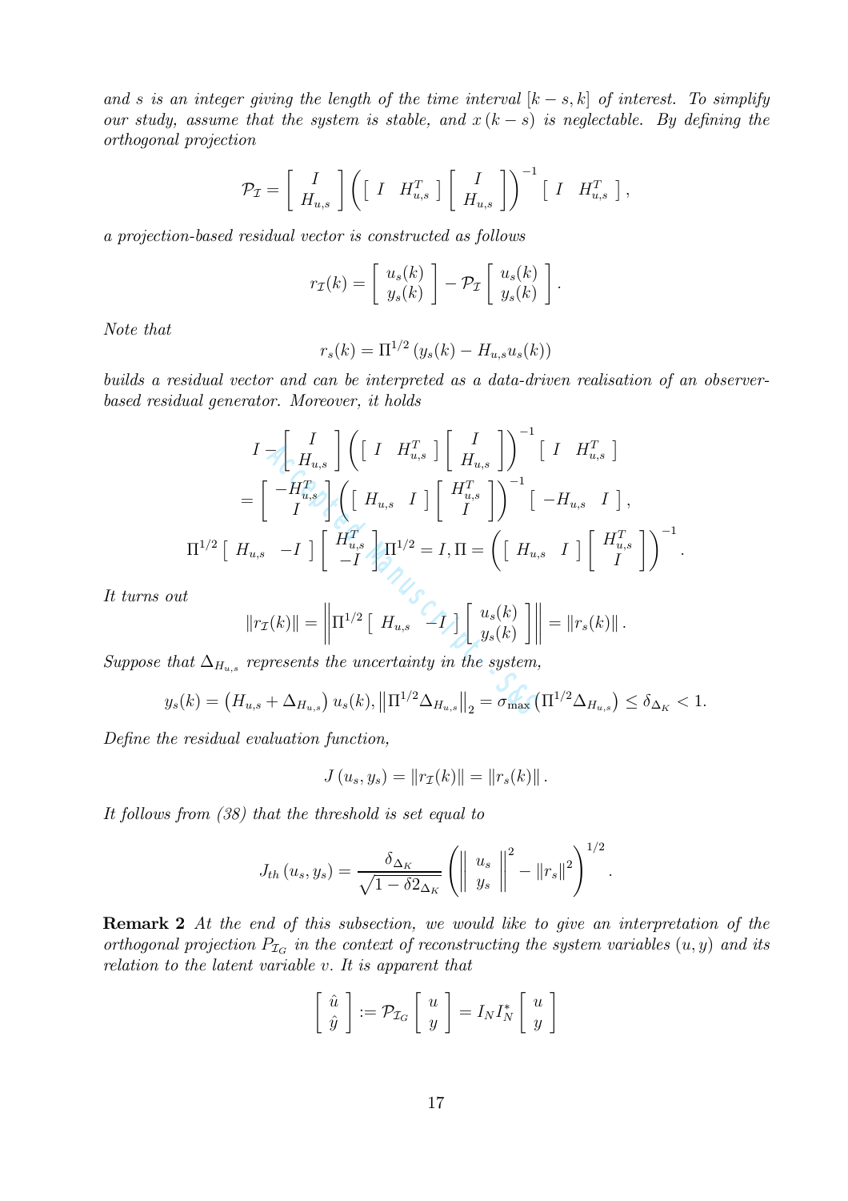*and $s$ is an integer giving the length of the time interval $[k-s,k]$ of interest. To simplify our study, assume that the system is stable, and $x(k-s)$ is neglectable. By defining the orthogonal projection*

$$\mathcal{P}_{\mathcal{I}} = \begin{bmatrix} I \\ H_{u,s} \end{bmatrix} \left( \begin{bmatrix} I & H_{u,s}^T \end{bmatrix} \begin{bmatrix} I \\ H_{u,s} \end{bmatrix} \right)^{-1} \begin{bmatrix} I & H_{u,s}^T \end{bmatrix},$$

*a projection-based residual vector is constructed as follows*

$$r_{\mathcal{I}}(k) = \begin{bmatrix} u_s(k) \\ y_s(k) \end{bmatrix} - \mathcal{P}_{\mathcal{I}} \begin{bmatrix} u_s(k) \\ y_s(k) \end{bmatrix}.$$

*Note that*

$$r_s(k) = \Pi^{1/2} \left( y_s(k) - H_{u,s} u_s(k) \right)$$

*builds a residual vector and can be interpreted as a data-driven realisation of an observer-based residual generator. Moreover, it holds*

$$I - \begin{bmatrix} I \\ H_{u,s} \end{bmatrix} \left( \begin{bmatrix} I & H_{u,s}^T \end{bmatrix} \begin{bmatrix} I \\ H_{u,s} \end{bmatrix} \right)^{-1} \begin{bmatrix} I & H_{u,s}^T \end{bmatrix}$$

$$= \begin{bmatrix} -H_{u,s}^T \\ I \end{bmatrix} \left( \begin{bmatrix} H_{u,s} & I \end{bmatrix} \begin{bmatrix} H_{u,s}^T \\ I \end{bmatrix} \right)^{-1} \begin{bmatrix} -H_{u,s} & I \end{bmatrix},$$

$$\Pi^{1/2} \begin{bmatrix} H_{u,s} & -I \end{bmatrix} \begin{bmatrix} H_{u,s}^T \\ -I \end{bmatrix} \Pi^{1/2} = I, \Pi = \left( \begin{bmatrix} H_{u,s} & I \end{bmatrix} \begin{bmatrix} H_{u,s}^T \\ I \end{bmatrix} \right)^{-1}.$$

*It turns out*

$$\left\| r_{\mathcal{I}}(k) \right\| = \left\| \Pi^{1/2} \begin{bmatrix} H_{u,s} & -I \end{bmatrix} \begin{bmatrix} u_s(k) \\ y_s(k) \end{bmatrix} \right\| = \left\| r_s(k) \right\|.$$

*Suppose that $\Delta_{H_{u,s}}$ represents the uncertainty in the system,*

$$y_s(k) = \left( H_{u,s} + \Delta_{H_{u,s}} \right) u_s(k), \left\| \Pi^{1/2} \Delta_{H_{u,s}} \right\|_2 = \sigma_{\max} \left( \Pi^{1/2} \Delta_{H_{u,s}} \right) \leq \delta_{\Delta_K} < 1.$$

*Define the residual evaluation function,*

$$J\left(u_s, y_s\right) = \left\| r_{\mathcal{I}}(k) \right\| = \left\| r_s(k) \right\|.$$

*It follows from (38) that the threshold is set equal to*

$$J_{th}\left(u_s, y_s\right) = \frac{\delta_{\Delta_K}}{\sqrt{1 - \delta 2_{\Delta_K}}} \left( \left\| \begin{matrix} u_s \\ y_s \end{matrix} \right\|^2 - \left\| r_s \right\|^2 \right)^{1/2}.$$

**Remark 2** *At the end of this subsection, we would like to give an interpretation of the orthogonal projection $P_{\mathcal{I}_G}$ in the context of reconstructing the system variables $(u, y)$ and its relation to the latent variable $v$. It is apparent that*

$$\begin{bmatrix} \hat{u} \\ \hat{y} \end{bmatrix} := \mathcal{P}_{\mathcal{I}_G} \begin{bmatrix} u \\ y \end{bmatrix} = I_N I_N^* \begin{bmatrix} u \\ y \end{bmatrix}$$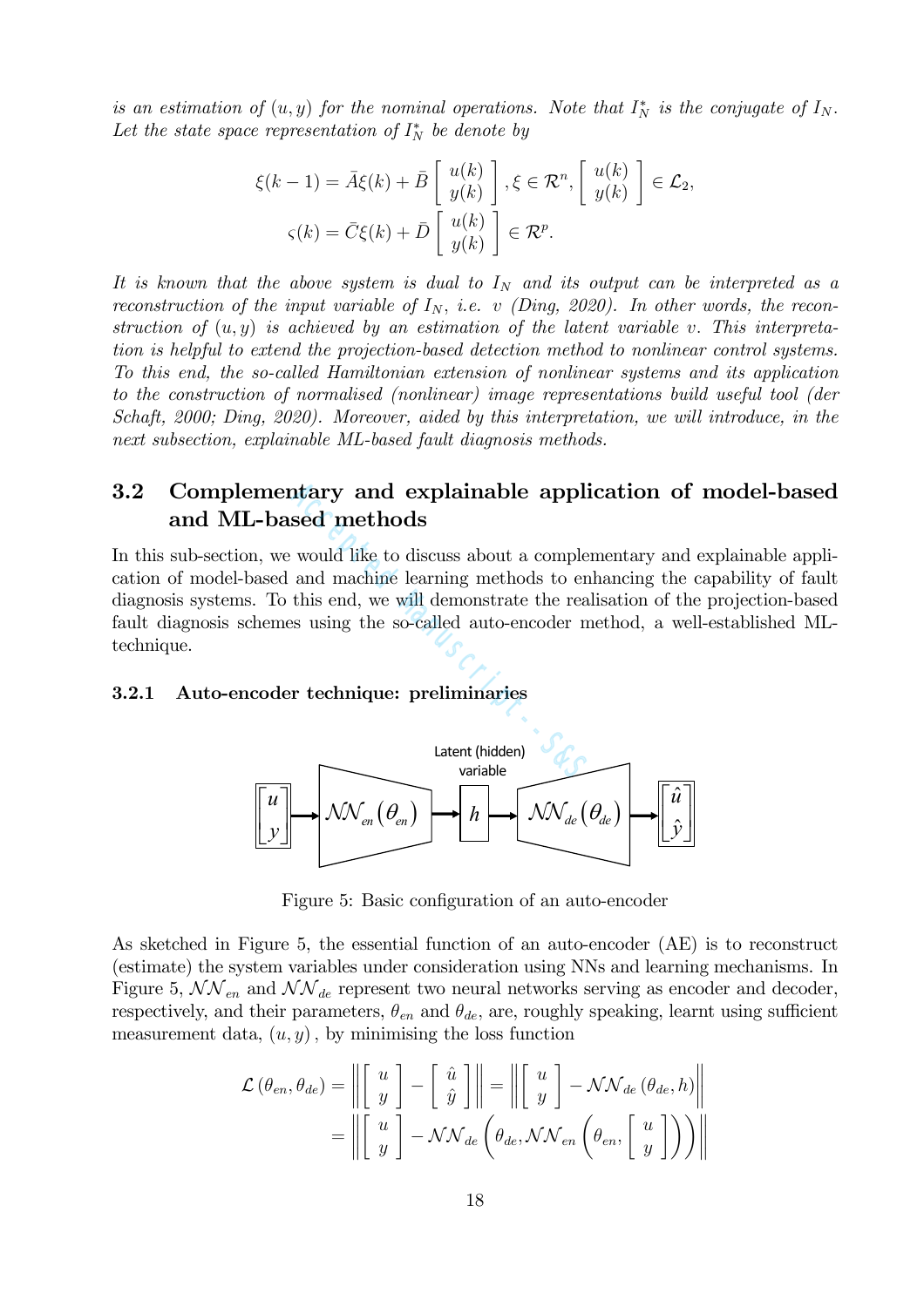*is an estimation of $(u, y)$ for the nominal operations. Note that $I_N^*$ is the conjugate of $I_N$. Let the state space representation of $I_N^*$ be denote by*

$$\xi(k-1) = \bar{A}\xi(k) + \bar{B}\left[\begin{array}{c} u(k) \\ y(k) \end{array}\right], \xi \in \mathcal{R}^n, \left[\begin{array}{c} u(k) \\ y(k) \end{array}\right] \in \mathcal{L}_2,$$
$$\varsigma(k) = \bar{C}\xi(k) + \bar{D}\left[\begin{array}{c} u(k) \\ y(k) \end{array}\right] \in \mathcal{R}^p.$$

*It is known that the above system is dual to $I_N$ and its output can be interpreted as a reconstruction of the input variable of $I_N$, i.e. $v$ (Ding, 2020). In other words, the reconstruction of $(u, y)$ is achieved by an estimation of the latent variable $v$. This interpretation is helpful to extend the projection-based detection method to nonlinear control systems. To this end, the so-called Hamiltonian extension of nonlinear systems and its application to the construction of normalised (nonlinear) image representations build useful tool (der Schaft, 2000; Ding, 2020). Moreover, aided by this interpretation, we will introduce, in the next subsection, explainable ML-based fault diagnosis methods.*

## 3.2 Complementary and explainable application of model-based and ML-based methods

In this sub-section, we would like to discuss about a complementary and explainable application of model-based and machine learning methods to enhancing the capability of fault diagnosis systems. To this end, we will demonstrate the realisation of the projection-based fault diagnosis schemes using the so-called auto-encoder method, a well-established ML-technique.

### 3.2.1 Auto-encoder technique: preliminaries

Figure 5: Basic configuration of an auto-encoder

As sketched in Figure 5, the essential function of an auto-encoder (AE) is to reconstruct (estimate) the system variables under consideration using NNs and learning mechanisms. In Figure 5, $\mathcal{NN}_{en}$ and $\mathcal{NN}_{de}$ represent two neural networks serving as encoder and decoder, respectively, and their parameters, $\theta_{en}$ and $\theta_{de}$, are, roughly speaking, learnt using sufficient measurement data, $(u, y)$, by minimising the loss function

$$\mathcal{L}(\theta_{en}, \theta_{de}) = \left\| \left[\begin{array}{c} u \\ y \end{array}\right] - \left[\begin{array}{c} \hat{u} \\ \hat{y} \end{array}\right] \right\| = \left\| \left[\begin{array}{c} u \\ y \end{array}\right] - \mathcal{NN}_{de}(\theta_{de}, h) \right\|$$
$$= \left\| \left[\begin{array}{c} u \\ y \end{array}\right] - \mathcal{NN}_{de}\left(\theta_{de}, \mathcal{NN}_{en}\left(\theta_{en}, \left[\begin{array}{c} u \\ y \end{array}\right]\right)\right) \right\|$$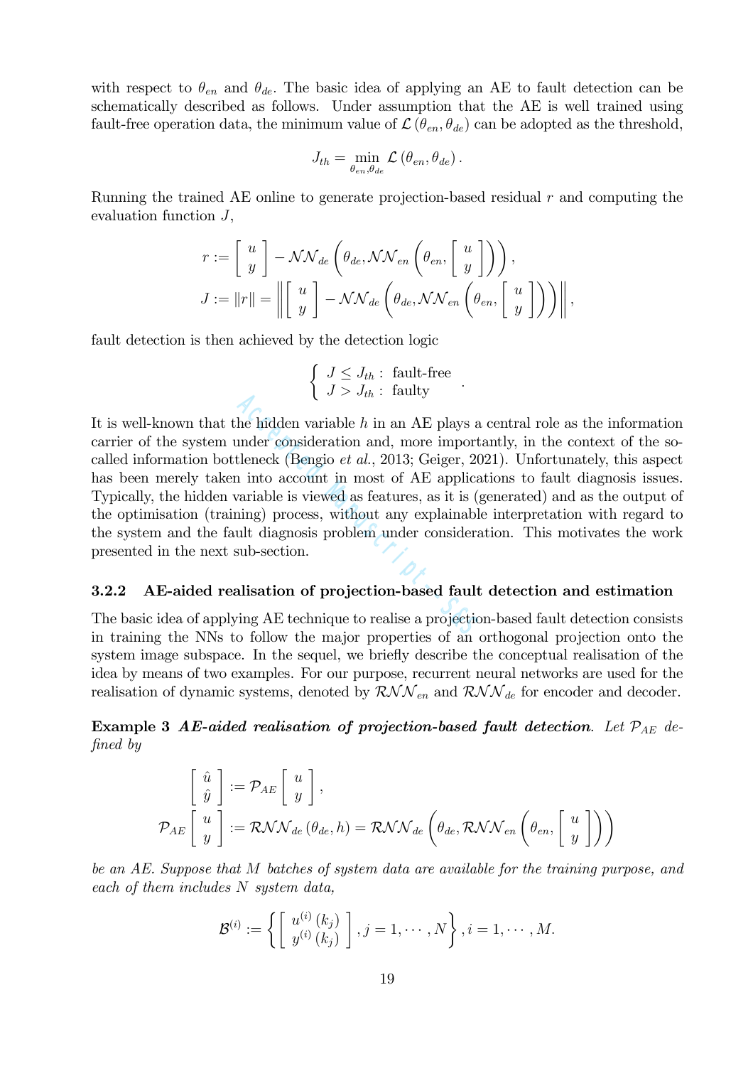with respect to $\theta_{en}$ and $\theta_{de}$. The basic idea of applying an AE to fault detection can be schematically described as follows. Under assumption that the AE is well trained using fault-free operation data, the minimum value of $\mathcal{L}(\theta_{en}, \theta_{de})$ can be adopted as the threshold,

$$J_{th} = \min_{\theta_{en}, \theta_{de}} \mathcal{L}(\theta_{en}, \theta_{de}).$$

Running the trained AE online to generate projection-based residual $r$ and computing the evaluation function $J$,

$$r := \begin{bmatrix} u \\ y \end{bmatrix} - \mathcal{NN}_{de}\left(\theta_{de}, \mathcal{NN}_{en}\left(\theta_{en}, \begin{bmatrix} u \\ y \end{bmatrix}\right)\right),$$
$$J := \|r\| = \left\| \begin{bmatrix} u \\ y \end{bmatrix} - \mathcal{NN}_{de}\left(\theta_{de}, \mathcal{NN}_{en}\left(\theta_{en}, \begin{bmatrix} u \\ y \end{bmatrix}\right)\right) \right\|,$$

fault detection is then achieved by the detection logic

$$\begin{cases} J \leq J_{th} : \text{ fault-free} \\ J > J_{th} : \text{ faulty} \end{cases}.$$

It is well-known that the hidden variable $h$ in an AE plays a central role as the information carrier of the system under consideration and, more importantly, in the context of the so-called information bottleneck (Bengio *et al.*, 2013; Geiger, 2021). Unfortunately, this aspect has been merely taken into account in most of AE applications to fault diagnosis issues. Typically, the hidden variable is viewed as features, as it is (generated) and as the output of the optimisation (training) process, without any explainable interpretation with regard to the system and the fault diagnosis problem under consideration. This motivates the work presented in the next sub-section.

### 3.2.2 AE-aided realisation of projection-based fault detection and estimation

The basic idea of applying AE technique to realise a projection-based fault detection consists in training the NNs to follow the major properties of an orthogonal projection onto the system image subspace. In the sequel, we briefly describe the conceptual realisation of the idea by means of two examples. For our purpose, recurrent neural networks are used for the realisation of dynamic systems, denoted by $\mathcal{RNN}_{en}$ and $\mathcal{RNN}_{de}$ for encoder and decoder.

**Example 3** ***AE-aided realisation of projection-based fault detection***. *Let $\mathcal{P}_{AE}$ defined by*

$$\begin{bmatrix} \hat{u} \\ \hat{y} \end{bmatrix} := \mathcal{P}_{AE} \begin{bmatrix} u \\ y \end{bmatrix},$$
$$\mathcal{P}_{AE} \begin{bmatrix} u \\ y \end{bmatrix} := \mathcal{RNN}_{de}(\theta_{de}, h) = \mathcal{RNN}_{de}\left(\theta_{de}, \mathcal{RNN}_{en}\left(\theta_{en}, \begin{bmatrix} u \\ y \end{bmatrix}\right)\right)$$

*be an AE. Suppose that $M$ batches of system data are available for the training purpose, and each of them includes $N$ system data,*

$$\mathcal{B}^{(i)} := \left\{ \begin{bmatrix} u^{(i)}(k_j) \\ y^{(i)}(k_j) \end{bmatrix}, j = 1, \cdots, N \right\}, i = 1, \cdots, M.$$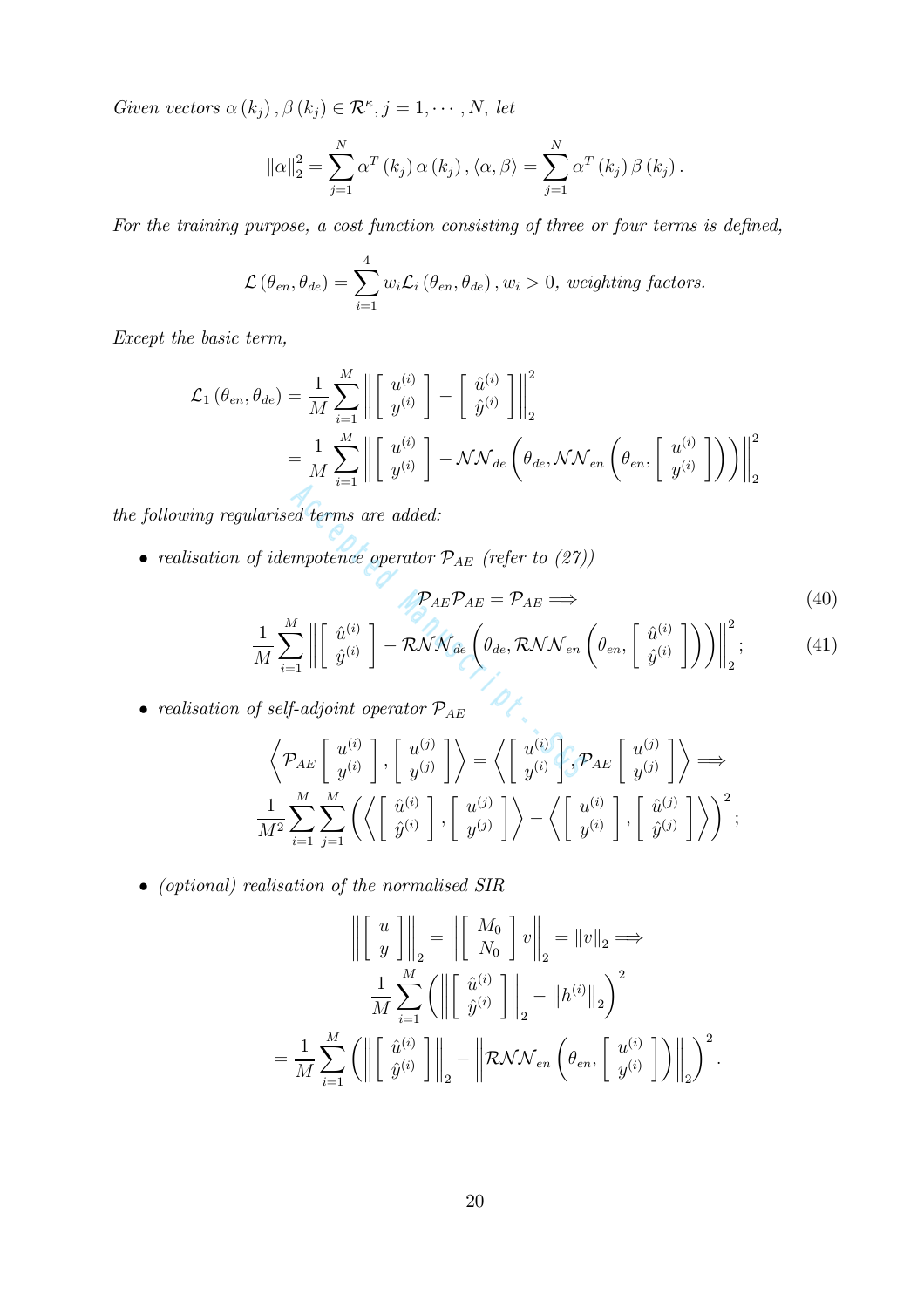*Given vectors* $\alpha(k_j), \beta(k_j) \in \mathcal{R}^{\kappa}, j = 1, \cdots, N$, *let*

$$\|\alpha\|_2^2 = \sum_{j=1}^{N} \alpha^T(k_j)\,\alpha(k_j), \langle \alpha, \beta \rangle = \sum_{j=1}^{N} \alpha^T(k_j)\,\beta(k_j).$$

*For the training purpose, a cost function consisting of three or four terms is defined,*

$$\mathcal{L}(\theta_{en}, \theta_{de}) = \sum_{i=1}^{4} w_i \mathcal{L}_i(\theta_{en}, \theta_{de}), w_i > 0, \text{ weighting factors.}$$

*Except the basic term,*

$$\begin{aligned}\mathcal{L}_1(\theta_{en}, \theta_{de}) &= \frac{1}{M}\sum_{i=1}^{M}\left\|\begin{bmatrix} u^{(i)} \\ y^{(i)} \end{bmatrix} - \begin{bmatrix} \hat{u}^{(i)} \\ \hat{y}^{(i)} \end{bmatrix}\right\|_2^2 \\ &= \frac{1}{M}\sum_{i=1}^{M}\left\|\begin{bmatrix} u^{(i)} \\ y^{(i)} \end{bmatrix} - \mathcal{NN}_{de}\left(\theta_{de}, \mathcal{NN}_{en}\left(\theta_{en}, \begin{bmatrix} u^{(i)} \\ y^{(i)} \end{bmatrix}\right)\right)\right\|_2^2\end{aligned}$$

*the following regularised terms are added:*

- *realisation of idempotence operator* $\mathcal{P}_{AE}$ *(refer to (27))*

$$\mathcal{P}_{AE}\mathcal{P}_{AE} = \mathcal{P}_{AE} \Longrightarrow \tag{40}$$

$$\frac{1}{M}\sum_{i=1}^{M}\left\|\begin{bmatrix} \hat{u}^{(i)} \\ \hat{y}^{(i)} \end{bmatrix} - \mathcal{RNN}_{de}\left(\theta_{de}, \mathcal{RNN}_{en}\left(\theta_{en}, \begin{bmatrix} \hat{u}^{(i)} \\ \hat{y}^{(i)} \end{bmatrix}\right)\right)\right\|_2^2; \tag{41}$$

- *realisation of self-adjoint operator* $\mathcal{P}_{AE}$

$$\left\langle \mathcal{P}_{AE}\begin{bmatrix} u^{(i)} \\ y^{(i)} \end{bmatrix}, \begin{bmatrix} u^{(j)} \\ y^{(j)} \end{bmatrix}\right\rangle = \left\langle \begin{bmatrix} u^{(i)} \\ y^{(i)} \end{bmatrix}, \mathcal{P}_{AE}\begin{bmatrix} u^{(j)} \\ y^{(j)} \end{bmatrix}\right\rangle \Longrightarrow$$

$$\frac{1}{M^2}\sum_{i=1}^{M}\sum_{j=1}^{M}\left(\left\langle \begin{bmatrix} \hat{u}^{(i)} \\ \hat{y}^{(i)} \end{bmatrix}, \begin{bmatrix} u^{(j)} \\ y^{(j)} \end{bmatrix}\right\rangle - \left\langle \begin{bmatrix} u^{(i)} \\ y^{(i)} \end{bmatrix}, \begin{bmatrix} \hat{u}^{(j)} \\ \hat{y}^{(j)} \end{bmatrix}\right\rangle\right)^2;$$

- *(optional) realisation of the normalised SIR*

$$\left\|\begin{bmatrix} u \\ y \end{bmatrix}\right\|_2 = \left\|\begin{bmatrix} M_0 \\ N_0 \end{bmatrix} v\right\|_2 = \|v\|_2 \Longrightarrow$$

$$\frac{1}{M}\sum_{i=1}^{M}\left(\left\|\begin{bmatrix} \hat{u}^{(i)} \\ \hat{y}^{(i)} \end{bmatrix}\right\|_2 - \left\|h^{(i)}\right\|_2\right)^2$$

$$= \frac{1}{M}\sum_{i=1}^{M}\left(\left\|\begin{bmatrix} \hat{u}^{(i)} \\ \hat{y}^{(i)} \end{bmatrix}\right\|_2 - \left\|\mathcal{RNN}_{en}\left(\theta_{en}, \begin{bmatrix} u^{(i)} \\ y^{(i)} \end{bmatrix}\right)\right\|_2\right)^2.$$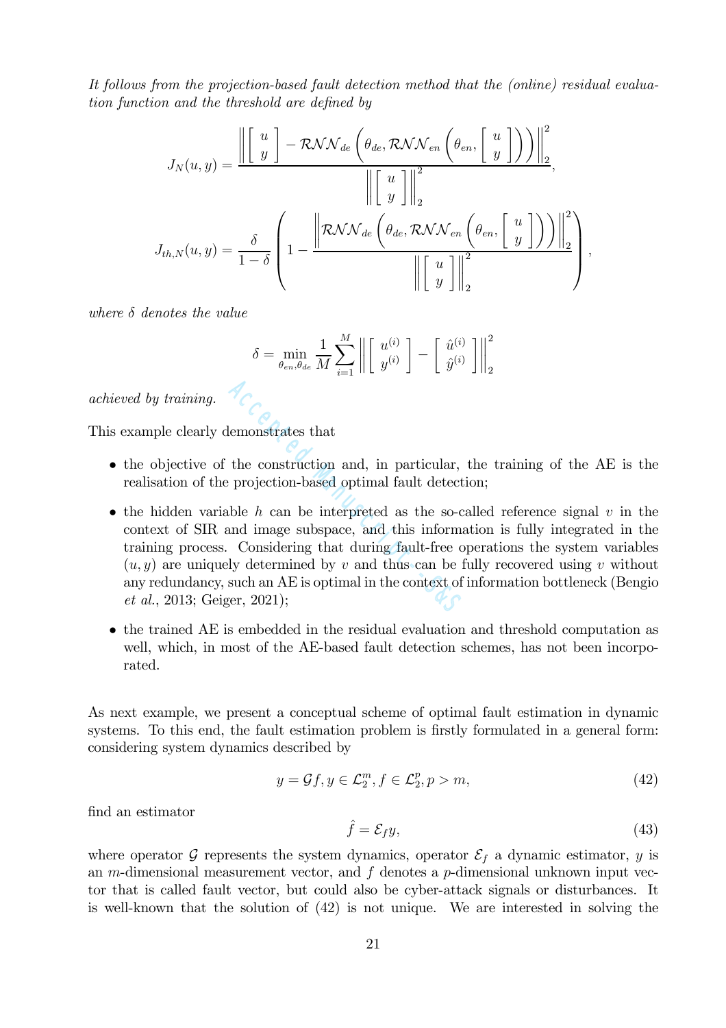*It follows from the projection-based fault detection method that the (online) residual evaluation function and the threshold are defined by*

$$J_N(u,y) = \frac{\left\| \begin{bmatrix} u \\ y \end{bmatrix} - \mathcal{RNN}_{de}\left(\theta_{de}, \mathcal{RNN}_{en}\left(\theta_{en}, \begin{bmatrix} u \\ y \end{bmatrix}\right)\right) \right\|_2^2}{\left\| \begin{bmatrix} u \\ y \end{bmatrix} \right\|_2^2},$$

$$J_{th,N}(u,y) = \frac{\delta}{1-\delta}\left( 1 - \frac{\left\| \mathcal{RNN}_{de}\left(\theta_{de}, \mathcal{RNN}_{en}\left(\theta_{en}, \begin{bmatrix} u \\ y \end{bmatrix}\right)\right) \right\|_2^2}{\left\| \begin{bmatrix} u \\ y \end{bmatrix} \right\|_2^2} \right),$$

*where $\delta$ denotes the value*

$$\delta = \min_{\theta_{en},\theta_{de}} \frac{1}{M} \sum_{i=1}^{M} \left\| \begin{bmatrix} u^{(i)} \\ y^{(i)} \end{bmatrix} - \begin{bmatrix} \hat{u}^{(i)} \\ \hat{y}^{(i)} \end{bmatrix} \right\|_2^2$$

*achieved by training.*

This example clearly demonstrates that

- the objective of the construction and, in particular, the training of the AE is the realisation of the projection-based optimal fault detection;
- the hidden variable $h$ can be interpreted as the so-called reference signal $v$ in the context of SIR and image subspace, and this information is fully integrated in the training process. Considering that during fault-free operations the system variables $(u, y)$ are uniquely determined by $v$ and thus can be fully recovered using $v$ without any redundancy, such an AE is optimal in the context of information bottleneck (Bengio *et al.*, 2013; Geiger, 2021);
- the trained AE is embedded in the residual evaluation and threshold computation as well, which, in most of the AE-based fault detection schemes, has not been incorporated.

As next example, we present a conceptual scheme of optimal fault estimation in dynamic systems. To this end, the fault estimation problem is firstly formulated in a general form: considering system dynamics described by

$$y = \mathcal{G}f, y \in \mathcal{L}_2^m, f \in \mathcal{L}_2^p, p > m, \tag{42}$$

find an estimator

$$\hat{f} = \mathcal{E}_f y, \tag{43}$$

where operator $\mathcal{G}$ represents the system dynamics, operator $\mathcal{E}_f$ a dynamic estimator, $y$ is an $m$-dimensional measurement vector, and $f$ denotes a $p$-dimensional unknown input vector that is called fault vector, but could also be cyber-attack signals or disturbances. It is well-known that the solution of (42) is not unique. We are interested in solving the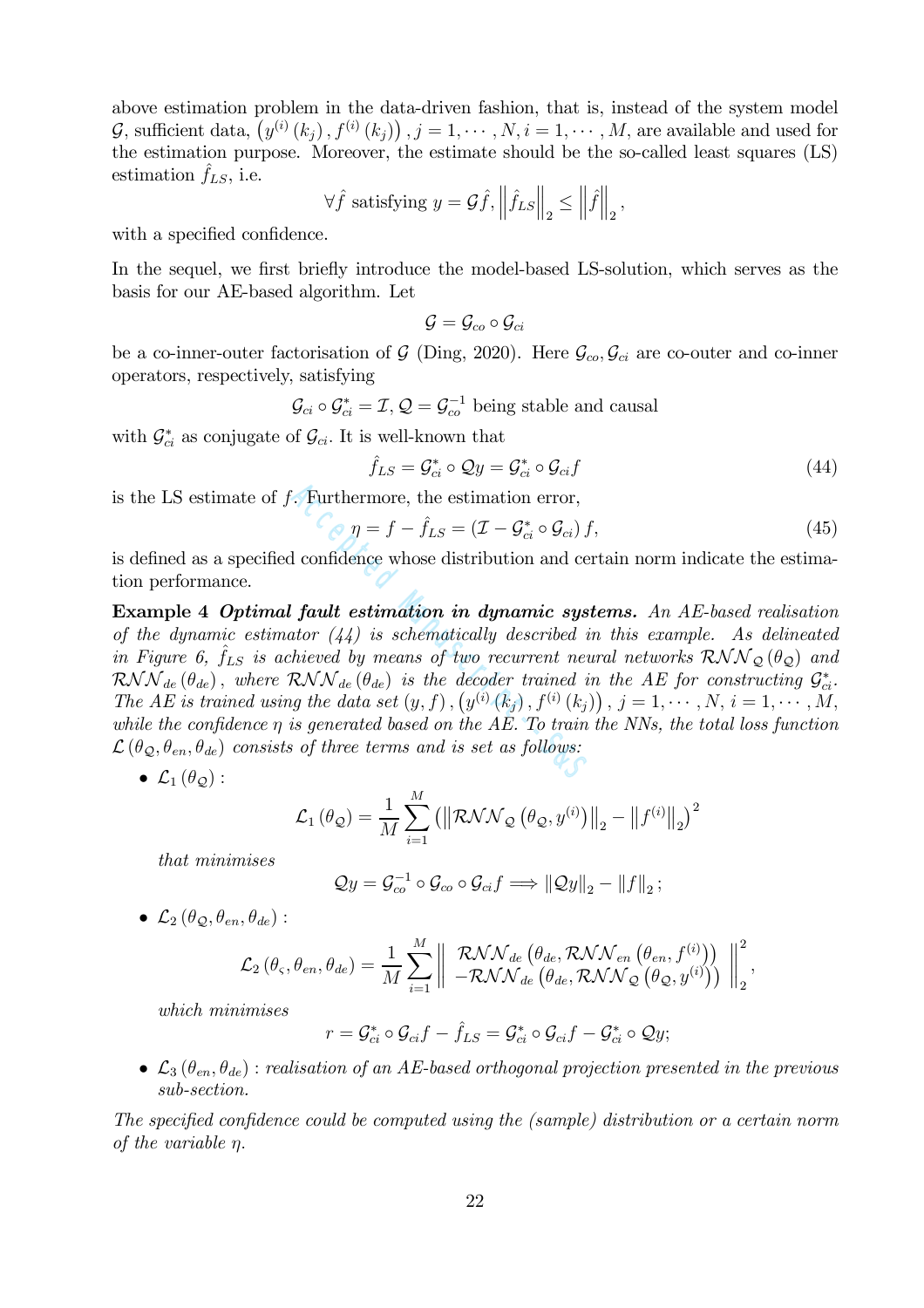above estimation problem in the data-driven fashion, that is, instead of the system model $\mathcal{G}$, sufficient data, $\left(y^{(i)}(k_j), f^{(i)}(k_j)\right), j = 1, \cdots, N, i = 1, \cdots, M$, are available and used for the estimation purpose. Moreover, the estimate should be the so-called least squares (LS) estimation $\hat{f}_{LS}$, i.e.

$$\forall \hat{f} \text{ satisfying } y = \mathcal{G}\hat{f}, \left\|\hat{f}_{LS}\right\|_2 \leq \left\|\hat{f}\right\|_2,$$

with a specified confidence.

In the sequel, we first briefly introduce the model-based LS-solution, which serves as the basis for our AE-based algorithm. Let

$$\mathcal{G} = \mathcal{G}_{co} \circ \mathcal{G}_{ci}$$

be a co-inner-outer factorisation of $\mathcal{G}$ (Ding, 2020). Here $\mathcal{G}_{co}, \mathcal{G}_{ci}$ are co-outer and co-inner operators, respectively, satisfying

$$\mathcal{G}_{ci} \circ \mathcal{G}_{ci}^* = \mathcal{I}, \mathcal{Q} = \mathcal{G}_{co}^{-1} \text{ being stable and causal}$$

with $\mathcal{G}_{ci}^*$ as conjugate of $\mathcal{G}_{ci}$. It is well-known that

$$\hat{f}_{LS} = \mathcal{G}_{ci}^* \circ \mathcal{Q}y = \mathcal{G}_{ci}^* \circ \mathcal{G}_{ci} f \tag{44}$$

is the LS estimate of $f$. Furthermore, the estimation error,

$$\eta = f - \hat{f}_{LS} = \left(\mathcal{I} - \mathcal{G}_{ci}^* \circ \mathcal{G}_{ci}\right) f, \tag{45}$$

is defined as a specified confidence whose distribution and certain norm indicate the estimation performance.

**Example 4** ***Optimal fault estimation in dynamic systems.*** *An AE-based realisation of the dynamic estimator (44) is schematically described in this example. As delineated in Figure 6, $\hat{f}_{LS}$ is achieved by means of two recurrent neural networks $\mathcal{RNN}_{\mathcal{Q}}(\theta_{\mathcal{Q}})$ and $\mathcal{RNN}_{de}(\theta_{de})$, where $\mathcal{RNN}_{de}(\theta_{de})$ is the decoder trained in the AE for constructing $\mathcal{G}_{ci}^*$. The AE is trained using the data set $(y, f), \left(y^{(i)}(k_j), f^{(i)}(k_j)\right), j = 1, \cdots, N, i = 1, \cdots, M$, while the confidence $\eta$ is generated based on the AE. To train the NNs, the total loss function $\mathcal{L}(\theta_{\mathcal{Q}}, \theta_{en}, \theta_{de})$ consists of three terms and is set as follows:*

- $\mathcal{L}_1(\theta_{\mathcal{Q}})$ :

$$\mathcal{L}_1(\theta_{\mathcal{Q}}) = \frac{1}{M}\sum_{i=1}^{M}\left(\left\|\mathcal{RNN}_{\mathcal{Q}}\left(\theta_{\mathcal{Q}}, y^{(i)}\right)\right\|_2 - \left\|f^{(i)}\right\|_2\right)^2$$

  *that minimises*

$$\mathcal{Q}y = \mathcal{G}_{co}^{-1} \circ \mathcal{G}_{co} \circ \mathcal{G}_{ci} f \Longrightarrow \left\|\mathcal{Q}y\right\|_2 - \left\|f\right\|_2;$$

- $\mathcal{L}_2(\theta_{\mathcal{Q}}, \theta_{en}, \theta_{de})$ :

$$\mathcal{L}_2(\theta_{\varsigma}, \theta_{en}, \theta_{de}) = \frac{1}{M}\sum_{i=1}^{M}\left\|\begin{array}{c}\mathcal{RNN}_{de}\left(\theta_{de}, \mathcal{RNN}_{en}\left(\theta_{en}, f^{(i)}\right)\right) \\ -\mathcal{RNN}_{de}\left(\theta_{de}, \mathcal{RNN}_{\mathcal{Q}}\left(\theta_{\mathcal{Q}}, y^{(i)}\right)\right)\end{array}\right\|_2^2,$$

  *which minimises*

$$r = \mathcal{G}_{ci}^* \circ \mathcal{G}_{ci} f - \hat{f}_{LS} = \mathcal{G}_{ci}^* \circ \mathcal{G}_{ci} f - \mathcal{G}_{ci}^* \circ \mathcal{Q}y;$$

- $\mathcal{L}_3(\theta_{en}, \theta_{de})$ : *realisation of an AE-based orthogonal projection presented in the previous sub-section.*

*The specified confidence could be computed using the (sample) distribution or a certain norm of the variable $\eta$.*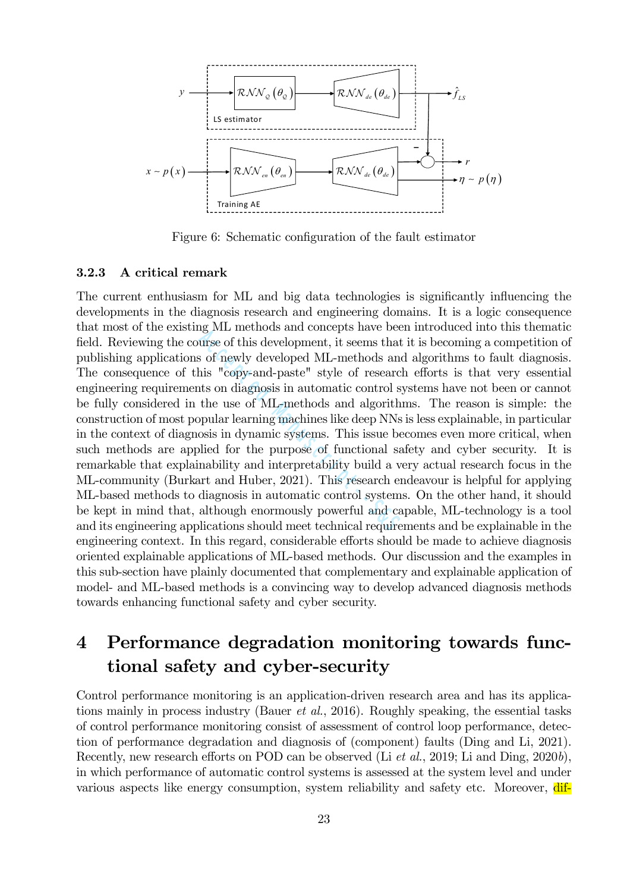Figure 6: Schematic configuration of the fault estimator

### 3.2.3 A critical remark

The current enthusiasm for ML and big data technologies is significantly influencing the developments in the diagnosis research and engineering domains. It is a logic consequence that most of the existing ML methods and concepts have been introduced into this thematic field. Reviewing the course of this development, it seems that it is becoming a competition of publishing applications of newly developed ML-methods and algorithms to fault diagnosis. The consequence of this "copy-and-paste" style of research efforts is that very essential engineering requirements on diagnosis in automatic control systems have not been or cannot be fully considered in the use of ML-methods and algorithms. The reason is simple: the construction of most popular learning machines like deep NNs is less explainable, in particular in the context of diagnosis in dynamic systems. This issue becomes even more critical, when such methods are applied for the purpose of functional safety and cyber security. It is remarkable that explainability and interpretability build a very actual research focus in the ML-community (Burkart and Huber, 2021). This research endeavour is helpful for applying ML-based methods to diagnosis in automatic control systems. On the other hand, it should be kept in mind that, although enormously powerful and capable, ML-technology is a tool and its engineering applications should meet technical requirements and be explainable in the engineering context. In this regard, considerable efforts should be made to achieve diagnosis oriented explainable applications of ML-based methods. Our discussion and the examples in this sub-section have plainly documented that complementary and explainable application of model- and ML-based methods is a convincing way to develop advanced diagnosis methods towards enhancing functional safety and cyber security.

# 4 Performance degradation monitoring towards functional safety and cyber-security

Control performance monitoring is an application-driven research area and has its applications mainly in process industry (Bauer *et al.*, 2016). Roughly speaking, the essential tasks of control performance monitoring consist of assessment of control loop performance, detection of performance degradation and diagnosis of (component) faults (Ding and Li, 2021). Recently, new research efforts on POD can be observed (Li *et al.*, 2019; Li and Ding, 2020*b*), in which performance of automatic control systems is assessed at the system level and under various aspects like energy consumption, system reliability and safety etc. Moreover, dif-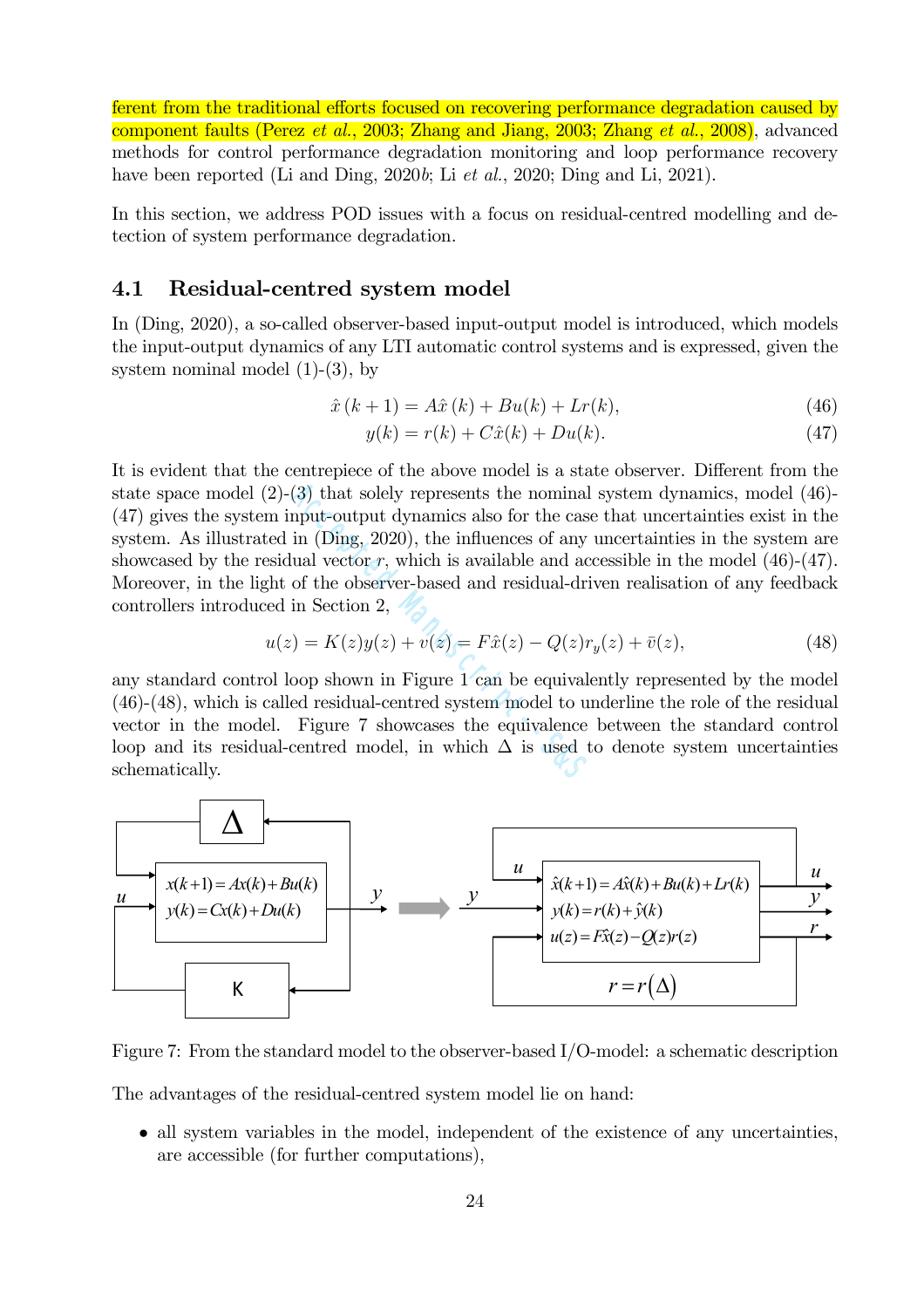ferent from the traditional efforts focused on recovering performance degradation caused by component faults (Perez *et al.*, 2003; Zhang and Jiang, 2003; Zhang *et al.*, 2008), advanced methods for control performance degradation monitoring and loop performance recovery have been reported (Li and Ding, 2020*b*; Li *et al.*, 2020; Ding and Li, 2021).

In this section, we address POD issues with a focus on residual-centred modelling and detection of system performance degradation.

## 4.1 Residual-centred system model

In (Ding, 2020), a so-called observer-based input-output model is introduced, which models the input-output dynamics of any LTI automatic control systems and is expressed, given the system nominal model (1)-(3), by

$$\hat{x}(k+1) = A\hat{x}(k) + Bu(k) + Lr(k), \tag{46}$$

$$y(k) = r(k) + C\hat{x}(k) + Du(k). \tag{47}$$

It is evident that the centrepiece of the above model is a state observer. Different from the state space model (2)-(3) that solely represents the nominal system dynamics, model (46)-(47) gives the system input-output dynamics also for the case that uncertainties exist in the system. As illustrated in (Ding, 2020), the influences of any uncertainties in the system are showcased by the residual vector $r$, which is available and accessible in the model (46)-(47). Moreover, in the light of the observer-based and residual-driven realisation of any feedback controllers introduced in Section 2,

$$u(z) = K(z)y(z) + v(z) = F\hat{x}(z) - Q(z)r_y(z) + \bar{v}(z), \tag{48}$$

any standard control loop shown in Figure 1 can be equivalently represented by the model (46)-(48), which is called residual-centred system model to underline the role of the residual vector in the model. Figure 7 showcases the equivalence between the standard control loop and its residual-centred model, in which $\Delta$ is used to denote system uncertainties schematically.

Figure 7: From the standard model to the observer-based I/O-model: a schematic description

The advantages of the residual-centred system model lie on hand:

- all system variables in the model, independent of the existence of any uncertainties, are accessible (for further computations),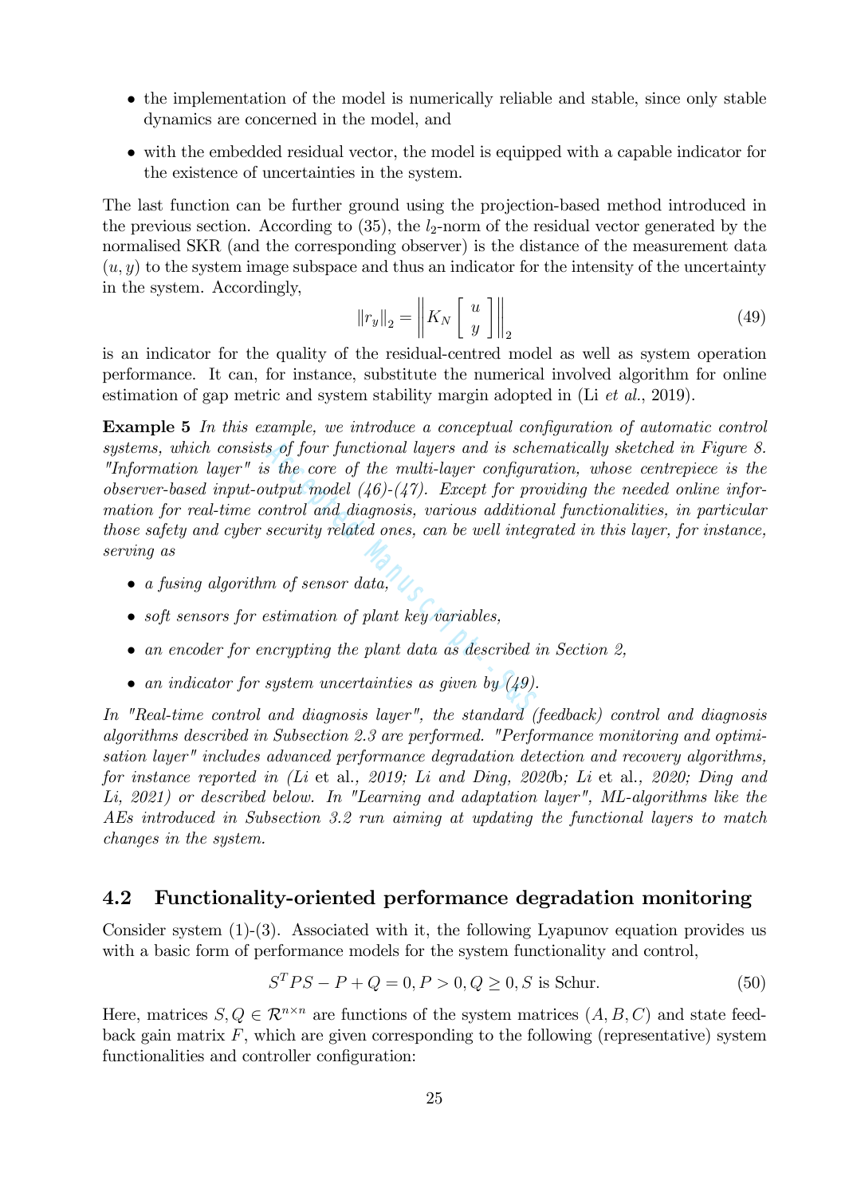- the implementation of the model is numerically reliable and stable, since only stable dynamics are concerned in the model, and
- with the embedded residual vector, the model is equipped with a capable indicator for the existence of uncertainties in the system.

The last function can be further ground using the projection-based method introduced in the previous section. According to (35), the $l_2$-norm of the residual vector generated by the normalised SKR (and the corresponding observer) is the distance of the measurement data $(u, y)$ to the system image subspace and thus an indicator for the intensity of the uncertainty in the system. Accordingly,

$$\|r_y\|_2 = \left\| K_N \begin{bmatrix} u \\ y \end{bmatrix} \right\|_2 \tag{49}$$

is an indicator for the quality of the residual-centred model as well as system operation performance. It can, for instance, substitute the numerical involved algorithm for online estimation of gap metric and system stability margin adopted in (Li *et al.*, 2019).

**Example 5** *In this example, we introduce a conceptual configuration of automatic control systems, which consists of four functional layers and is schematically sketched in Figure 8. "Information layer" is the core of the multi-layer configuration, whose centrepiece is the observer-based input-output model (46)-(47). Except for providing the needed online information for real-time control and diagnosis, various additional functionalities, in particular those safety and cyber security related ones, can be well integrated in this layer, for instance, serving as*

- *a fusing algorithm of sensor data,*
- *soft sensors for estimation of plant key variables,*
- *an encoder for encrypting the plant data as described in Section 2,*
- *an indicator for system uncertainties as given by (49).*

*In "Real-time control and diagnosis layer", the standard (feedback) control and diagnosis algorithms described in Subsection 2.3 are performed. "Performance monitoring and optimisation layer" includes advanced performance degradation detection and recovery algorithms, for instance reported in (Li* et al.*, 2019; Li and Ding, 2020b; Li* et al.*, 2020; Ding and Li, 2021) or described below. In "Learning and adaptation layer", ML-algorithms like the AEs introduced in Subsection 3.2 run aiming at updating the functional layers to match changes in the system.*

## 4.2 Functionality-oriented performance degradation monitoring

Consider system (1)-(3). Associated with it, the following Lyapunov equation provides us with a basic form of performance models for the system functionality and control,

$$S^T P S - P + Q = 0, P > 0, Q \geq 0, S \text{ is Schur.} \tag{50}$$

Here, matrices $S, Q \in \mathcal{R}^{n \times n}$ are functions of the system matrices $(A, B, C)$ and state feedback gain matrix $F$, which are given corresponding to the following (representative) system functionalities and controller configuration: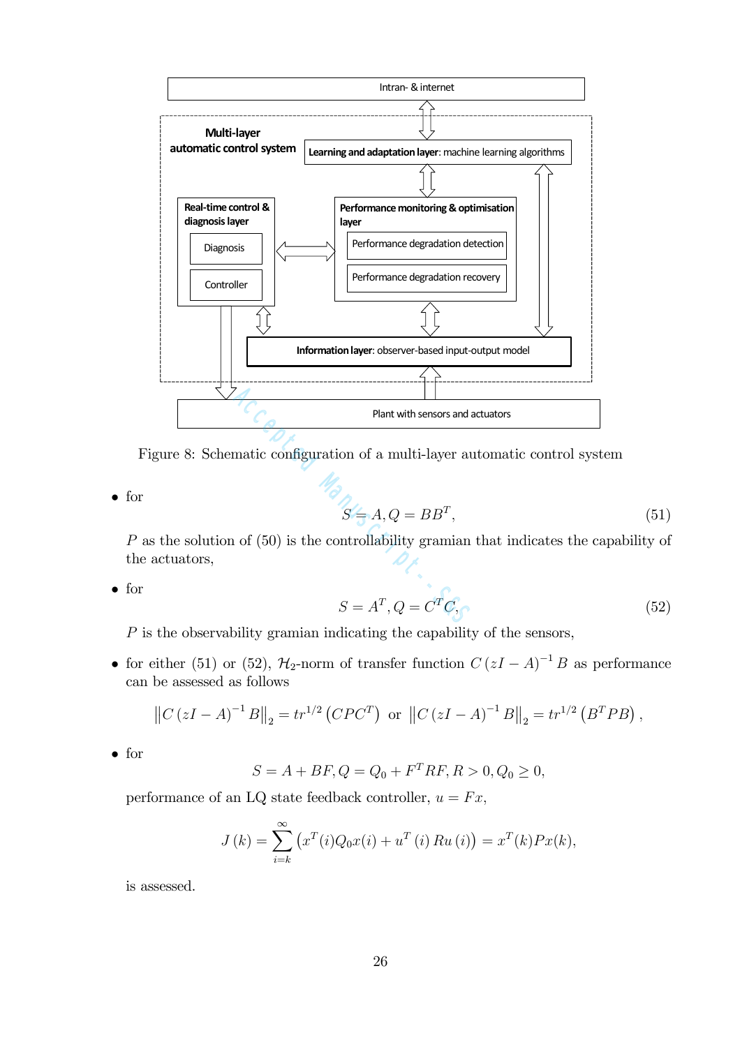Figure 8: Schematic configuration of a multi-layer automatic control system

- for

$$S = A, Q = BB^T, \tag{51}$$

$P$ as the solution of (50) is the controllability gramian that indicates the capability of the actuators,

- for

$$S = A^T, Q = C^T C, \tag{52}$$

$P$ is the observability gramian indicating the capability of the sensors,

- for either (51) or (52), $\mathcal{H}_2$-norm of transfer function $C(zI - A)^{-1} B$ as performance can be assessed as follows

$$\left\| C(zI - A)^{-1} B \right\|_2 = tr^{1/2}\left(CPC^T\right) \text{ or } \left\| C(zI - A)^{-1} B \right\|_2 = tr^{1/2}\left(B^T PB\right),$$

- for

$$S = A + BF, Q = Q_0 + F^T RF, R > 0, Q_0 \geq 0,$$

performance of an LQ state feedback controller, $u = Fx$,

$$J(k) = \sum_{i=k}^{\infty} \left(x^T(i) Q_0 x(i) + u^T(i) Ru(i)\right) = x^T(k) Px(k),$$

is assessed.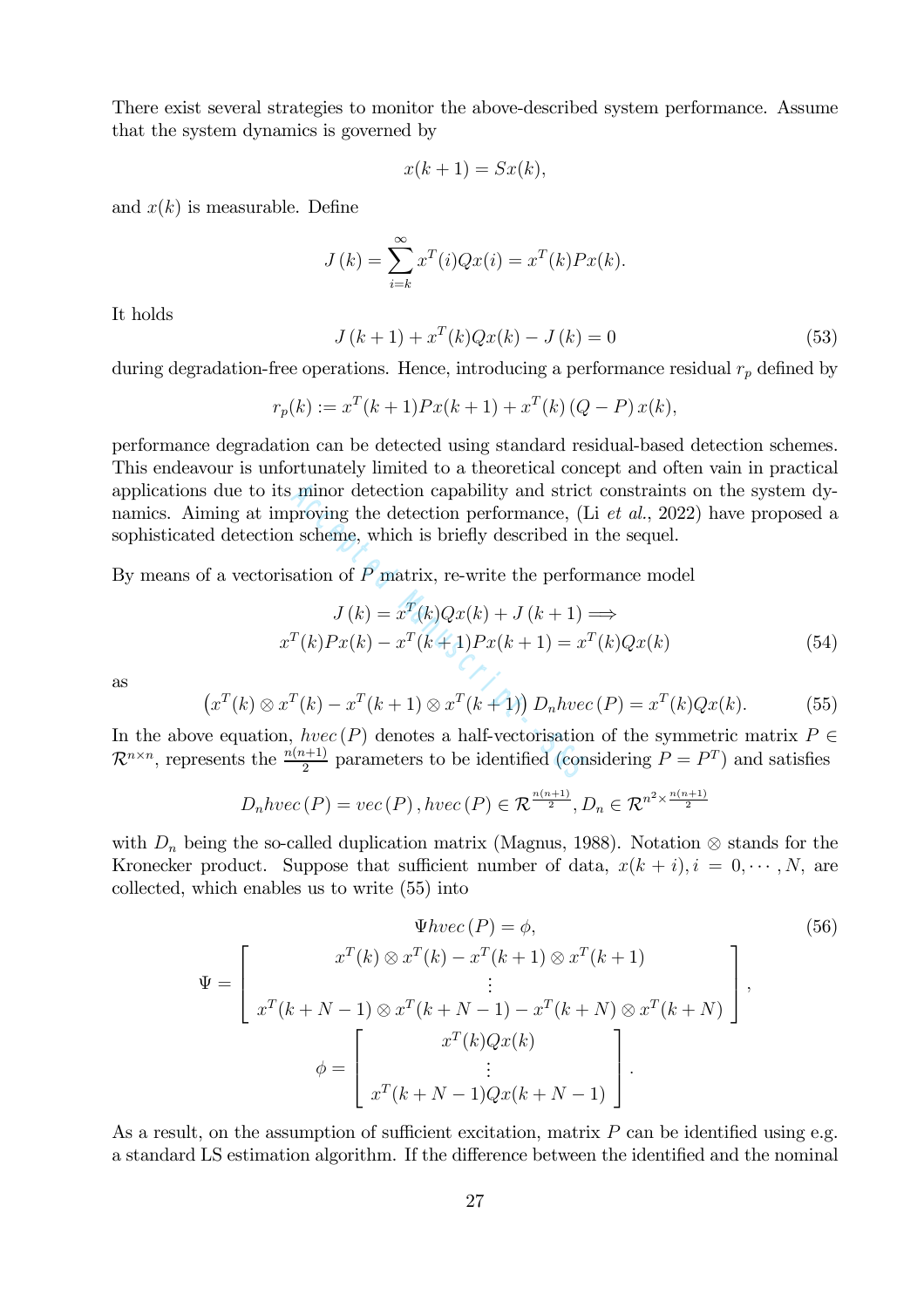There exist several strategies to monitor the above-described system performance. Assume that the system dynamics is governed by

$$x(k+1) = Sx(k),$$

and $x(k)$ is measurable. Define

$$J(k) = \sum_{i=k}^{\infty} x^T(i)Qx(i) = x^T(k)Px(k).$$

It holds

$$J(k+1) + x^T(k)Qx(k) - J(k) = 0 \tag{53}$$

during degradation-free operations. Hence, introducing a performance residual $r_p$ defined by

$$r_p(k) := x^T(k+1)Px(k+1) + x^T(k)(Q-P)x(k),$$

performance degradation can be detected using standard residual-based detection schemes. This endeavour is unfortunately limited to a theoretical concept and often vain in practical applications due to its minor detection capability and strict constraints on the system dynamics. Aiming at improving the detection performance, (Li *et al.*, 2022) have proposed a sophisticated detection scheme, which is briefly described in the sequel.

By means of a vectorisation of $P$ matrix, re-write the performance model

$$\begin{aligned} J(k) = x^T(k)Qx(k) + J(k+1) \Longrightarrow \\ x^T(k)Px(k) - x^T(k+1)Px(k+1) = x^T(k)Qx(k) \end{aligned} \tag{54}$$

as

$$\left(x^T(k) \otimes x^T(k) - x^T(k+1) \otimes x^T(k+1)\right) D_n hvec(P) = x^T(k)Qx(k). \tag{55}$$

In the above equation, $hvec(P)$ denotes a half-vectorisation of the symmetric matrix $P \in \mathcal{R}^{n \times n}$, represents the $\frac{n(n+1)}{2}$ parameters to be identified (considering $P = P^T$) and satisfies

$$D_n hvec(P) = vec(P), hvec(P) \in \mathcal{R}^{\frac{n(n+1)}{2}}, D_n \in \mathcal{R}^{n^2 \times \frac{n(n+1)}{2}}$$

with $D_n$ being the so-called duplication matrix (Magnus, 1988). Notation $\otimes$ stands for the Kronecker product. Suppose that sufficient number of data, $x(k+i), i = 0, \cdots, N$, are collected, which enables us to write (55) into

$$\Psi hvec(P) = \phi, \tag{56}$$

$$\Psi = \begin{bmatrix} x^T(k) \otimes x^T(k) - x^T(k+1) \otimes x^T(k+1) \\ \vdots \\ x^T(k+N-1) \otimes x^T(k+N-1) - x^T(k+N) \otimes x^T(k+N) \end{bmatrix},$$

$$\phi = \begin{bmatrix} x^T(k)Qx(k) \\ \vdots \\ x^T(k+N-1)Qx(k+N-1) \end{bmatrix}.$$

As a result, on the assumption of sufficient excitation, matrix $P$ can be identified using e.g. a standard LS estimation algorithm. If the difference between the identified and the nominal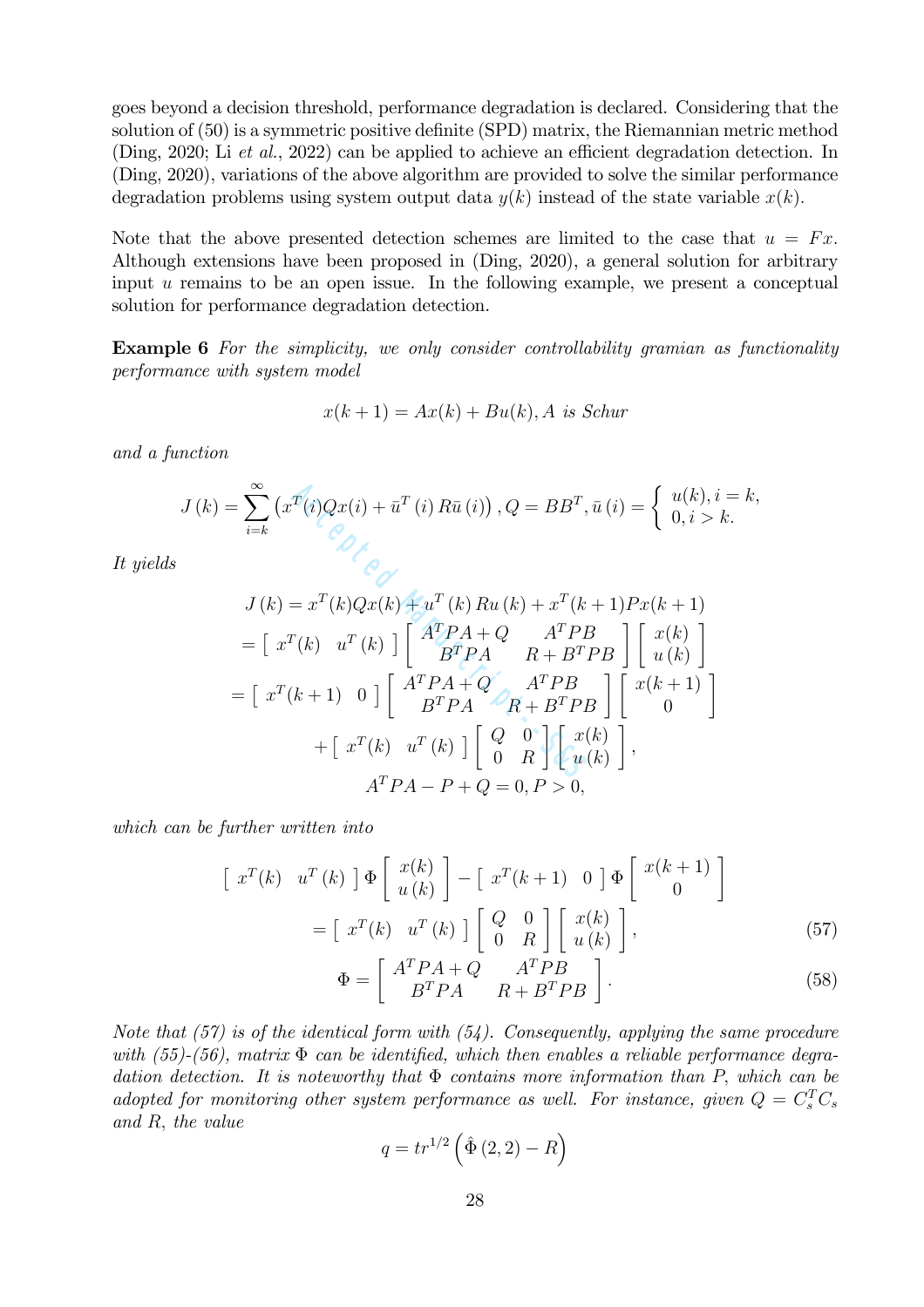goes beyond a decision threshold, performance degradation is declared. Considering that the solution of (50) is a symmetric positive definite (SPD) matrix, the Riemannian metric method (Ding, 2020; Li *et al.*, 2022) can be applied to achieve an efficient degradation detection. In (Ding, 2020), variations of the above algorithm are provided to solve the similar performance degradation problems using system output data $y(k)$ instead of the state variable $x(k)$.

Note that the above presented detection schemes are limited to the case that $u = Fx$. Although extensions have been proposed in (Ding, 2020), a general solution for arbitrary input $u$ remains to be an open issue. In the following example, we present a conceptual solution for performance degradation detection.

**Example 6** *For the simplicity, we only consider controllability gramian as functionality performance with system model*

$$x(k+1) = Ax(k) + Bu(k), A \text{ is Schur}$$

*and a function*

$$J(k) = \sum_{i=k}^{\infty} \left( x^T(i)Qx(i) + \bar{u}^T(i) R\bar{u}(i) \right), Q = BB^T, \bar{u}(i) = \begin{cases} u(k), i = k, \\ 0, i > k. \end{cases}$$

*It yields*

$$\begin{gathered}
J(k) = x^T(k)Qx(k) + u^T(k) Ru(k) + x^T(k+1)Px(k+1) \\
= \begin{bmatrix} x^T(k) & u^T(k) \end{bmatrix} \begin{bmatrix} A^TPA + Q & A^TPB \\ B^TPA & R + B^TPB \end{bmatrix} \begin{bmatrix} x(k) \\ u(k) \end{bmatrix} \\
= \begin{bmatrix} x^T(k+1) & 0 \end{bmatrix} \begin{bmatrix} A^TPA + Q & A^TPB \\ B^TPA & R + B^TPB \end{bmatrix} \begin{bmatrix} x(k+1) \\ 0 \end{bmatrix} \\
+ \begin{bmatrix} x^T(k) & u^T(k) \end{bmatrix} \begin{bmatrix} Q & 0 \\ 0 & R \end{bmatrix} \begin{bmatrix} x(k) \\ u(k) \end{bmatrix}, \\
A^TPA - P + Q = 0, P > 0,
\end{gathered}$$

*which can be further written into*

$$\begin{bmatrix} x^T(k) & u^T(k) \end{bmatrix} \Phi \begin{bmatrix} x(k) \\ u(k) \end{bmatrix} - \begin{bmatrix} x^T(k+1) & 0 \end{bmatrix} \Phi \begin{bmatrix} x(k+1) \\ 0 \end{bmatrix} = \begin{bmatrix} x^T(k) & u^T(k) \end{bmatrix} \begin{bmatrix} Q & 0 \\ 0 & R \end{bmatrix} \begin{bmatrix} x(k) \\ u(k) \end{bmatrix}, \tag{57}$$

$$\Phi = \begin{bmatrix} A^TPA + Q & A^TPB \\ B^TPA & R + B^TPB \end{bmatrix}. \tag{58}$$

*Note that (57) is of the identical form with (54). Consequently, applying the same procedure with (55)-(56), matrix $\Phi$ can be identified, which then enables a reliable performance degradation detection. It is noteworthy that $\Phi$ contains more information than $P$, which can be adopted for monitoring other system performance as well. For instance, given $Q = C_s^T C_s$ and $R$, the value*

$$q = tr^{1/2} \left( \hat{\Phi}(2,2) - R \right)$$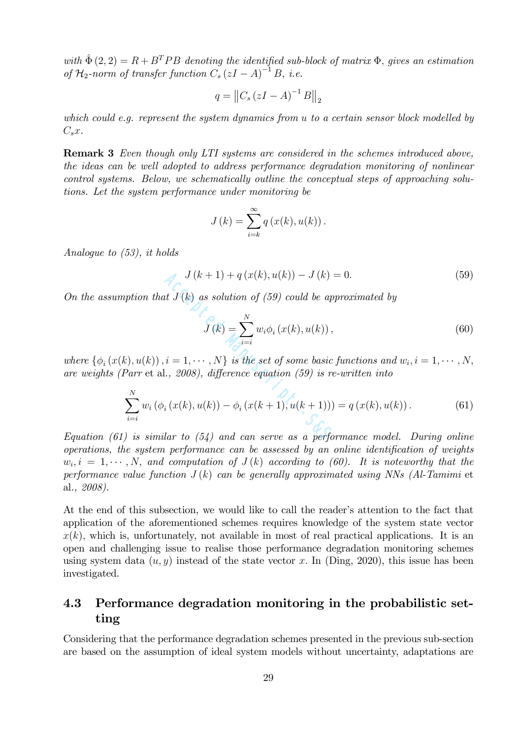*with $\hat{\Phi}(2,2) = R + B^T PB$ denoting the identified sub-block of matrix $\Phi$, gives an estimation of $\mathcal{H}_2$-norm of transfer function $C_s(zI - A)^{-1} B$, i.e.*

$$q = \left\| C_s (zI - A)^{-1} B \right\|_2$$

*which could e.g. represent the system dynamics from $u$ to a certain sensor block modelled by $C_s x$.*

**Remark 3** *Even though only LTI systems are considered in the schemes introduced above, the ideas can be well adopted to address performance degradation monitoring of nonlinear control systems. Below, we schematically outline the conceptual steps of approaching solutions. Let the system performance under monitoring be*

$$J(k) = \sum_{i=k}^{\infty} q(x(k), u(k)).$$

*Analogue to (53), it holds*

$$J(k+1) + q(x(k), u(k)) - J(k) = 0. \tag{59}$$

*On the assumption that $J(k)$ as solution of (59) could be approximated by*

$$J(k) = \sum_{i=i}^{N} w_i \phi_i (x(k), u(k)), \tag{60}$$

*where $\{\phi_i(x(k), u(k)), i = 1, \cdots, N\}$ is the set of some basic functions and $w_i, i = 1, \cdots, N$, are weights (Parr* et al.*, 2008), difference equation (59) is re-written into*

$$\sum_{i=i}^{N} w_i (\phi_i (x(k), u(k)) - \phi_i (x(k+1), u(k+1))) = q(x(k), u(k)). \tag{61}$$

*Equation (61) is similar to (54) and can serve as a performance model. During online operations, the system performance can be assessed by an online identification of weights $w_i, i = 1, \cdots, N$, and computation of $J(k)$ according to (60). It is noteworthy that the performance value function $J(k)$ can be generally approximated using NNs (Al-Tamimi* et al.*, 2008).*

At the end of this subsection, we would like to call the reader's attention to the fact that application of the aforementioned schemes requires knowledge of the system state vector $x(k)$, which is, unfortunately, not available in most of real practical applications. It is an open and challenging issue to realise those performance degradation monitoring schemes using system data $(u, y)$ instead of the state vector $x$. In (Ding, 2020), this issue has been investigated.

### 4.3 Performance degradation monitoring in the probabilistic setting

Considering that the performance degradation schemes presented in the previous sub-section are based on the assumption of ideal system models without uncertainty, adaptations are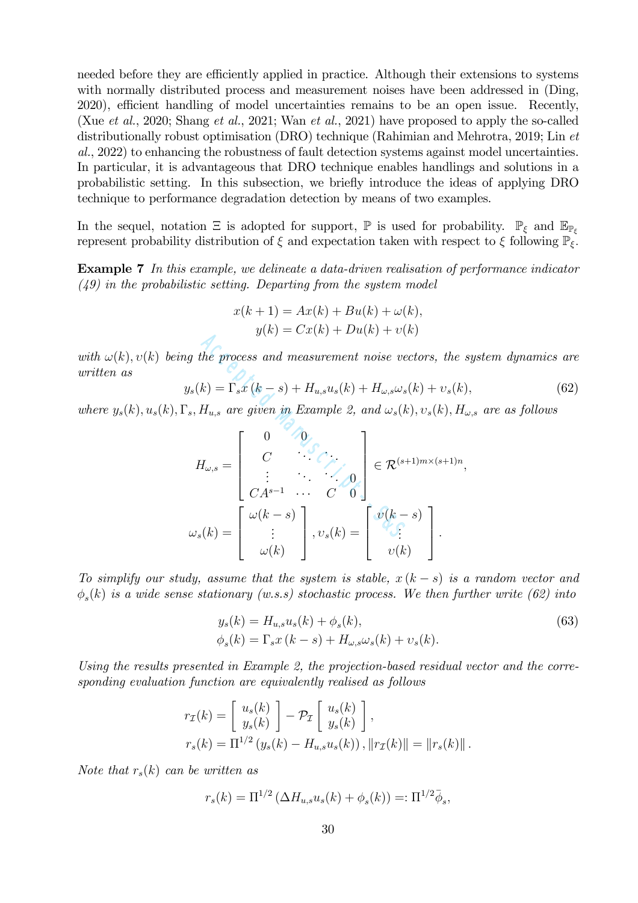needed before they are efficiently applied in practice. Although their extensions to systems with normally distributed process and measurement noises have been addressed in (Ding, 2020), efficient handling of model uncertainties remains to be an open issue. Recently, (Xue *et al.*, 2020; Shang *et al.*, 2021; Wan *et al.*, 2021) have proposed to apply the so-called distributionally robust optimisation (DRO) technique (Rahimian and Mehrotra, 2019; Lin *et al.*, 2022) to enhancing the robustness of fault detection systems against model uncertainties. In particular, it is advantageous that DRO technique enables handlings and solutions in a probabilistic setting. In this subsection, we briefly introduce the ideas of applying DRO technique to performance degradation detection by means of two examples.

In the sequel, notation $\Xi$ is adopted for support, $\mathbb{P}$ is used for probability. $\mathbb{P}_\xi$ and $\mathbb{E}_{\mathbb{P}_\xi}$ represent probability distribution of $\xi$ and expectation taken with respect to $\xi$ following $\mathbb{P}_\xi$.

**Example 7** *In this example, we delineate a data-driven realisation of performance indicator (49) in the probabilistic setting. Departing from the system model*

$$
\begin{aligned}
x(k+1) &= Ax(k) + Bu(k) + \omega(k), \\
y(k) &= Cx(k) + Du(k) + \upsilon(k)
\end{aligned}
$$

*with $\omega(k), \upsilon(k)$ being the process and measurement noise vectors, the system dynamics are written as*

$$
y_s(k) = \Gamma_s x(k-s) + H_{u,s} u_s(k) + H_{\omega,s} \omega_s(k) + \upsilon_s(k), \tag{62}
$$

*where $y_s(k), u_s(k), \Gamma_s, H_{u,s}$ are given in Example 2, and $\omega_s(k), \upsilon_s(k), H_{\omega,s}$ are as follows*

$$
H_{\omega,s} = \begin{bmatrix} 0 & 0 & & \\ C & \ddots & \ddots & \\ \vdots & \ddots & \ddots & 0 \\ CA^{s-1} & \cdots & C & 0 \end{bmatrix} \in \mathcal{R}^{(s+1)m \times (s+1)n},
$$

$$
\omega_s(k) = \begin{bmatrix} \omega(k-s) \\ \vdots \\ \omega(k) \end{bmatrix}, \upsilon_s(k) = \begin{bmatrix} \upsilon(k-s) \\ \vdots \\ \upsilon(k) \end{bmatrix}.
$$

*To simplify our study, assume that the system is stable, $x(k-s)$ is a random vector and $\phi_s(k)$ is a wide sense stationary (w.s.s) stochastic process. We then further write (62) into*

$$
\begin{aligned}
y_s(k) &= H_{u,s} u_s(k) + \phi_s(k), \\
\phi_s(k) &= \Gamma_s x(k-s) + H_{\omega,s} \omega_s(k) + \upsilon_s(k).
\end{aligned} \tag{63}
$$

*Using the results presented in Example 2, the projection-based residual vector and the corresponding evaluation function are equivalently realised as follows*

$$
\begin{aligned}
r_{\mathcal{I}}(k) &= \begin{bmatrix} u_s(k) \\ y_s(k) \end{bmatrix} - \mathcal{P}_{\mathcal{I}} \begin{bmatrix} u_s(k) \\ y_s(k) \end{bmatrix}, \\
r_s(k) &= \Pi^{1/2} \left( y_s(k) - H_{u,s} u_s(k) \right), \|r_{\mathcal{I}}(k)\| = \|r_s(k)\|.
\end{aligned}
$$

*Note that $r_s(k)$ can be written as*

$$
r_s(k) = \Pi^{1/2} \left( \Delta H_{u,s} u_s(k) + \phi_s(k) \right) =: \Pi^{1/2} \bar{\phi}_s,
$$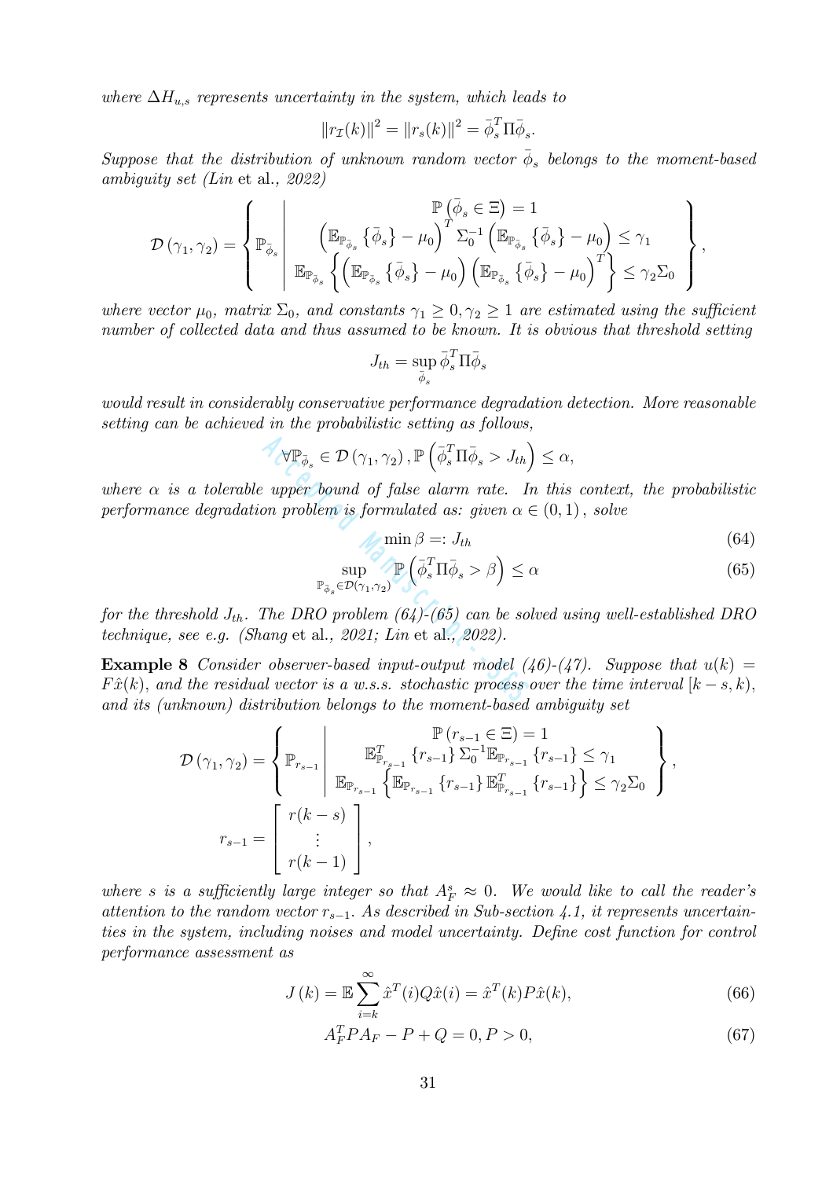*where $\Delta H_{u,s}$ represents uncertainty in the system, which leads to*

$$\|r_{\mathcal{I}}(k)\|^2 = \|r_s(k)\|^2 = \bar{\phi}_s^T \Pi \bar{\phi}_s.$$

*Suppose that the distribution of unknown random vector $\bar{\phi}_s$ belongs to the moment-based ambiguity set (Lin* et al.*, 2022)*

$$\mathcal{D}(\gamma_1, \gamma_2) = \left\{ \mathbb{P}_{\bar{\phi}_s} \left| \begin{array}{c} \mathbb{P}\left(\bar{\phi}_s \in \Xi\right) = 1 \\ \left(\mathbb{E}_{\mathbb{P}_{\bar{\phi}_s}}\left\{\bar{\phi}_s\right\} - \mu_0\right)^T \Sigma_0^{-1} \left(\mathbb{E}_{\mathbb{P}_{\bar{\phi}_s}}\left\{\bar{\phi}_s\right\} - \mu_0\right) \leq \gamma_1 \\ \mathbb{E}_{\mathbb{P}_{\bar{\phi}_s}}\left\{\left(\mathbb{E}_{\mathbb{P}_{\bar{\phi}_s}}\left\{\bar{\phi}_s\right\} - \mu_0\right)\left(\mathbb{E}_{\mathbb{P}_{\bar{\phi}_s}}\left\{\bar{\phi}_s\right\} - \mu_0\right)^T\right\} \leq \gamma_2 \Sigma_0 \end{array} \right. \right\},$$

*where vector $\mu_0$, matrix $\Sigma_0$, and constants $\gamma_1 \geq 0, \gamma_2 \geq 1$ are estimated using the sufficient number of collected data and thus assumed to be known. It is obvious that threshold setting*

$$J_{th} = \sup_{\bar{\phi}_s} \bar{\phi}_s^T \Pi \bar{\phi}_s$$

*would result in considerably conservative performance degradation detection. More reasonable setting can be achieved in the probabilistic setting as follows,*

$$\forall \mathbb{P}_{\bar{\phi}_s} \in \mathcal{D}(\gamma_1, \gamma_2), \mathbb{P}\left(\bar{\phi}_s^T \Pi \bar{\phi}_s > J_{th}\right) \leq \alpha,$$

*where $\alpha$ is a tolerable upper bound of false alarm rate. In this context, the probabilistic performance degradation problem is formulated as: given $\alpha \in (0,1)$, solve*

$$\min \beta =: J_{th} \tag{64}$$

$$\sup_{\mathbb{P}_{\bar{\phi}_s} \in \mathcal{D}(\gamma_1, \gamma_2)} \mathbb{P}\left(\bar{\phi}_s^T \Pi \bar{\phi}_s > \beta\right) \leq \alpha \tag{65}$$

*for the threshold $J_{th}$. The DRO problem (64)-(65) can be solved using well-established DRO technique, see e.g. (Shang* et al.*, 2021; Lin* et al.*, 2022).*

**Example 8** *Consider observer-based input-output model (46)-(47). Suppose that $u(k) = F\hat{x}(k)$, and the residual vector is a w.s.s. stochastic process over the time interval $[k-s, k)$, and its (unknown) distribution belongs to the moment-based ambiguity set*

$$\mathcal{D}(\gamma_1, \gamma_2) = \left\{ \mathbb{P}_{r_{s-1}} \left| \begin{array}{c} \mathbb{P}\left(r_{s-1} \in \Xi\right) = 1 \\ \mathbb{E}^T_{\mathbb{P}_{r_{s-1}}}\left\{r_{s-1}\right\} \Sigma_0^{-1} \mathbb{E}_{\mathbb{P}_{r_{s-1}}}\left\{r_{s-1}\right\} \leq \gamma_1 \\ \mathbb{E}_{\mathbb{P}_{r_{s-1}}}\left\{\mathbb{E}_{\mathbb{P}_{r_{s-1}}}\left\{r_{s-1}\right\} \mathbb{E}^T_{\mathbb{P}_{r_{s-1}}}\left\{r_{s-1}\right\}\right\} \leq \gamma_2 \Sigma_0 \end{array} \right. \right\},$$

$$r_{s-1} = \begin{bmatrix} r(k-s) \\ \vdots \\ r(k-1) \end{bmatrix},$$

*where $s$ is a sufficiently large integer so that $A_F^s \approx 0$. We would like to call the reader's attention to the random vector $r_{s-1}$. As described in Sub-section 4.1, it represents uncertainties in the system, including noises and model uncertainty. Define cost function for control performance assessment as*

$$J(k) = \mathbb{E} \sum_{i=k}^{\infty} \hat{x}^T(i) Q \hat{x}(i) = \hat{x}^T(k) P \hat{x}(k), \tag{66}$$

$$A_F^T P A_F - P + Q = 0, P > 0, \tag{67}$$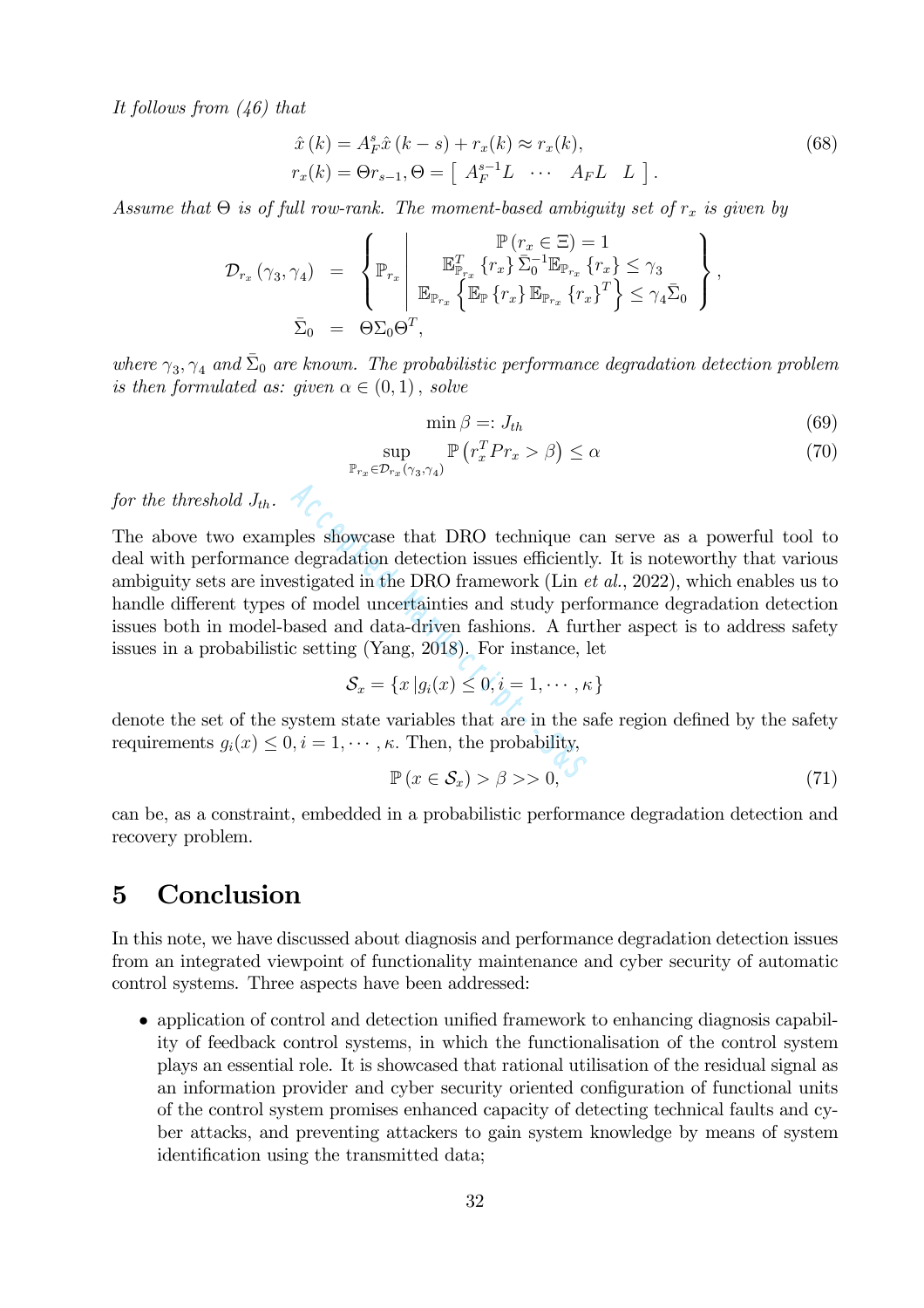*It follows from (46) that*

$$
\begin{aligned}
\hat{x}(k) &= A_F^s \hat{x}(k-s) + r_x(k) \approx r_x(k), \\
r_x(k) &= \Theta r_{s-1}, \Theta = \left[\begin{array}{cccc} A_F^{s-1} L & \cdots & A_F L & L \end{array}\right].
\end{aligned} \tag{68}
$$

*Assume that $\Theta$ is of full row-rank. The moment-based ambiguity set of $r_x$ is given by*

$$
\begin{aligned}
\mathcal{D}_{r_x}(\gamma_3, \gamma_4) &= \left\{ \mathbb{P}_{r_x} \left| \begin{array}{c} \mathbb{P}(r_x \in \Xi) = 1 \\ \mathbb{E}_{\mathbb{P}_{r_x}}^T \{r_x\} \bar{\Sigma}_0^{-1} \mathbb{E}_{\mathbb{P}_{r_x}} \{r_x\} \leq \gamma_3 \\ \mathbb{E}_{\mathbb{P}_{r_x}} \left\{ \mathbb{E}_{\mathbb{P}} \{r_x\} \mathbb{E}_{\mathbb{P}_{r_x}} \{r_x\}^T \right\} \leq \gamma_4 \bar{\Sigma}_0 \end{array} \right. \right\}, \\
\bar{\Sigma}_0 &= \Theta \Sigma_0 \Theta^T,
\end{aligned}
$$

*where $\gamma_3, \gamma_4$ and $\bar{\Sigma}_0$ are known. The probabilistic performance degradation detection problem is then formulated as: given $\alpha \in (0,1)$, solve*

$$
\min \beta =: J_{th} \tag{69}
$$

$$
\sup_{\mathbb{P}_{r_x} \in \mathcal{D}_{r_x}(\gamma_3, \gamma_4)} \mathbb{P}\left(r_x^T P r_x > \beta\right) \leq \alpha \tag{70}
$$

*for the threshold $J_{th}$.*

The above two examples showcase that DRO technique can serve as a powerful tool to deal with performance degradation detection issues efficiently. It is noteworthy that various ambiguity sets are investigated in the DRO framework (Lin *et al.*, 2022), which enables us to handle different types of model uncertainties and study performance degradation detection issues both in model-based and data-driven fashions. A further aspect is to address safety issues in a probabilistic setting (Yang, 2018). For instance, let

$$
\mathcal{S}_x = \{x \,|g_i(x) \leq 0, i = 1, \cdots, \kappa\}
$$

denote the set of the system state variables that are in the safe region defined by the safety requirements $g_i(x) \leq 0, i = 1, \cdots, \kappa$. Then, the probability,

$$
\mathbb{P}(x \in \mathcal{S}_x) > \beta >> 0, \tag{71}
$$

can be, as a constraint, embedded in a probabilistic performance degradation detection and recovery problem.

## 5 Conclusion

In this note, we have discussed about diagnosis and performance degradation detection issues from an integrated viewpoint of functionality maintenance and cyber security of automatic control systems. Three aspects have been addressed:

- application of control and detection unified framework to enhancing diagnosis capability of feedback control systems, in which the functionalisation of the control system plays an essential role. It is showcased that rational utilisation of the residual signal as an information provider and cyber security oriented configuration of functional units of the control system promises enhanced capacity of detecting technical faults and cyber attacks, and preventing attackers to gain system knowledge by means of system identification using the transmitted data;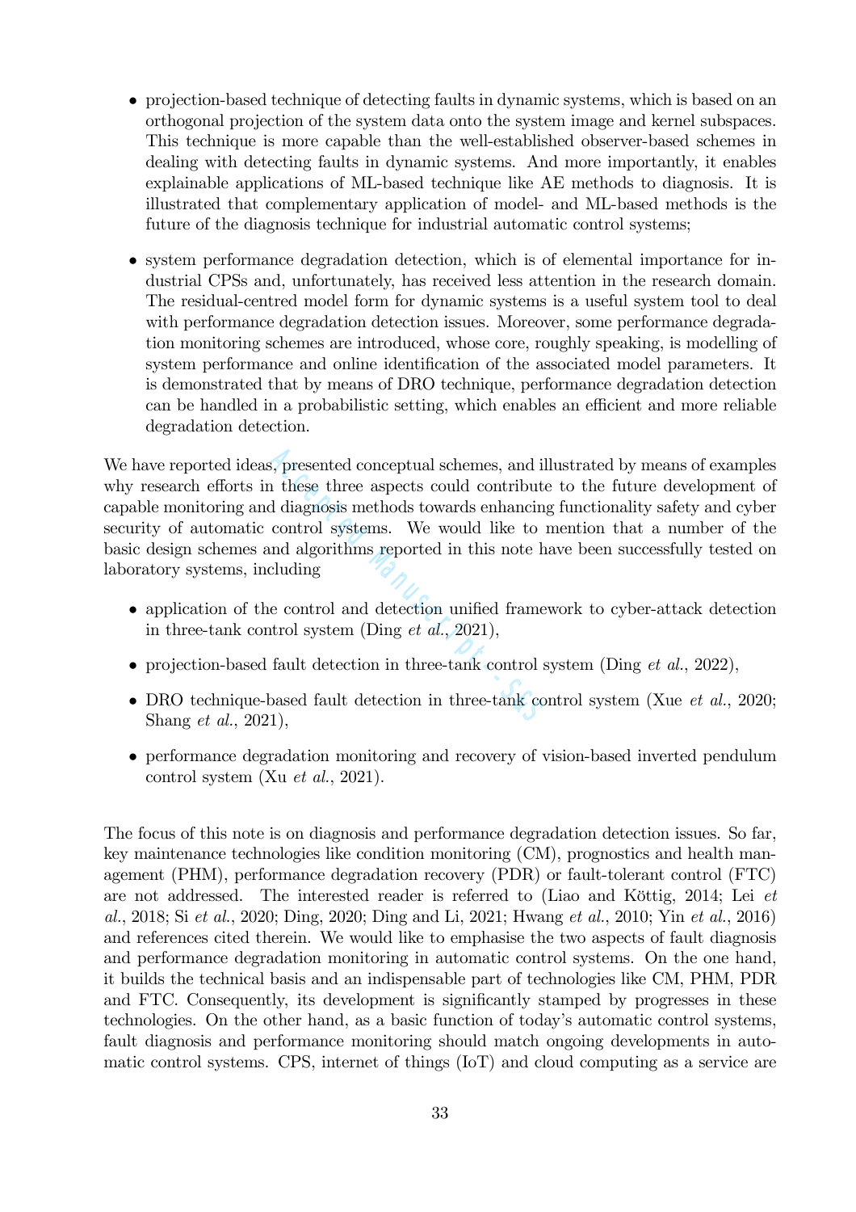- projection-based technique of detecting faults in dynamic systems, which is based on an orthogonal projection of the system data onto the system image and kernel subspaces. This technique is more capable than the well-established observer-based schemes in dealing with detecting faults in dynamic systems. And more importantly, it enables explainable applications of ML-based technique like AE methods to diagnosis. It is illustrated that complementary application of model- and ML-based methods is the future of the diagnosis technique for industrial automatic control systems;

- system performance degradation detection, which is of elemental importance for industrial CPSs and, unfortunately, has received less attention in the research domain. The residual-centred model form for dynamic systems is a useful system tool to deal with performance degradation detection issues. Moreover, some performance degradation monitoring schemes are introduced, whose core, roughly speaking, is modelling of system performance and online identification of the associated model parameters. It is demonstrated that by means of DRO technique, performance degradation detection can be handled in a probabilistic setting, which enables an efficient and more reliable degradation detection.

We have reported ideas, presented conceptual schemes, and illustrated by means of examples why research efforts in these three aspects could contribute to the future development of capable monitoring and diagnosis methods towards enhancing functionality safety and cyber security of automatic control systems. We would like to mention that a number of the basic design schemes and algorithms reported in this note have been successfully tested on laboratory systems, including

- application of the control and detection unified framework to cyber-attack detection in three-tank control system (Ding *et al.*, 2021),

- projection-based fault detection in three-tank control system (Ding *et al.*, 2022),

- DRO technique-based fault detection in three-tank control system (Xue *et al.*, 2020; Shang *et al.*, 2021),

- performance degradation monitoring and recovery of vision-based inverted pendulum control system (Xu *et al.*, 2021).

The focus of this note is on diagnosis and performance degradation detection issues. So far, key maintenance technologies like condition monitoring (CM), prognostics and health management (PHM), performance degradation recovery (PDR) or fault-tolerant control (FTC) are not addressed. The interested reader is referred to (Liao and Köttig, 2014; Lei *et al.*, 2018; Si *et al.*, 2020; Ding, 2020; Ding and Li, 2021; Hwang *et al.*, 2010; Yin *et al.*, 2016) and references cited therein. We would like to emphasise the two aspects of fault diagnosis and performance degradation monitoring in automatic control systems. On the one hand, it builds the technical basis and an indispensable part of technologies like CM, PHM, PDR and FTC. Consequently, its development is significantly stamped by progresses in these technologies. On the other hand, as a basic function of today's automatic control systems, fault diagnosis and performance monitoring should match ongoing developments in automatic control systems. CPS, internet of things (IoT) and cloud computing as a service are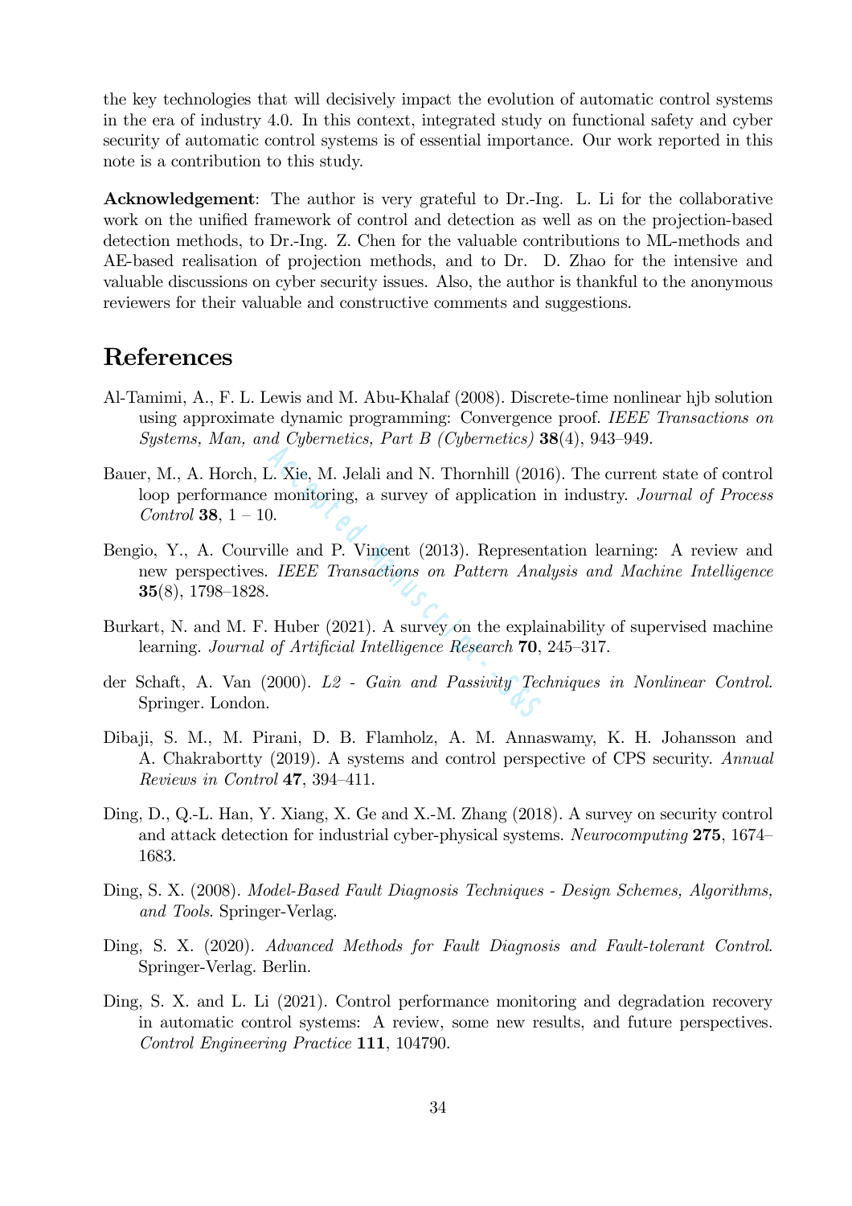the key technologies that will decisively impact the evolution of automatic control systems in the era of industry 4.0. In this context, integrated study on functional safety and cyber security of automatic control systems is of essential importance. Our work reported in this note is a contribution to this study.

**Acknowledgement**: The author is very grateful to Dr.-Ing. L. Li for the collaborative work on the unified framework of control and detection as well as on the projection-based detection methods, to Dr.-Ing. Z. Chen for the valuable contributions to ML-methods and AE-based realisation of projection methods, and to Dr. D. Zhao for the intensive and valuable discussions on cyber security issues. Also, the author is thankful to the anonymous reviewers for their valuable and constructive comments and suggestions.

# References

Al-Tamimi, A., F. L. Lewis and M. Abu-Khalaf (2008). Discrete-time nonlinear hjb solution using approximate dynamic programming: Convergence proof. *IEEE Transactions on Systems, Man, and Cybernetics, Part B (Cybernetics)* **38**(4), 943–949.

Bauer, M., A. Horch, L. Xie, M. Jelali and N. Thornhill (2016). The current state of control loop performance monitoring, a survey of application in industry. *Journal of Process Control* **38**, 1 – 10.

Bengio, Y., A. Courville and P. Vincent (2013). Representation learning: A review and new perspectives. *IEEE Transactions on Pattern Analysis and Machine Intelligence* **35**(8), 1798–1828.

Burkart, N. and M. F. Huber (2021). A survey on the explainability of supervised machine learning. *Journal of Artificial Intelligence Research* **70**, 245–317.

der Schaft, A. Van (2000). *L2 - Gain and Passivity Techniques in Nonlinear Control*. Springer. London.

Dibaji, S. M., M. Pirani, D. B. Flamholz, A. M. Annaswamy, K. H. Johansson and A. Chakrabortty (2019). A systems and control perspective of CPS security. *Annual Reviews in Control* **47**, 394–411.

Ding, D., Q.-L. Han, Y. Xiang, X. Ge and X.-M. Zhang (2018). A survey on security control and attack detection for industrial cyber-physical systems. *Neurocomputing* **275**, 1674–1683.

Ding, S. X. (2008). *Model-Based Fault Diagnosis Techniques - Design Schemes, Algorithms, and Tools*. Springer-Verlag.

Ding, S. X. (2020). *Advanced Methods for Fault Diagnosis and Fault-tolerant Control*. Springer-Verlag. Berlin.

Ding, S. X. and L. Li (2021). Control performance monitoring and degradation recovery in automatic control systems: A review, some new results, and future perspectives. *Control Engineering Practice* **111**, 104790.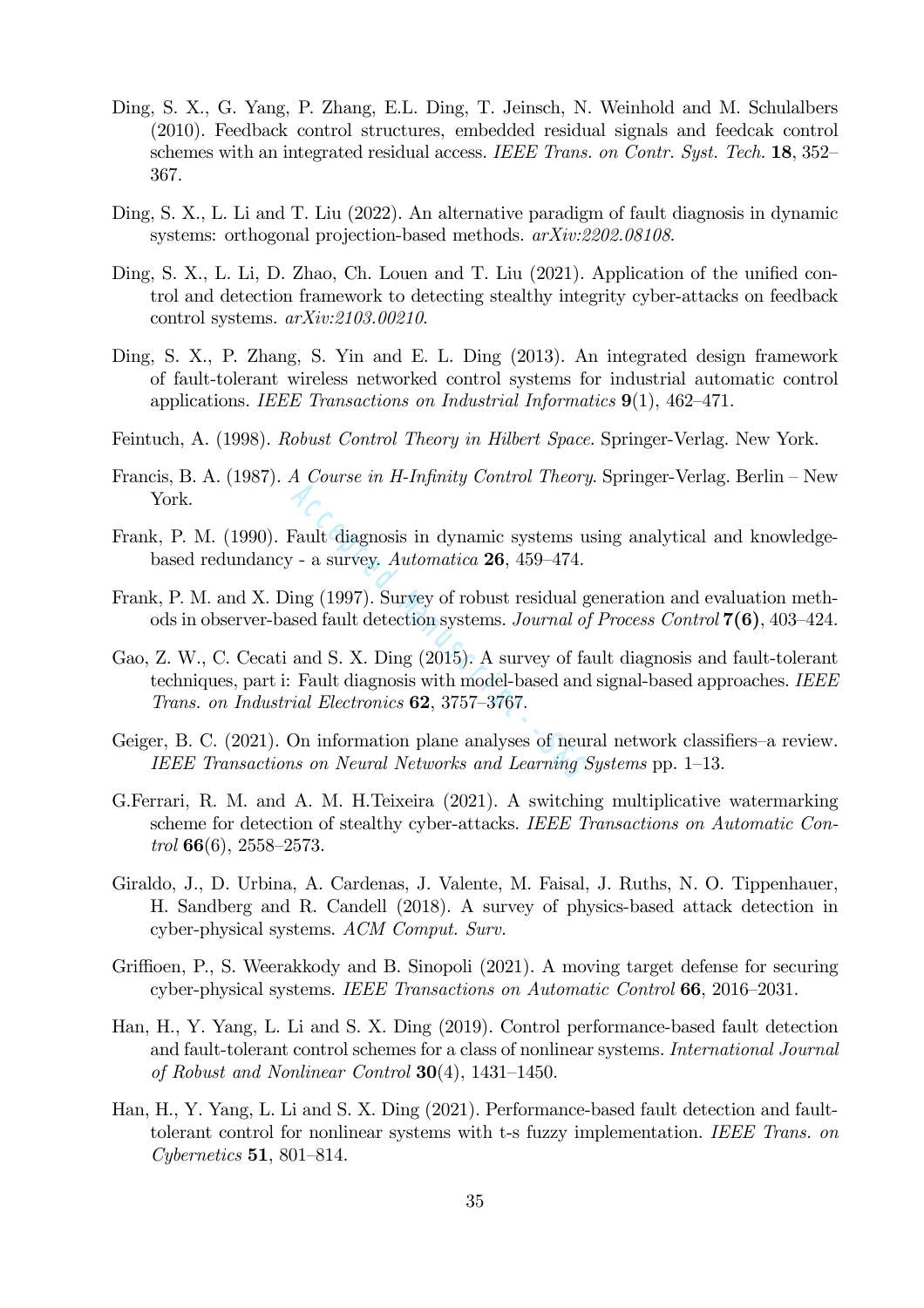Ding, S. X., G. Yang, P. Zhang, E.L. Ding, T. Jeinsch, N. Weinhold and M. Schulalbers (2010). Feedback control structures, embedded residual signals and feedcak control schemes with an integrated residual access. *IEEE Trans. on Contr. Syst. Tech.* **18**, 352–367.

Ding, S. X., L. Li and T. Liu (2022). An alternative paradigm of fault diagnosis in dynamic systems: orthogonal projection-based methods. *arXiv:2202.08108*.

Ding, S. X., L. Li, D. Zhao, Ch. Louen and T. Liu (2021). Application of the unified control and detection framework to detecting stealthy integrity cyber-attacks on feedback control systems. *arXiv:2103.00210*.

Ding, S. X., P. Zhang, S. Yin and E. L. Ding (2013). An integrated design framework of fault-tolerant wireless networked control systems for industrial automatic control applications. *IEEE Transactions on Industrial Informatics* **9**(1), 462–471.

Feintuch, A. (1998). *Robust Control Theory in Hilbert Space*. Springer-Verlag. New York.

Francis, B. A. (1987). *A Course in H-Infinity Control Theory*. Springer-Verlag. Berlin – New York.

Frank, P. M. (1990). Fault diagnosis in dynamic systems using analytical and knowledge-based redundancy - a survey. *Automatica* **26**, 459–474.

Frank, P. M. and X. Ding (1997). Survey of robust residual generation and evaluation methods in observer-based fault detection systems. *Journal of Process Control* **7(6)**, 403–424.

Gao, Z. W., C. Cecati and S. X. Ding (2015). A survey of fault diagnosis and fault-tolerant techniques, part i: Fault diagnosis with model-based and signal-based approaches. *IEEE Trans. on Industrial Electronics* **62**, 3757–3767.

Geiger, B. C. (2021). On information plane analyses of neural network classifiers–a review. *IEEE Transactions on Neural Networks and Learning Systems* pp. 1–13.

G.Ferrari, R. M. and A. M. H.Teixeira (2021). A switching multiplicative watermarking scheme for detection of stealthy cyber-attacks. *IEEE Transactions on Automatic Control* **66**(6), 2558–2573.

Giraldo, J., D. Urbina, A. Cardenas, J. Valente, M. Faisal, J. Ruths, N. O. Tippenhauer, H. Sandberg and R. Candell (2018). A survey of physics-based attack detection in cyber-physical systems. *ACM Comput. Surv.*

Griffioen, P., S. Weerakkody and B. Sinopoli (2021). A moving target defense for securing cyber-physical systems. *IEEE Transactions on Automatic Control* **66**, 2016–2031.

Han, H., Y. Yang, L. Li and S. X. Ding (2019). Control performance-based fault detection and fault-tolerant control schemes for a class of nonlinear systems. *International Journal of Robust and Nonlinear Control* **30**(4), 1431–1450.

Han, H., Y. Yang, L. Li and S. X. Ding (2021). Performance-based fault detection and fault-tolerant control for nonlinear systems with t-s fuzzy implementation. *IEEE Trans. on Cybernetics* **51**, 801–814.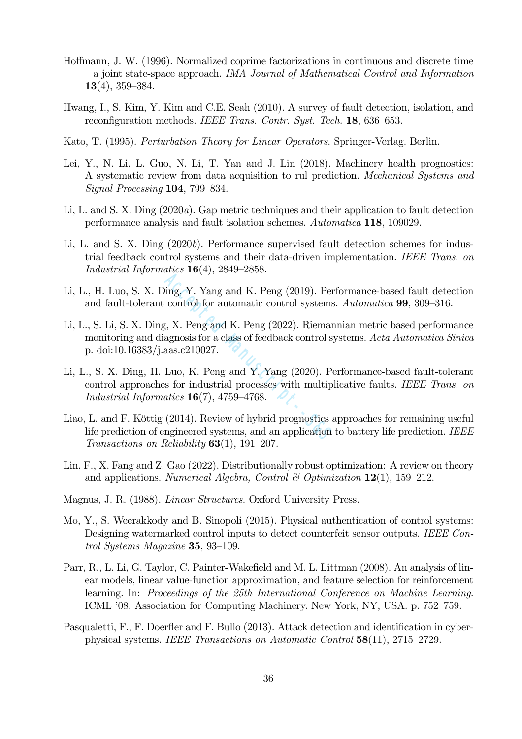Hoffmann, J. W. (1996). Normalized coprime factorizations in continuous and discrete time – a joint state-space approach. *IMA Journal of Mathematical Control and Information* **13**(4), 359–384.

Hwang, I., S. Kim, Y. Kim and C.E. Seah (2010). A survey of fault detection, isolation, and reconfiguration methods. *IEEE Trans. Contr. Syst. Tech.* **18**, 636–653.

Kato, T. (1995). *Perturbation Theory for Linear Operators*. Springer-Verlag. Berlin.

Lei, Y., N. Li, L. Guo, N. Li, T. Yan and J. Lin (2018). Machinery health prognostics: A systematic review from data acquisition to rul prediction. *Mechanical Systems and Signal Processing* **104**, 799–834.

Li, L. and S. X. Ding (2020*a*). Gap metric techniques and their application to fault detection performance analysis and fault isolation schemes. *Automatica* **118**, 109029.

Li, L. and S. X. Ding (2020*b*). Performance supervised fault detection schemes for industrial feedback control systems and their data-driven implementation. *IEEE Trans. on Industrial Informatics* **16**(4), 2849–2858.

Li, L., H. Luo, S. X. Ding, Y. Yang and K. Peng (2019). Performance-based fault detection and fault-tolerant control for automatic control systems. *Automatica* **99**, 309–316.

Li, L., S. Li, S. X. Ding, X. Peng and K. Peng (2022). Riemannian metric based performance monitoring and diagnosis for a class of feedback control systems. *Acta Automatica Sinica* p. doi:10.16383/j.aas.c210027.

Li, L., S. X. Ding, H. Luo, K. Peng and Y. Yang (2020). Performance-based fault-tolerant control approaches for industrial processes with multiplicative faults. *IEEE Trans. on Industrial Informatics* **16**(7), 4759–4768.

Liao, L. and F. Köttig (2014). Review of hybrid prognostics approaches for remaining useful life prediction of engineered systems, and an application to battery life prediction. *IEEE Transactions on Reliability* **63**(1), 191–207.

Lin, F., X. Fang and Z. Gao (2022). Distributionally robust optimization: A review on theory and applications. *Numerical Algebra, Control & Optimization* **12**(1), 159–212.

Magnus, J. R. (1988). *Linear Structures*. Oxford University Press.

Mo, Y., S. Weerakkody and B. Sinopoli (2015). Physical authentication of control systems: Designing watermarked control inputs to detect counterfeit sensor outputs. *IEEE Control Systems Magazine* **35**, 93–109.

Parr, R., L. Li, G. Taylor, C. Painter-Wakefield and M. L. Littman (2008). An analysis of linear models, linear value-function approximation, and feature selection for reinforcement learning. In: *Proceedings of the 25th International Conference on Machine Learning*. ICML '08. Association for Computing Machinery. New York, NY, USA. p. 752–759.

Pasqualetti, F., F. Doerfler and F. Bullo (2013). Attack detection and identification in cyber-physical systems. *IEEE Transactions on Automatic Control* **58**(11), 2715–2729.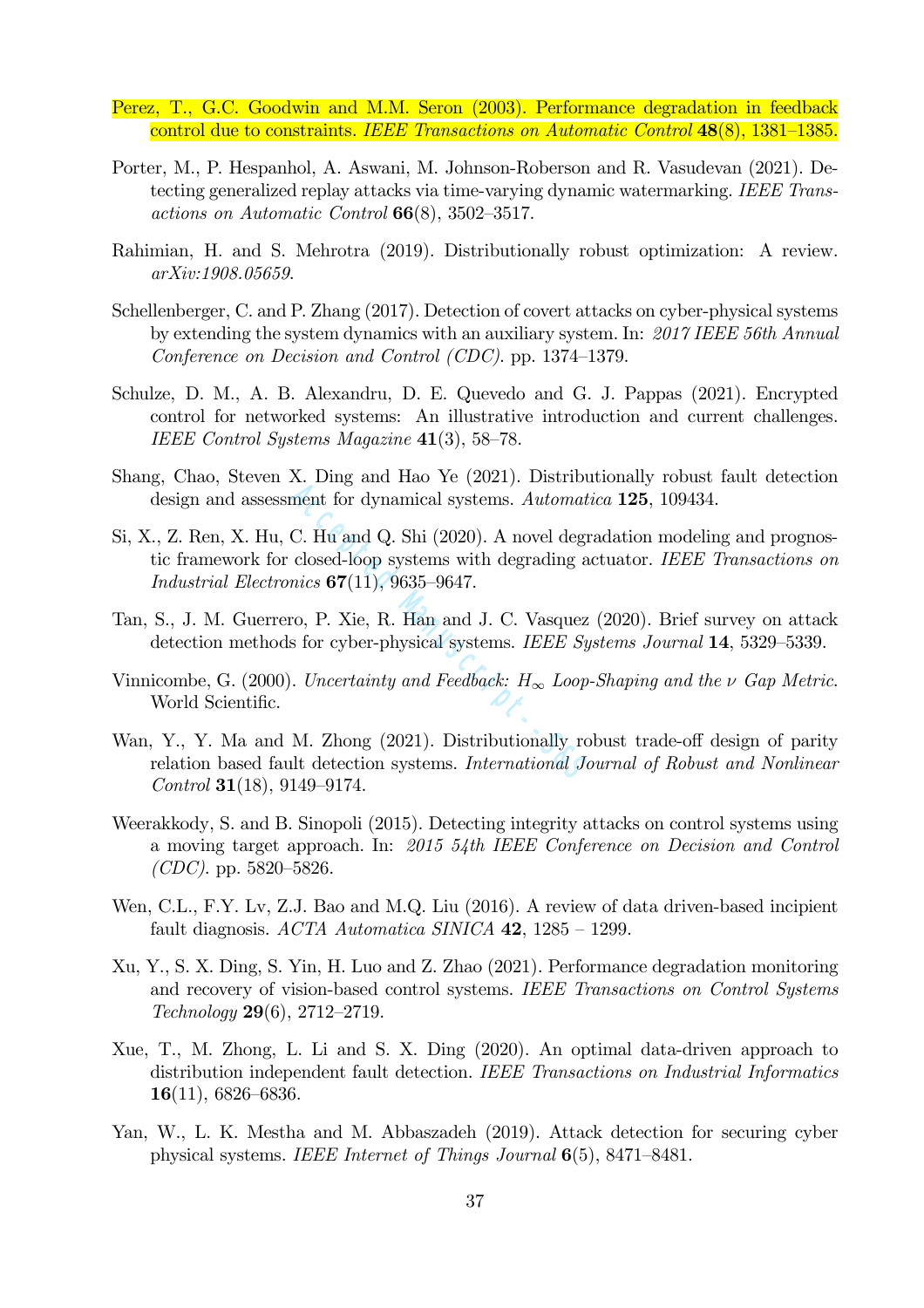Perez, T., G.C. Goodwin and M.M. Seron (2003). Performance degradation in feedback control due to constraints. *IEEE Transactions on Automatic Control* **48**(8), 1381–1385.

Porter, M., P. Hespanhol, A. Aswani, M. Johnson-Roberson and R. Vasudevan (2021). Detecting generalized replay attacks via time-varying dynamic watermarking. *IEEE Transactions on Automatic Control* **66**(8), 3502–3517.

Rahimian, H. and S. Mehrotra (2019). Distributionally robust optimization: A review. *arXiv:1908.05659*.

Schellenberger, C. and P. Zhang (2017). Detection of covert attacks on cyber-physical systems by extending the system dynamics with an auxiliary system. In: *2017 IEEE 56th Annual Conference on Decision and Control (CDC)*. pp. 1374–1379.

Schulze, D. M., A. B. Alexandru, D. E. Quevedo and G. J. Pappas (2021). Encrypted control for networked systems: An illustrative introduction and current challenges. *IEEE Control Systems Magazine* **41**(3), 58–78.

Shang, Chao, Steven X. Ding and Hao Ye (2021). Distributionally robust fault detection design and assessment for dynamical systems. *Automatica* **125**, 109434.

Si, X., Z. Ren, X. Hu, C. Hu and Q. Shi (2020). A novel degradation modeling and prognostic framework for closed-loop systems with degrading actuator. *IEEE Transactions on Industrial Electronics* **67**(11), 9635–9647.

Tan, S., J. M. Guerrero, P. Xie, R. Han and J. C. Vasquez (2020). Brief survey on attack detection methods for cyber-physical systems. *IEEE Systems Journal* **14**, 5329–5339.

Vinnicombe, G. (2000). *Uncertainty and Feedback: $H_\infty$ Loop-Shaping and the $\nu$ Gap Metric*. World Scientific.

Wan, Y., Y. Ma and M. Zhong (2021). Distributionally robust trade-off design of parity relation based fault detection systems. *International Journal of Robust and Nonlinear Control* **31**(18), 9149–9174.

Weerakkody, S. and B. Sinopoli (2015). Detecting integrity attacks on control systems using a moving target approach. In: *2015 54th IEEE Conference on Decision and Control (CDC)*. pp. 5820–5826.

Wen, C.L., F.Y. Lv, Z.J. Bao and M.Q. Liu (2016). A review of data driven-based incipient fault diagnosis. *ACTA Automatica SINICA* **42**, 1285 – 1299.

Xu, Y., S. X. Ding, S. Yin, H. Luo and Z. Zhao (2021). Performance degradation monitoring and recovery of vision-based control systems. *IEEE Transactions on Control Systems Technology* **29**(6), 2712–2719.

Xue, T., M. Zhong, L. Li and S. X. Ding (2020). An optimal data-driven approach to distribution independent fault detection. *IEEE Transactions on Industrial Informatics* **16**(11), 6826–6836.

Yan, W., L. K. Mestha and M. Abbaszadeh (2019). Attack detection for securing cyber physical systems. *IEEE Internet of Things Journal* **6**(5), 8471–8481.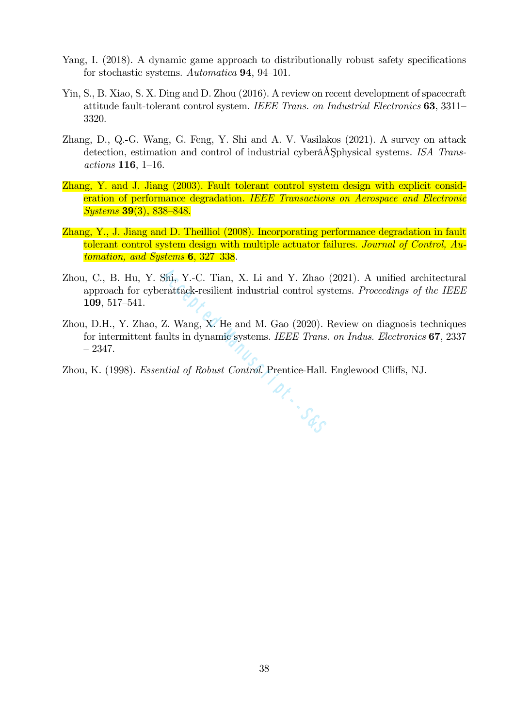Yang, I. (2018). A dynamic game approach to distributionally robust safety specifications for stochastic systems. *Automatica* **94**, 94–101.

Yin, S., B. Xiao, S. X. Ding and D. Zhou (2016). A review on recent development of spacecraft attitude fault-tolerant control system. *IEEE Trans. on Industrial Electronics* **63**, 3311–3320.

Zhang, D., Q.-G. Wang, G. Feng, Y. Shi and A. V. Vasilakos (2021). A survey on attack detection, estimation and control of industrial cyberâĂŞphysical systems. *ISA Transactions* **116**, 1–16.

Zhang, Y. and J. Jiang (2003). Fault tolerant control system design with explicit consideration of performance degradation. *IEEE Transactions on Aerospace and Electronic Systems* **39**(3), 838–848.

Zhang, Y., J. Jiang and D. Theilliol (2008). Incorporating performance degradation in fault tolerant control system design with multiple actuator failures. *Journal of Control, Automation, and Systems* **6**, 327–338.

Zhou, C., B. Hu, Y. Shi, Y.-C. Tian, X. Li and Y. Zhao (2021). A unified architectural approach for cyberattack-resilient industrial control systems. *Proceedings of the IEEE* **109**, 517–541.

Zhou, D.H., Y. Zhao, Z. Wang, X. He and M. Gao (2020). Review on diagnosis techniques for intermittent faults in dynamic systems. *IEEE Trans. on Indus. Electronics* **67**, 2337 – 2347.

Zhou, K. (1998). *Essential of Robust Control*. Prentice-Hall. Englewood Cliffs, NJ.